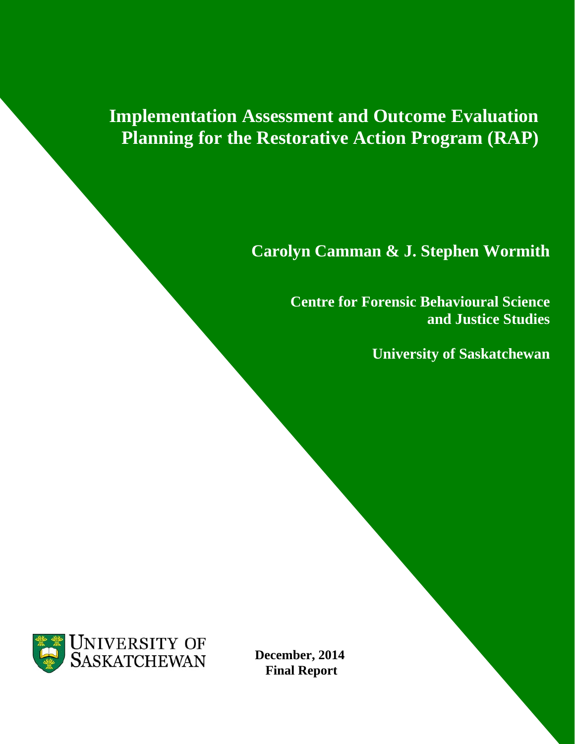# Implementation Assessment and Outcome Evaluation Planning for the Restorative Action Program (RAP)

**Carolyn Camman & J. Stephen Wormith**

**Centre for Forensic Behavioural Science and Justice Studies**

**University of Saskatchewan**

UNIVERSITY OF SASKATCHEWAN

**December, 2014**
**Final Report**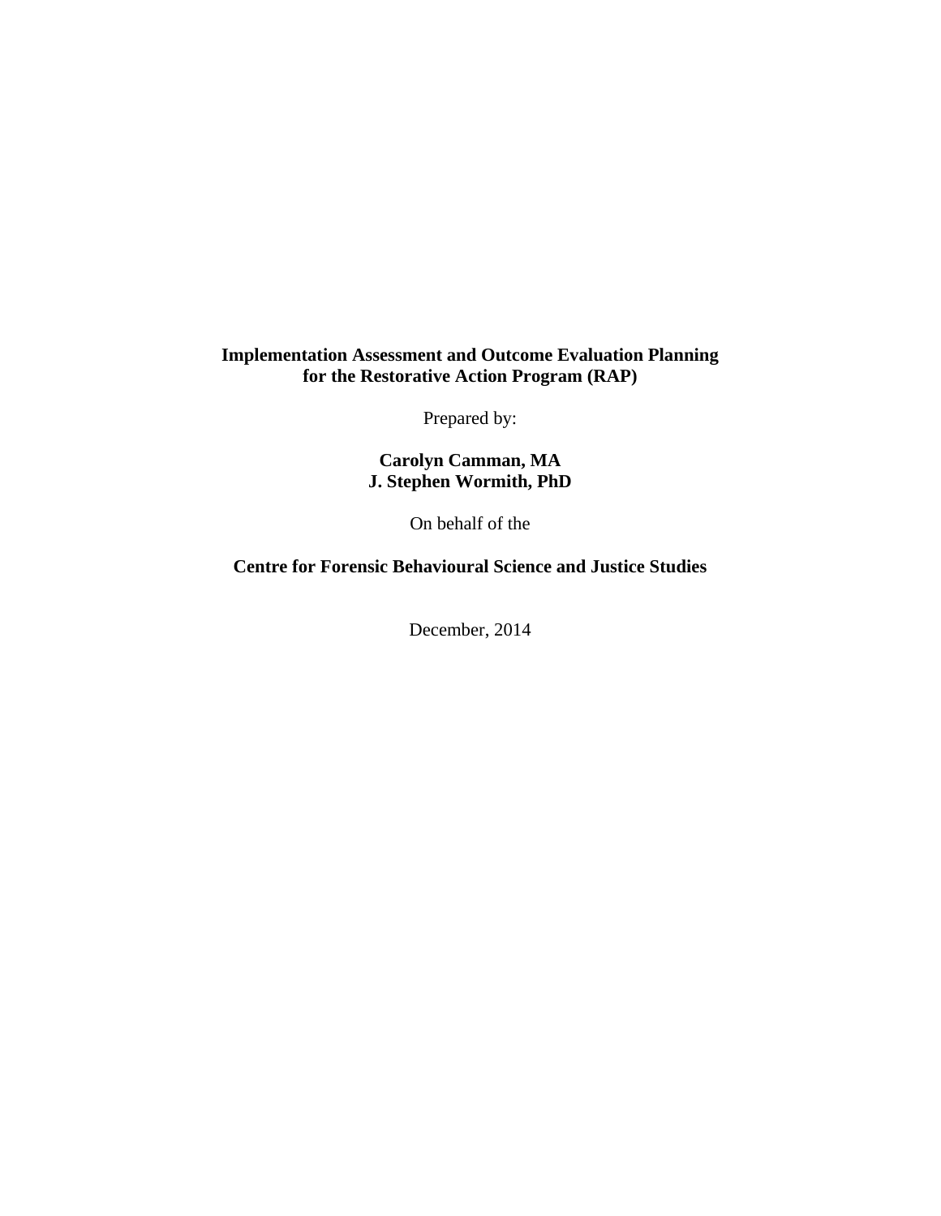**Implementation Assessment and Outcome Evaluation Planning for the Restorative Action Program (RAP)**

Prepared by:

**Carolyn Camman, MA**
**J. Stephen Wormith, PhD**

On behalf of the

**Centre for Forensic Behavioural Science and Justice Studies**

December, 2014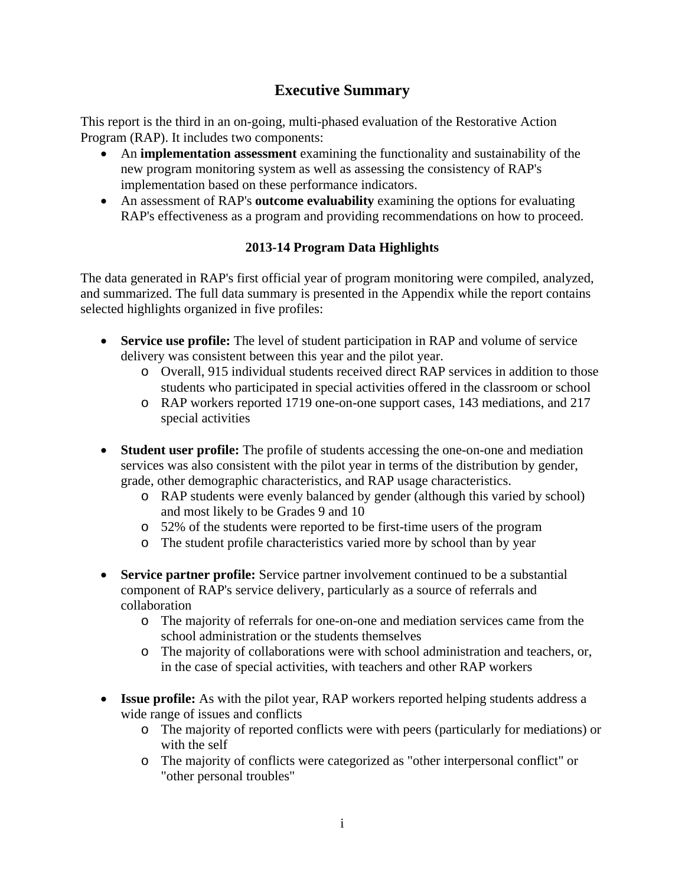# Executive Summary

This report is the third in an on-going, multi-phased evaluation of the Restorative Action Program (RAP). It includes two components:

- An **implementation assessment** examining the functionality and sustainability of the new program monitoring system as well as assessing the consistency of RAP's implementation based on these performance indicators.
- An assessment of RAP's **outcome evaluability** examining the options for evaluating RAP's effectiveness as a program and providing recommendations on how to proceed.

### 2013-14 Program Data Highlights

The data generated in RAP's first official year of program monitoring were compiled, analyzed, and summarized. The full data summary is presented in the Appendix while the report contains selected highlights organized in five profiles:

- **Service use profile:** The level of student participation in RAP and volume of service delivery was consistent between this year and the pilot year.
  - Overall, 915 individual students received direct RAP services in addition to those students who participated in special activities offered in the classroom or school
  - RAP workers reported 1719 one-on-one support cases, 143 mediations, and 217 special activities

- **Student user profile:** The profile of students accessing the one-on-one and mediation services was also consistent with the pilot year in terms of the distribution by gender, grade, other demographic characteristics, and RAP usage characteristics.
  - RAP students were evenly balanced by gender (although this varied by school) and most likely to be Grades 9 and 10
  - 52% of the students were reported to be first-time users of the program
  - The student profile characteristics varied more by school than by year

- **Service partner profile:** Service partner involvement continued to be a substantial component of RAP's service delivery, particularly as a source of referrals and collaboration
  - The majority of referrals for one-on-one and mediation services came from the school administration or the students themselves
  - The majority of collaborations were with school administration and teachers, or, in the case of special activities, with teachers and other RAP workers

- **Issue profile:** As with the pilot year, RAP workers reported helping students address a wide range of issues and conflicts
  - The majority of reported conflicts were with peers (particularly for mediations) or with the self
  - The majority of conflicts were categorized as "other interpersonal conflict" or "other personal troubles"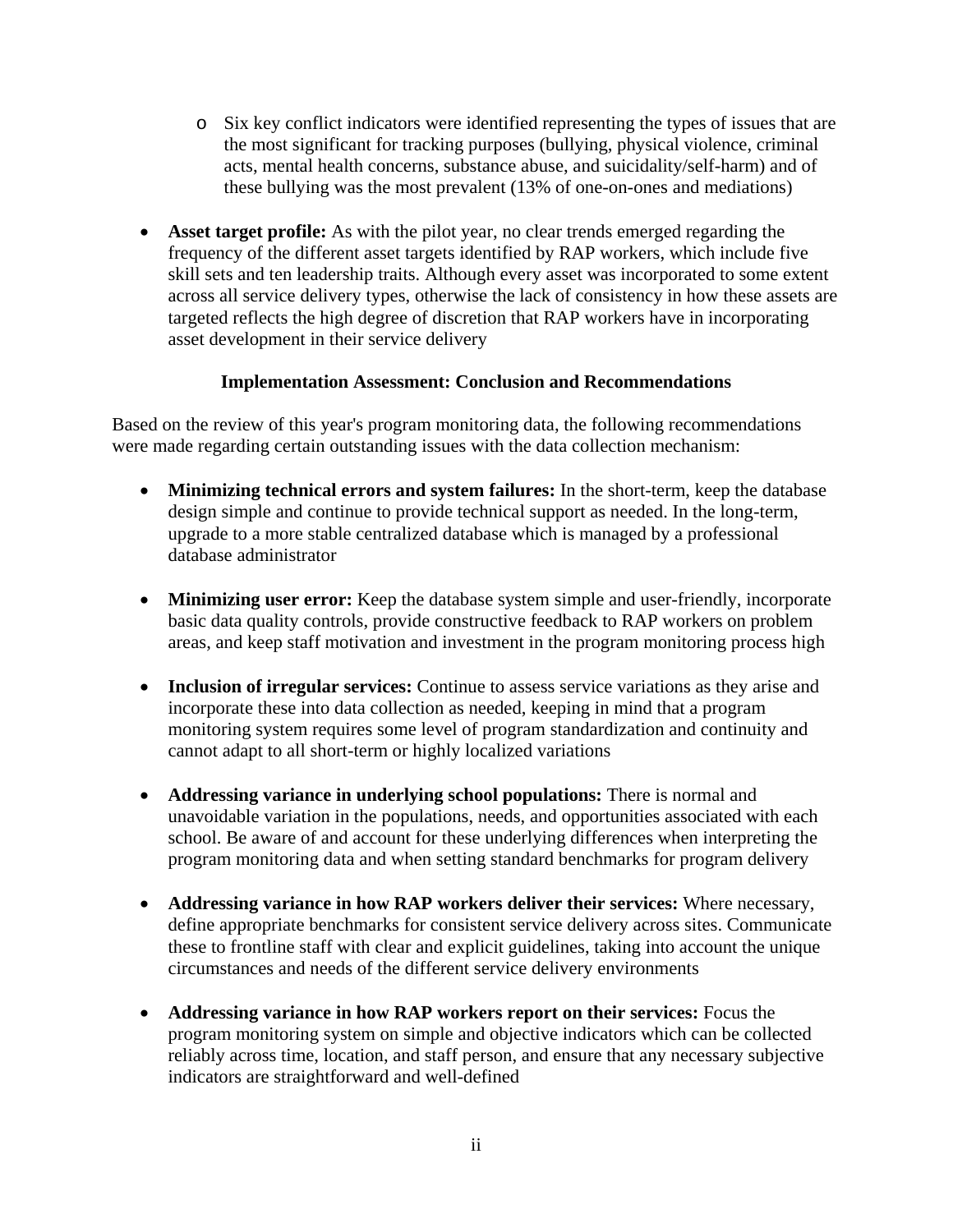- Six key conflict indicators were identified representing the types of issues that are the most significant for tracking purposes (bullying, physical violence, criminal acts, mental health concerns, substance abuse, and suicidality/self-harm) and of these bullying was the most prevalent (13% of one-on-ones and mediations)

- **Asset target profile:** As with the pilot year, no clear trends emerged regarding the frequency of the different asset targets identified by RAP workers, which include five skill sets and ten leadership traits. Although every asset was incorporated to some extent across all service delivery types, otherwise the lack of consistency in how these assets are targeted reflects the high degree of discretion that RAP workers have in incorporating asset development in their service delivery

### Implementation Assessment: Conclusion and Recommendations

Based on the review of this year's program monitoring data, the following recommendations were made regarding certain outstanding issues with the data collection mechanism:

- **Minimizing technical errors and system failures:** In the short-term, keep the database design simple and continue to provide technical support as needed. In the long-term, upgrade to a more stable centralized database which is managed by a professional database administrator

- **Minimizing user error:** Keep the database system simple and user-friendly, incorporate basic data quality controls, provide constructive feedback to RAP workers on problem areas, and keep staff motivation and investment in the program monitoring process high

- **Inclusion of irregular services:** Continue to assess service variations as they arise and incorporate these into data collection as needed, keeping in mind that a program monitoring system requires some level of program standardization and continuity and cannot adapt to all short-term or highly localized variations

- **Addressing variance in underlying school populations:** There is normal and unavoidable variation in the populations, needs, and opportunities associated with each school. Be aware of and account for these underlying differences when interpreting the program monitoring data and when setting standard benchmarks for program delivery

- **Addressing variance in how RAP workers deliver their services:** Where necessary, define appropriate benchmarks for consistent service delivery across sites. Communicate these to frontline staff with clear and explicit guidelines, taking into account the unique circumstances and needs of the different service delivery environments

- **Addressing variance in how RAP workers report on their services:** Focus the program monitoring system on simple and objective indicators which can be collected reliably across time, location, and staff person, and ensure that any necessary subjective indicators are straightforward and well-defined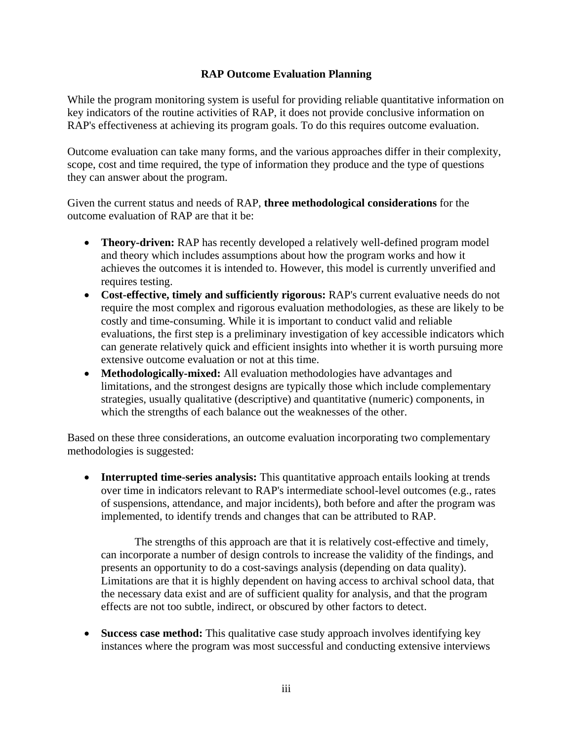## RAP Outcome Evaluation Planning

While the program monitoring system is useful for providing reliable quantitative information on key indicators of the routine activities of RAP, it does not provide conclusive information on RAP's effectiveness at achieving its program goals. To do this requires outcome evaluation.

Outcome evaluation can take many forms, and the various approaches differ in their complexity, scope, cost and time required, the type of information they produce and the type of questions they can answer about the program.

Given the current status and needs of RAP, **three methodological considerations** for the outcome evaluation of RAP are that it be:

- **Theory-driven:** RAP has recently developed a relatively well-defined program model and theory which includes assumptions about how the program works and how it achieves the outcomes it is intended to. However, this model is currently unverified and requires testing.
- **Cost-effective, timely and sufficiently rigorous:** RAP's current evaluative needs do not require the most complex and rigorous evaluation methodologies, as these are likely to be costly and time-consuming. While it is important to conduct valid and reliable evaluations, the first step is a preliminary investigation of key accessible indicators which can generate relatively quick and efficient insights into whether it is worth pursuing more extensive outcome evaluation or not at this time.
- **Methodologically-mixed:** All evaluation methodologies have advantages and limitations, and the strongest designs are typically those which include complementary strategies, usually qualitative (descriptive) and quantitative (numeric) components, in which the strengths of each balance out the weaknesses of the other.

Based on these three considerations, an outcome evaluation incorporating two complementary methodologies is suggested:

- **Interrupted time-series analysis:** This quantitative approach entails looking at trends over time in indicators relevant to RAP's intermediate school-level outcomes (e.g., rates of suspensions, attendance, and major incidents), both before and after the program was implemented, to identify trends and changes that can be attributed to RAP.

  The strengths of this approach are that it is relatively cost-effective and timely, can incorporate a number of design controls to increase the validity of the findings, and presents an opportunity to do a cost-savings analysis (depending on data quality). Limitations are that it is highly dependent on having access to archival school data, that the necessary data exist and are of sufficient quality for analysis, and that the program effects are not too subtle, indirect, or obscured by other factors to detect.

- **Success case method:** This qualitative case study approach involves identifying key instances where the program was most successful and conducting extensive interviews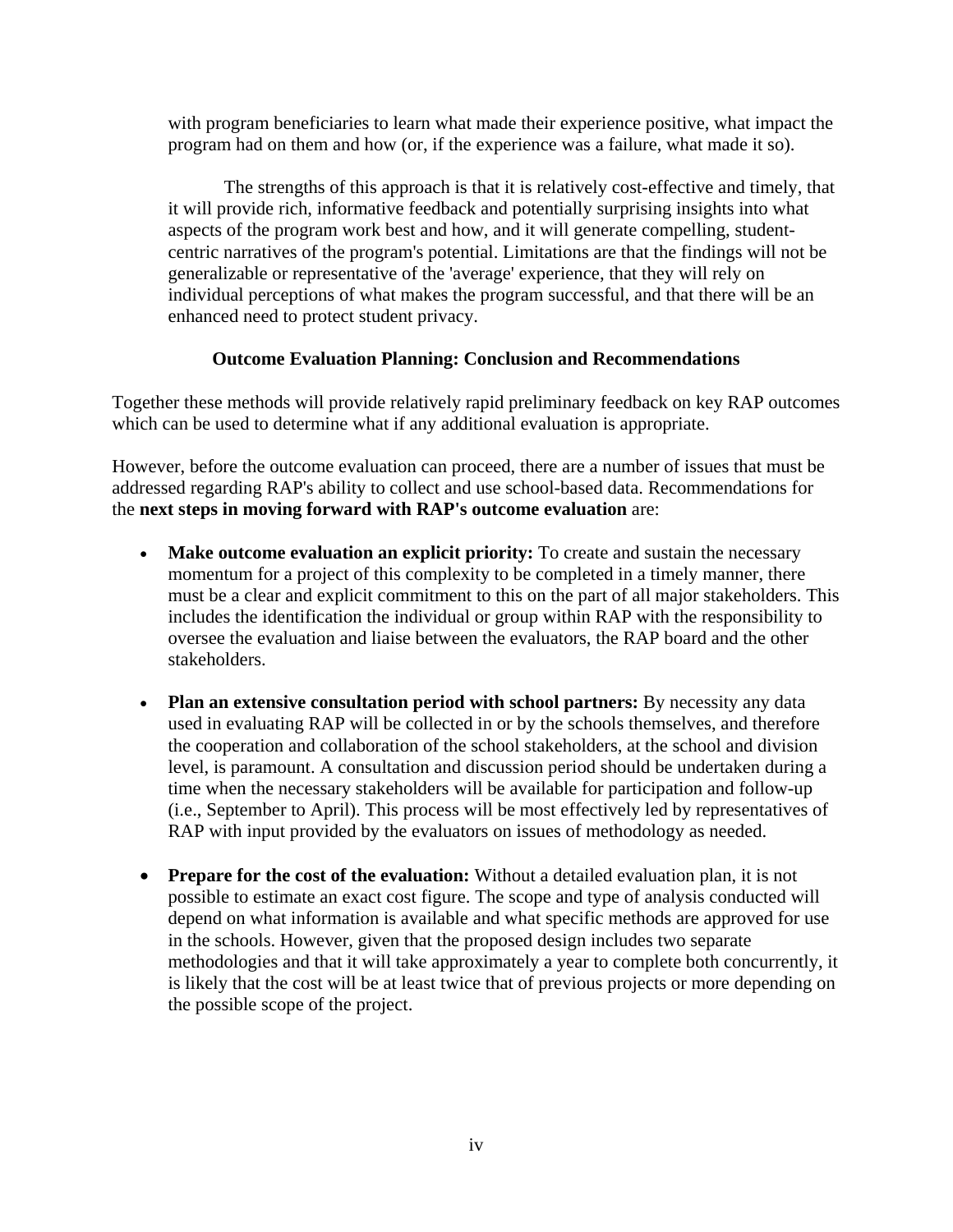with program beneficiaries to learn what made their experience positive, what impact the program had on them and how (or, if the experience was a failure, what made it so).

The strengths of this approach is that it is relatively cost-effective and timely, that it will provide rich, informative feedback and potentially surprising insights into what aspects of the program work best and how, and it will generate compelling, student-centric narratives of the program's potential. Limitations are that the findings will not be generalizable or representative of the 'average' experience, that they will rely on individual perceptions of what makes the program successful, and that there will be an enhanced need to protect student privacy.

### Outcome Evaluation Planning: Conclusion and Recommendations

Together these methods will provide relatively rapid preliminary feedback on key RAP outcomes which can be used to determine what if any additional evaluation is appropriate.

However, before the outcome evaluation can proceed, there are a number of issues that must be addressed regarding RAP's ability to collect and use school-based data. Recommendations for the **next steps in moving forward with RAP's outcome evaluation** are:

- **Make outcome evaluation an explicit priority:** To create and sustain the necessary momentum for a project of this complexity to be completed in a timely manner, there must be a clear and explicit commitment to this on the part of all major stakeholders. This includes the identification the individual or group within RAP with the responsibility to oversee the evaluation and liaise between the evaluators, the RAP board and the other stakeholders.

- **Plan an extensive consultation period with school partners:** By necessity any data used in evaluating RAP will be collected in or by the schools themselves, and therefore the cooperation and collaboration of the school stakeholders, at the school and division level, is paramount. A consultation and discussion period should be undertaken during a time when the necessary stakeholders will be available for participation and follow-up (i.e., September to April). This process will be most effectively led by representatives of RAP with input provided by the evaluators on issues of methodology as needed.

- **Prepare for the cost of the evaluation:** Without a detailed evaluation plan, it is not possible to estimate an exact cost figure. The scope and type of analysis conducted will depend on what information is available and what specific methods are approved for use in the schools. However, given that the proposed design includes two separate methodologies and that it will take approximately a year to complete both concurrently, it is likely that the cost will be at least twice that of previous projects or more depending on the possible scope of the project.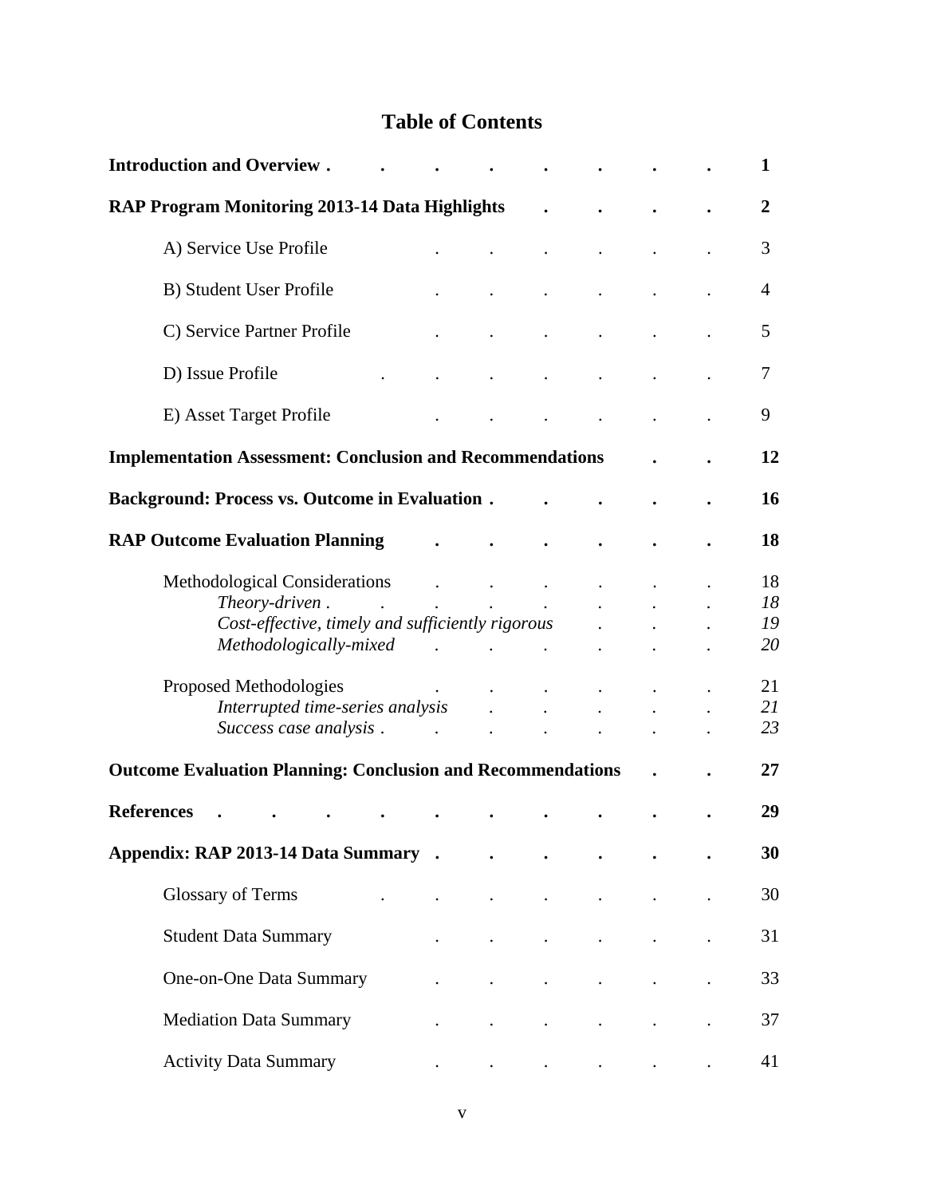# Table of Contents

**Introduction and Overview** . . . . . . . . . **1**

**RAP Program Monitoring 2013-14 Data Highlights** . . . . . **2**

- A) Service Use Profile . . . . . . . 3
- B) Student User Profile . . . . . . . 4
- C) Service Partner Profile . . . . . . . 5
- D) Issue Profile . . . . . . . . 7
- E) Asset Target Profile . . . . . . . 9

**Implementation Assessment: Conclusion and Recommendations** . . **12**

**Background: Process vs. Outcome in Evaluation** . . . . . . **16**

**RAP Outcome Evaluation Planning** . . . . . . . **18**

- Methodological Considerations . . . . . . . 18
  - *Theory-driven* . . . . . . . . *18*
  - *Cost-effective, timely and sufficiently rigorous* . . . *19*
  - *Methodologically-mixed* . . . . . . . *20*
- Proposed Methodologies . . . . . . . 21
  - *Interrupted time-series analysis* . . . . . . *21*
  - *Success case analysis* . . . . . . . *23*

**Outcome Evaluation Planning: Conclusion and Recommendations** . . **27**

**References** . . . . . . . . . . **29**

**Appendix: RAP 2013-14 Data Summary** . . . . . . **30**

- Glossary of Terms . . . . . . . . 30
- Student Data Summary . . . . . . . 31
- One-on-One Data Summary . . . . . . . 33
- Mediation Data Summary . . . . . . . 37
- Activity Data Summary . . . . . . . 41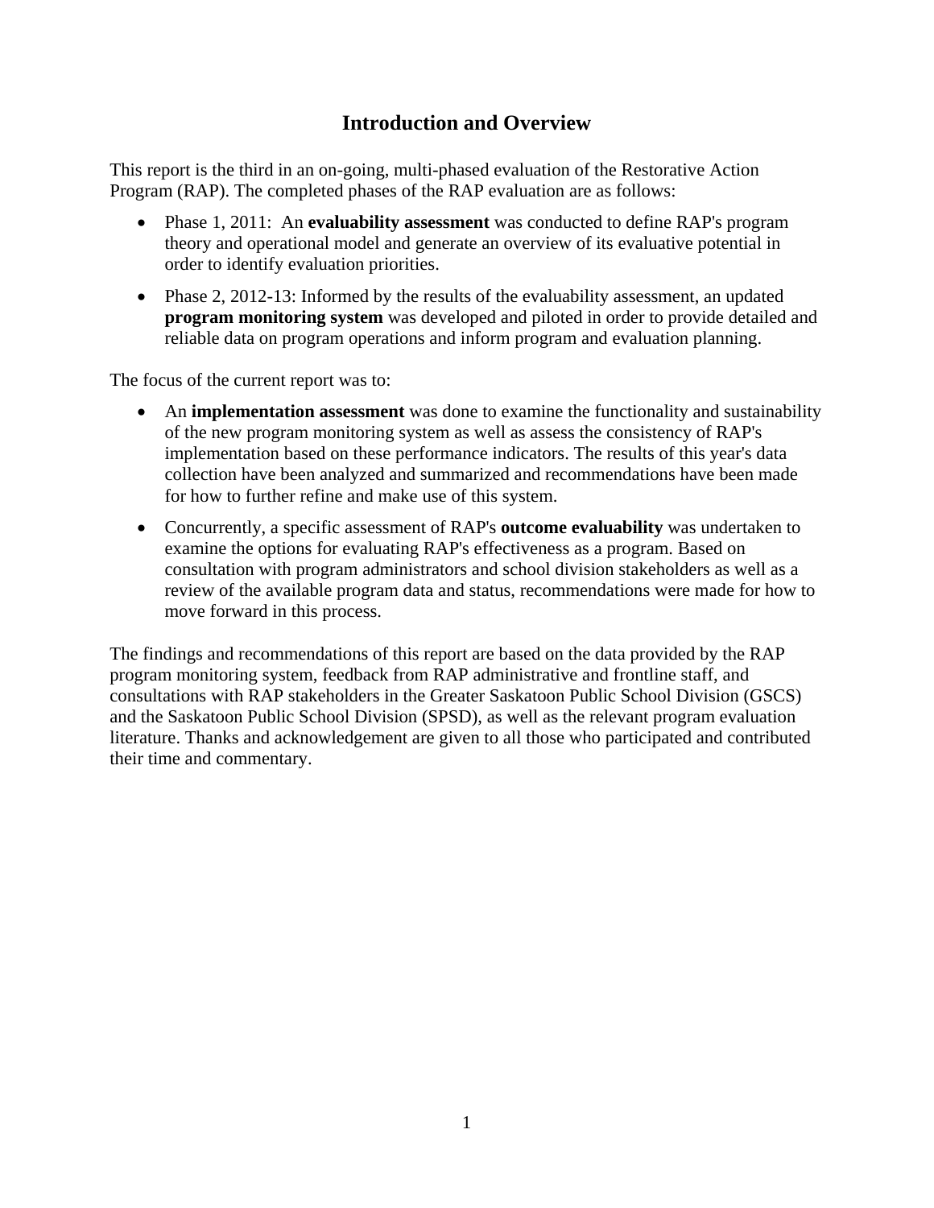## Introduction and Overview

This report is the third in an on-going, multi-phased evaluation of the Restorative Action Program (RAP). The completed phases of the RAP evaluation are as follows:

- Phase 1, 2011: An **evaluability assessment** was conducted to define RAP's program theory and operational model and generate an overview of its evaluative potential in order to identify evaluation priorities.
- Phase 2, 2012-13: Informed by the results of the evaluability assessment, an updated **program monitoring system** was developed and piloted in order to provide detailed and reliable data on program operations and inform program and evaluation planning.

The focus of the current report was to:

- An **implementation assessment** was done to examine the functionality and sustainability of the new program monitoring system as well as assess the consistency of RAP's implementation based on these performance indicators. The results of this year's data collection have been analyzed and summarized and recommendations have been made for how to further refine and make use of this system.
- Concurrently, a specific assessment of RAP's **outcome evaluability** was undertaken to examine the options for evaluating RAP's effectiveness as a program. Based on consultation with program administrators and school division stakeholders as well as a review of the available program data and status, recommendations were made for how to move forward in this process.

The findings and recommendations of this report are based on the data provided by the RAP program monitoring system, feedback from RAP administrative and frontline staff, and consultations with RAP stakeholders in the Greater Saskatoon Public School Division (GSCS) and the Saskatoon Public School Division (SPSD), as well as the relevant program evaluation literature. Thanks and acknowledgement are given to all those who participated and contributed their time and commentary.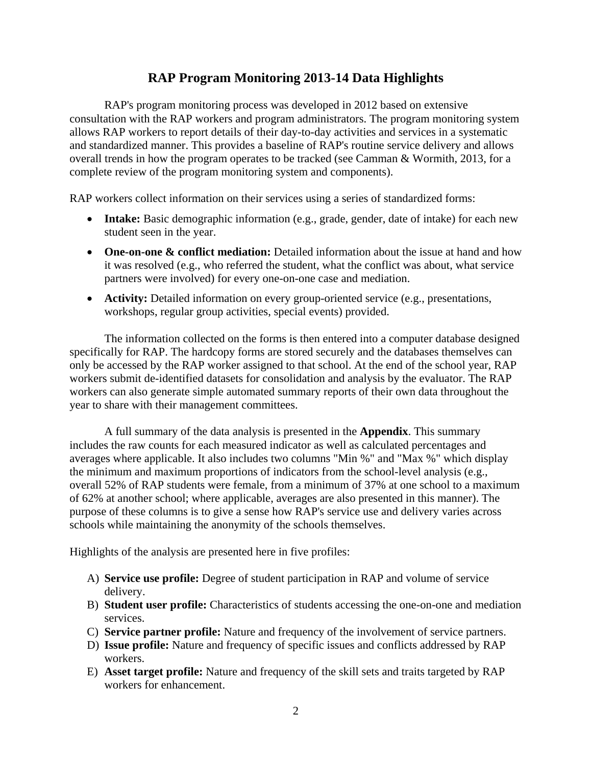# RAP Program Monitoring 2013-14 Data Highlights

RAP's program monitoring process was developed in 2012 based on extensive consultation with the RAP workers and program administrators. The program monitoring system allows RAP workers to report details of their day-to-day activities and services in a systematic and standardized manner. This provides a baseline of RAP's routine service delivery and allows overall trends in how the program operates to be tracked (see Camman & Wormith, 2013, for a complete review of the program monitoring system and components).

RAP workers collect information on their services using a series of standardized forms:

- **Intake:** Basic demographic information (e.g., grade, gender, date of intake) for each new student seen in the year.
- **One-on-one & conflict mediation:** Detailed information about the issue at hand and how it was resolved (e.g., who referred the student, what the conflict was about, what service partners were involved) for every one-on-one case and mediation.
- **Activity:** Detailed information on every group-oriented service (e.g., presentations, workshops, regular group activities, special events) provided.

The information collected on the forms is then entered into a computer database designed specifically for RAP. The hardcopy forms are stored securely and the databases themselves can only be accessed by the RAP worker assigned to that school. At the end of the school year, RAP workers submit de-identified datasets for consolidation and analysis by the evaluator. The RAP workers can also generate simple automated summary reports of their own data throughout the year to share with their management committees.

A full summary of the data analysis is presented in the **Appendix**. This summary includes the raw counts for each measured indicator as well as calculated percentages and averages where applicable. It also includes two columns "Min %" and "Max %" which display the minimum and maximum proportions of indicators from the school-level analysis (e.g., overall 52% of RAP students were female, from a minimum of 37% at one school to a maximum of 62% at another school; where applicable, averages are also presented in this manner). The purpose of these columns is to give a sense how RAP's service use and delivery varies across schools while maintaining the anonymity of the schools themselves.

Highlights of the analysis are presented here in five profiles:

A) **Service use profile:** Degree of student participation in RAP and volume of service delivery.
B) **Student user profile:** Characteristics of students accessing the one-on-one and mediation services.
C) **Service partner profile:** Nature and frequency of the involvement of service partners.
D) **Issue profile:** Nature and frequency of specific issues and conflicts addressed by RAP workers.
E) **Asset target profile:** Nature and frequency of the skill sets and traits targeted by RAP workers for enhancement.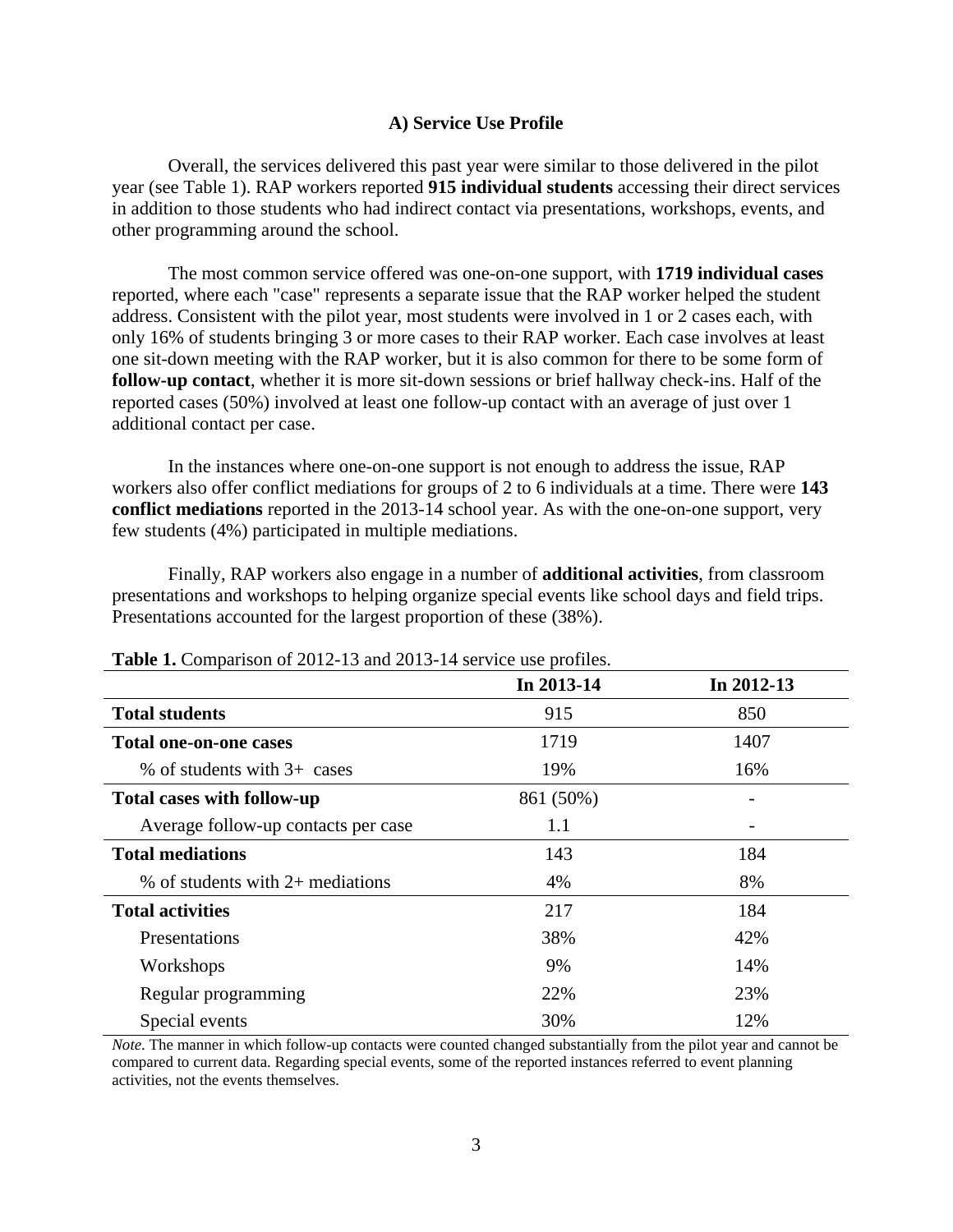### A) Service Use Profile

Overall, the services delivered this past year were similar to those delivered in the pilot year (see Table 1). RAP workers reported **915 individual students** accessing their direct services in addition to those students who had indirect contact via presentations, workshops, events, and other programming around the school.

The most common service offered was one-on-one support, with **1719 individual cases** reported, where each "case" represents a separate issue that the RAP worker helped the student address. Consistent with the pilot year, most students were involved in 1 or 2 cases each, with only 16% of students bringing 3 or more cases to their RAP worker. Each case involves at least one sit-down meeting with the RAP worker, but it is also common for there to be some form of **follow-up contact**, whether it is more sit-down sessions or brief hallway check-ins. Half of the reported cases (50%) involved at least one follow-up contact with an average of just over 1 additional contact per case.

In the instances where one-on-one support is not enough to address the issue, RAP workers also offer conflict mediations for groups of 2 to 6 individuals at a time. There were **143 conflict mediations** reported in the 2013-14 school year. As with the one-on-one support, very few students (4%) participated in multiple mediations.

Finally, RAP workers also engage in a number of **additional activities**, from classroom presentations and workshops to helping organize special events like school days and field trips. Presentations accounted for the largest proportion of these (38%).

**Table 1.** Comparison of 2012-13 and 2013-14 service use profiles.

| | In 2013-14 | In 2012-13 |
|---|---|---|
| **Total students** | 915 | 850 |
| **Total one-on-one cases** | 1719 | 1407 |
| % of students with 3+ cases | 19% | 16% |
| **Total cases with follow-up** | 861 (50%) | - |
| Average follow-up contacts per case | 1.1 | - |
| **Total mediations** | 143 | 184 |
| % of students with 2+ mediations | 4% | 8% |
| **Total activities** | 217 | 184 |
| Presentations | 38% | 42% |
| Workshops | 9% | 14% |
| Regular programming | 22% | 23% |
| Special events | 30% | 12% |

*Note*. The manner in which follow-up contacts were counted changed substantially from the pilot year and cannot be compared to current data. Regarding special events, some of the reported instances referred to event planning activities, not the events themselves.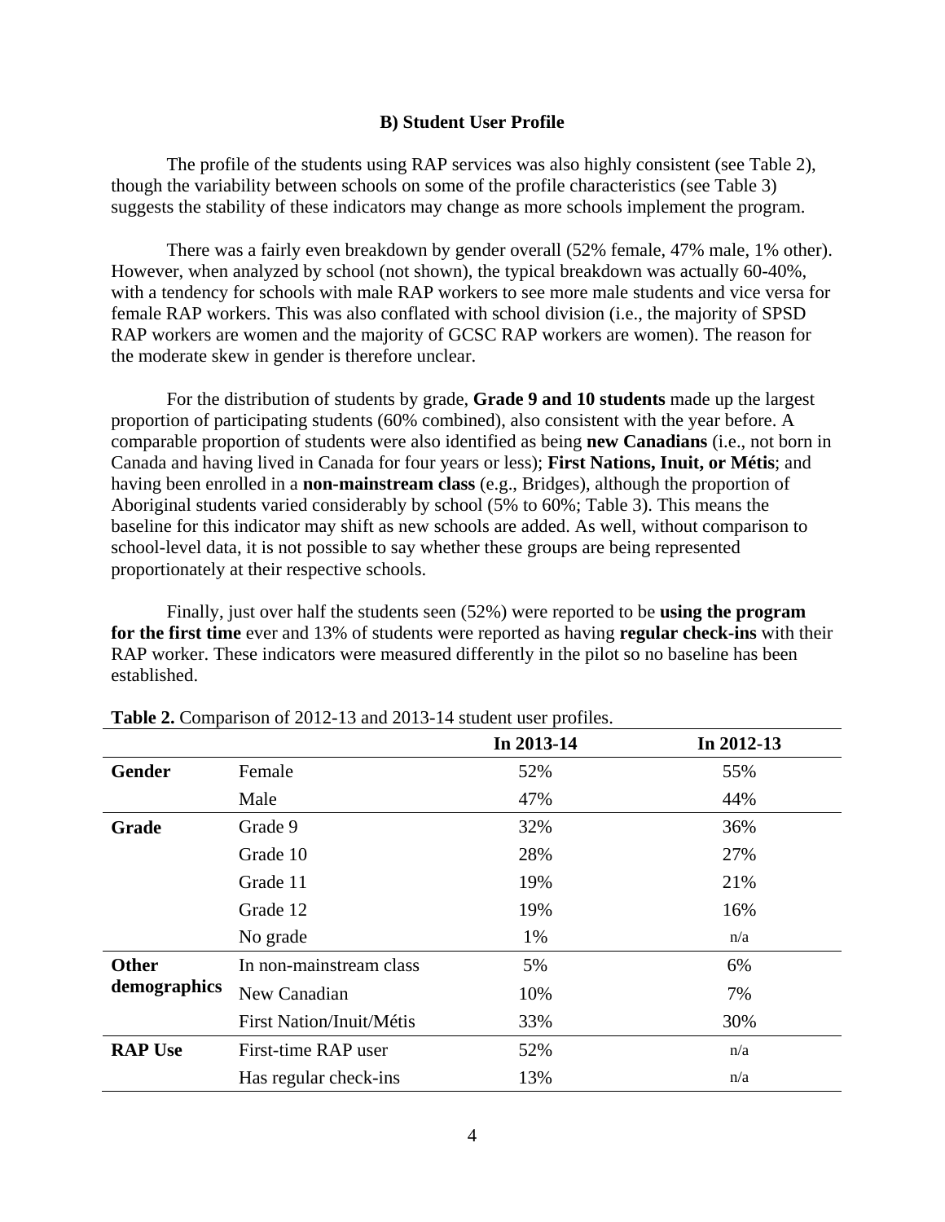### B) Student User Profile

The profile of the students using RAP services was also highly consistent (see Table 2), though the variability between schools on some of the profile characteristics (see Table 3) suggests the stability of these indicators may change as more schools implement the program.

There was a fairly even breakdown by gender overall (52% female, 47% male, 1% other). However, when analyzed by school (not shown), the typical breakdown was actually 60-40%, with a tendency for schools with male RAP workers to see more male students and vice versa for female RAP workers. This was also conflated with school division (i.e., the majority of SPSD RAP workers are women and the majority of GCSC RAP workers are women). The reason for the moderate skew in gender is therefore unclear.

For the distribution of students by grade, **Grade 9 and 10 students** made up the largest proportion of participating students (60% combined), also consistent with the year before. A comparable proportion of students were also identified as being **new Canadians** (i.e., not born in Canada and having lived in Canada for four years or less); **First Nations, Inuit, or Métis**; and having been enrolled in a **non-mainstream class** (e.g., Bridges), although the proportion of Aboriginal students varied considerably by school (5% to 60%; Table 3). This means the baseline for this indicator may shift as new schools are added. As well, without comparison to school-level data, it is not possible to say whether these groups are being represented proportionately at their respective schools.

Finally, just over half the students seen (52%) were reported to be **using the program for the first time** ever and 13% of students were reported as having **regular check-ins** with their RAP worker. These indicators were measured differently in the pilot so no baseline has been established.

**Table 2.** Comparison of 2012-13 and 2013-14 student user profiles.

| | | In 2013-14 | In 2012-13 |
|---|---|---|---|
| **Gender** | Female | 52% | 55% |
| | Male | 47% | 44% |
| **Grade** | Grade 9 | 32% | 36% |
| | Grade 10 | 28% | 27% |
| | Grade 11 | 19% | 21% |
| | Grade 12 | 19% | 16% |
| | No grade | 1% | n/a |
| **Other demographics** | In non-mainstream class | 5% | 6% |
| | New Canadian | 10% | 7% |
| | First Nation/Inuit/Métis | 33% | 30% |
| **RAP Use** | First-time RAP user | 52% | n/a |
| | Has regular check-ins | 13% | n/a |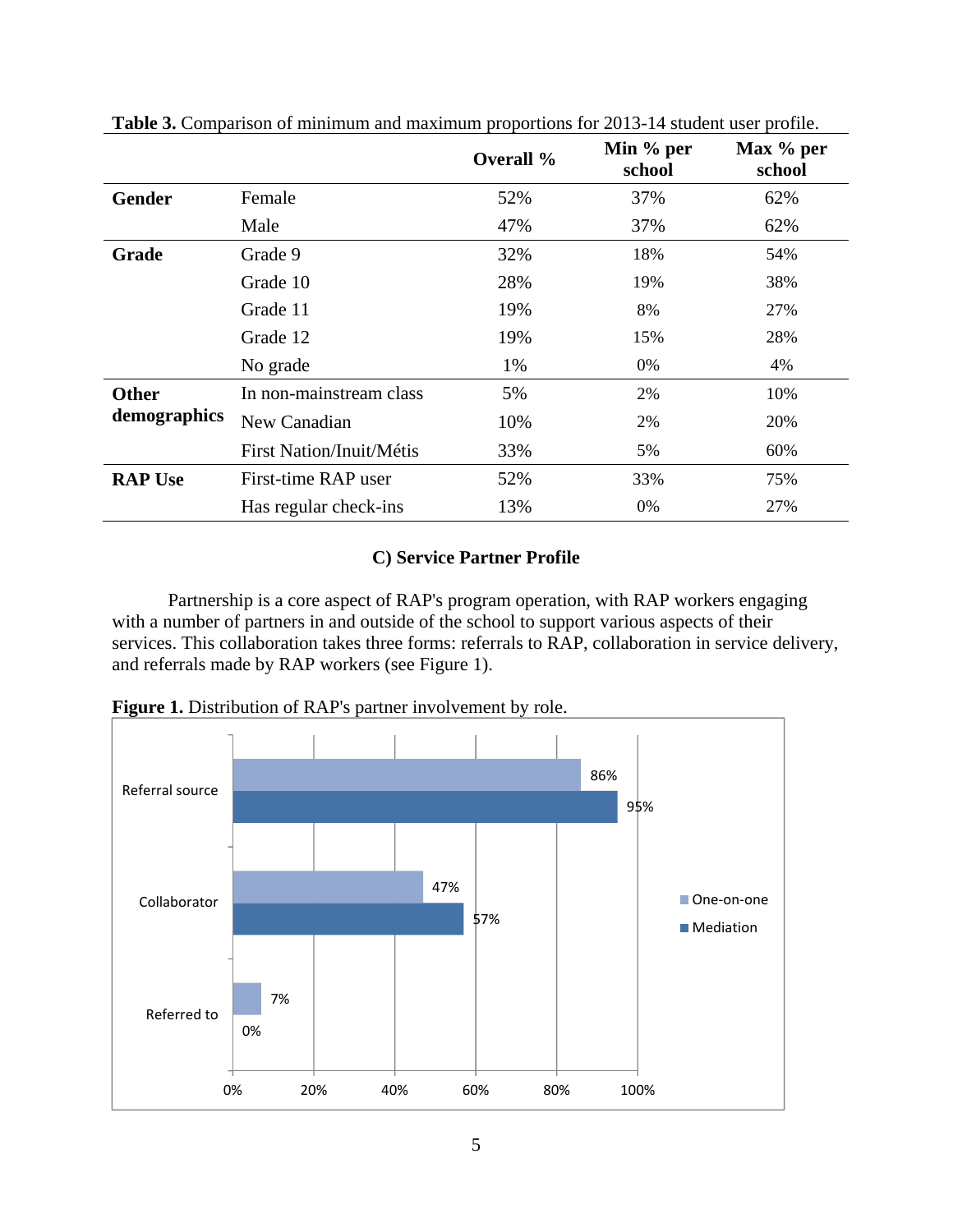**Table 3.** Comparison of minimum and maximum proportions for 2013-14 student user profile.

| | | Overall % | Min % per school | Max % per school |
|---|---|---|---|---|
| **Gender** | Female | 52% | 37% | 62% |
| | Male | 47% | 37% | 62% |
| **Grade** | Grade 9 | 32% | 18% | 54% |
| | Grade 10 | 28% | 19% | 38% |
| | Grade 11 | 19% | 8% | 27% |
| | Grade 12 | 19% | 15% | 28% |
| | No grade | 1% | 0% | 4% |
| **Other demographics** | In non-mainstream class | 5% | 2% | 10% |
| | New Canadian | 10% | 2% | 20% |
| | First Nation/Inuit/Métis | 33% | 5% | 60% |
| **RAP Use** | First-time RAP user | 52% | 33% | 75% |
| | Has regular check-ins | 13% | 0% | 27% |

### C) Service Partner Profile

Partnership is a core aspect of RAP's program operation, with RAP workers engaging with a number of partners in and outside of the school to support various aspects of their services. This collaboration takes three forms: referrals to RAP, collaboration in service delivery, and referrals made by RAP workers (see Figure 1).

**Figure 1.** Distribution of RAP's partner involvement by role.

Referral source
86%
95%
Collaborator
47%
57%
Referred to
7%
0%
0% 20% 40% 60% 80% 100%
One-on-one
Mediation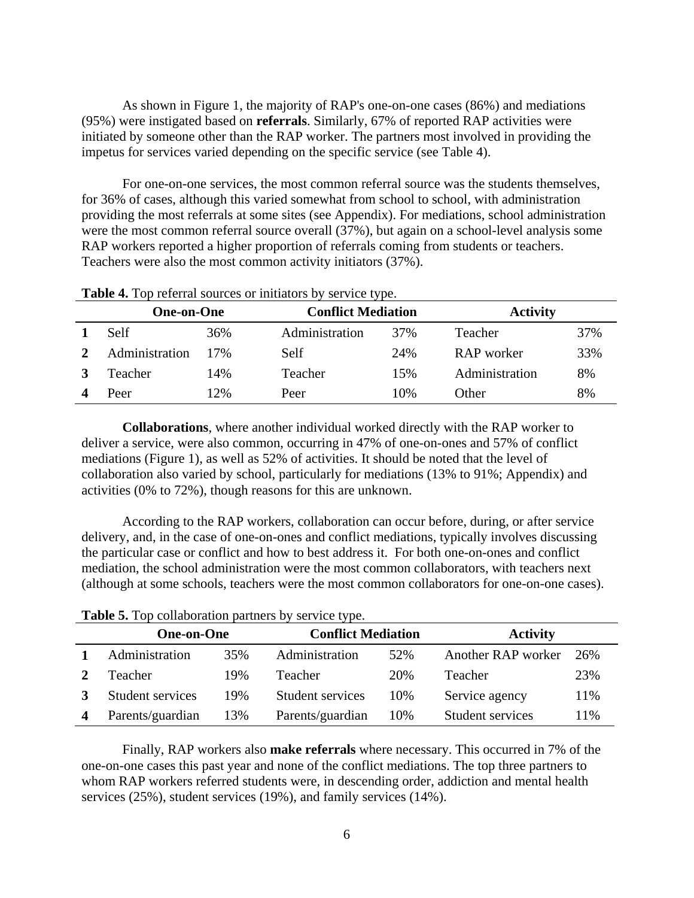As shown in Figure 1, the majority of RAP's one-on-one cases (86%) and mediations (95%) were instigated based on **referrals**. Similarly, 67% of reported RAP activities were initiated by someone other than the RAP worker. The partners most involved in providing the impetus for services varied depending on the specific service (see Table 4).

For one-on-one services, the most common referral source was the students themselves, for 36% of cases, although this varied somewhat from school to school, with administration providing the most referrals at some sites (see Appendix). For mediations, school administration were the most common referral source overall (37%), but again on a school-level analysis some RAP workers reported a higher proportion of referrals coming from students or teachers. Teachers were also the most common activity initiators (37%).

**Table 4.** Top referral sources or initiators by service type.

| | One-on-One | | Conflict Mediation | | Activity | |
|---|---|---|---|---|---|---|
| **1** | Self | 36% | Administration | 37% | Teacher | 37% |
| **2** | Administration | 17% | Self | 24% | RAP worker | 33% |
| **3** | Teacher | 14% | Teacher | 15% | Administration | 8% |
| **4** | Peer | 12% | Peer | 10% | Other | 8% |

**Collaborations**, where another individual worked directly with the RAP worker to deliver a service, were also common, occurring in 47% of one-on-ones and 57% of conflict mediations (Figure 1), as well as 52% of activities. It should be noted that the level of collaboration also varied by school, particularly for mediations (13% to 91%; Appendix) and activities (0% to 72%), though reasons for this are unknown.

According to the RAP workers, collaboration can occur before, during, or after service delivery, and, in the case of one-on-ones and conflict mediations, typically involves discussing the particular case or conflict and how to best address it. For both one-on-ones and conflict mediation, the school administration were the most common collaborators, with teachers next (although at some schools, teachers were the most common collaborators for one-on-one cases).

**Table 5.** Top collaboration partners by service type.

| | One-on-One | | Conflict Mediation | | Activity | |
|---|---|---|---|---|---|---|
| **1** | Administration | 35% | Administration | 52% | Another RAP worker | 26% |
| **2** | Teacher | 19% | Teacher | 20% | Teacher | 23% |
| **3** | Student services | 19% | Student services | 10% | Service agency | 11% |
| **4** | Parents/guardian | 13% | Parents/guardian | 10% | Student services | 11% |

Finally, RAP workers also **make referrals** where necessary. This occurred in 7% of the one-on-one cases this past year and none of the conflict mediations. The top three partners to whom RAP workers referred students were, in descending order, addiction and mental health services (25%), student services (19%), and family services (14%).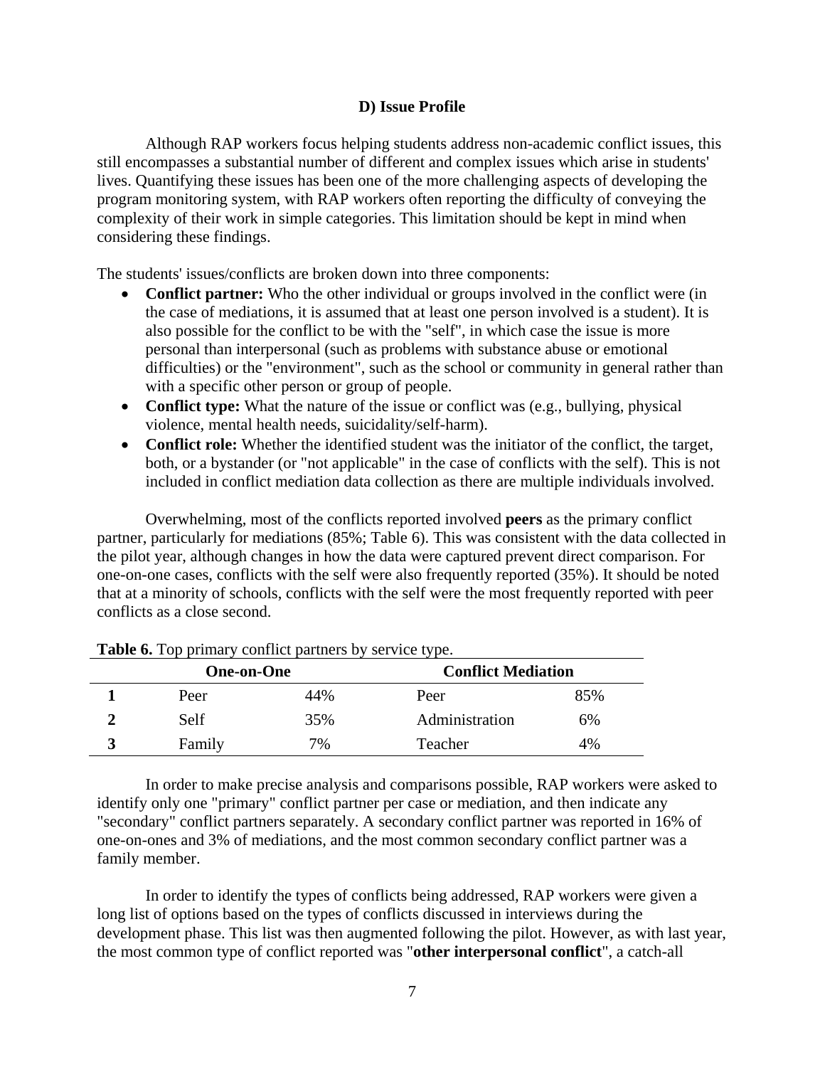### D) Issue Profile

Although RAP workers focus helping students address non-academic conflict issues, this still encompasses a substantial number of different and complex issues which arise in students' lives. Quantifying these issues has been one of the more challenging aspects of developing the program monitoring system, with RAP workers often reporting the difficulty of conveying the complexity of their work in simple categories. This limitation should be kept in mind when considering these findings.

The students' issues/conflicts are broken down into three components:

- **Conflict partner:** Who the other individual or groups involved in the conflict were (in the case of mediations, it is assumed that at least one person involved is a student). It is also possible for the conflict to be with the "self", in which case the issue is more personal than interpersonal (such as problems with substance abuse or emotional difficulties) or the "environment", such as the school or community in general rather than with a specific other person or group of people.
- **Conflict type:** What the nature of the issue or conflict was (e.g., bullying, physical violence, mental health needs, suicidality/self-harm).
- **Conflict role:** Whether the identified student was the initiator of the conflict, the target, both, or a bystander (or "not applicable" in the case of conflicts with the self). This is not included in conflict mediation data collection as there are multiple individuals involved.

Overwhelming, most of the conflicts reported involved **peers** as the primary conflict partner, particularly for mediations (85%; Table 6). This was consistent with the data collected in the pilot year, although changes in how the data were captured prevent direct comparison. For one-on-one cases, conflicts with the self were also frequently reported (35%). It should be noted that at a minority of schools, conflicts with the self were the most frequently reported with peer conflicts as a close second.

**Table 6.** Top primary conflict partners by service type.

| | One-on-One | | Conflict Mediation | |
|---|---|---|---|---|
| **1** | Peer | 44% | Peer | 85% |
| **2** | Self | 35% | Administration | 6% |
| **3** | Family | 7% | Teacher | 4% |

In order to make precise analysis and comparisons possible, RAP workers were asked to identify only one "primary" conflict partner per case or mediation, and then indicate any "secondary" conflict partners separately. A secondary conflict partner was reported in 16% of one-on-ones and 3% of mediations, and the most common secondary conflict partner was a family member.

In order to identify the types of conflicts being addressed, RAP workers were given a long list of options based on the types of conflicts discussed in interviews during the development phase. This list was then augmented following the pilot. However, as with last year, the most common type of conflict reported was "**other interpersonal conflict**", a catch-all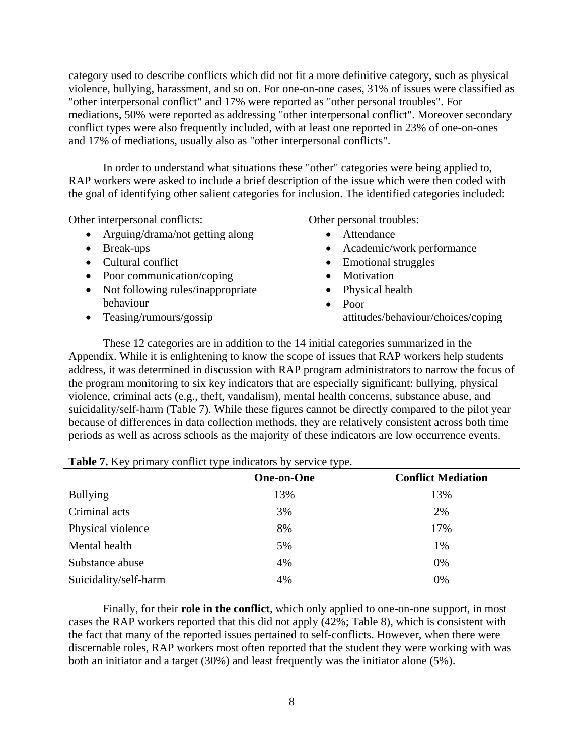category used to describe conflicts which did not fit a more definitive category, such as physical violence, bullying, harassment, and so on. For one-on-one cases, 31% of issues were classified as "other interpersonal conflict" and 17% were reported as "other personal troubles". For mediations, 50% were reported as addressing "other interpersonal conflict". Moreover secondary conflict types were also frequently included, with at least one reported in 23% of one-on-ones and 17% of mediations, usually also as "other interpersonal conflicts".

In order to understand what situations these "other" categories were being applied to, RAP workers were asked to include a brief description of the issue which were then coded with the goal of identifying other salient categories for inclusion. The identified categories included:

Other interpersonal conflicts:

- Arguing/drama/not getting along
- Break-ups
- Cultural conflict
- Poor communication/coping
- Not following rules/inappropriate behaviour
- Teasing/rumours/gossip

Other personal troubles:

- Attendance
- Academic/work performance
- Emotional struggles
- Motivation
- Physical health
- Poor attitudes/behaviour/choices/coping

These 12 categories are in addition to the 14 initial categories summarized in the Appendix. While it is enlightening to know the scope of issues that RAP workers help students address, it was determined in discussion with RAP program administrators to narrow the focus of the program monitoring to six key indicators that are especially significant: bullying, physical violence, criminal acts (e.g., theft, vandalism), mental health concerns, substance abuse, and suicidality/self-harm (Table 7). While these figures cannot be directly compared to the pilot year because of differences in data collection methods, they are relatively consistent across both time periods as well as across schools as the majority of these indicators are low occurrence events.

**Table 7.** Key primary conflict type indicators by service type.

| | One-on-One | Conflict Mediation |
|---|---|---|
| Bullying | 13% | 13% |
| Criminal acts | 3% | 2% |
| Physical violence | 8% | 17% |
| Mental health | 5% | 1% |
| Substance abuse | 4% | 0% |
| Suicidality/self-harm | 4% | 0% |

Finally, for their **role in the conflict**, which only applied to one-on-one support, in most cases the RAP workers reported that this did not apply (42%; Table 8), which is consistent with the fact that many of the reported issues pertained to self-conflicts. However, when there were discernable roles, RAP workers most often reported that the student they were working with was both an initiator and a target (30%) and least frequently was the initiator alone (5%).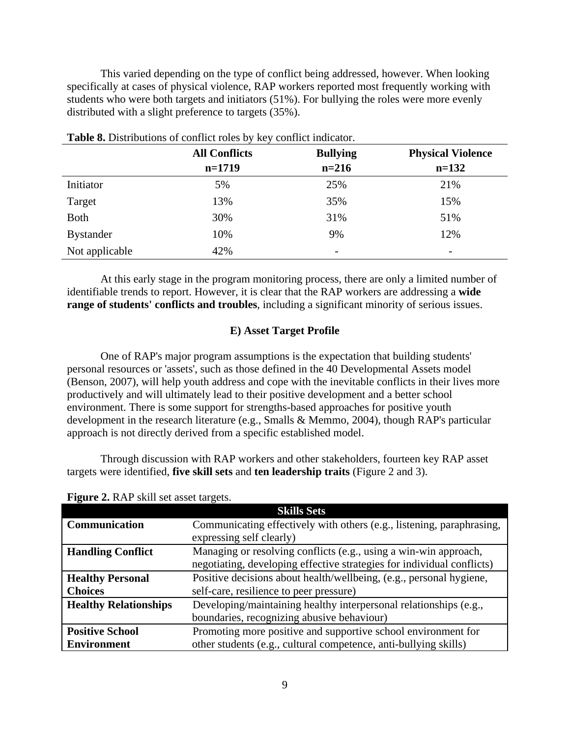This varied depending on the type of conflict being addressed, however. When looking specifically at cases of physical violence, RAP workers reported most frequently working with students who were both targets and initiators (51%). For bullying the roles were more evenly distributed with a slight preference to targets (35%).

**Table 8.** Distributions of conflict roles by key conflict indicator.

| | All Conflicts n=1719 | Bullying n=216 | Physical Violence n=132 |
|---|---|---|---|
| Initiator | 5% | 25% | 21% |
| Target | 13% | 35% | 15% |
| Both | 30% | 31% | 51% |
| Bystander | 10% | 9% | 12% |
| Not applicable | 42% | - | - |

At this early stage in the program monitoring process, there are only a limited number of identifiable trends to report. However, it is clear that the RAP workers are addressing a **wide range of students' conflicts and troubles**, including a significant minority of serious issues.

### E) Asset Target Profile

One of RAP's major program assumptions is the expectation that building students' personal resources or 'assets', such as those defined in the 40 Developmental Assets model (Benson, 2007), will help youth address and cope with the inevitable conflicts in their lives more productively and will ultimately lead to their positive development and a better school environment. There is some support for strengths-based approaches for positive youth development in the research literature (e.g., Smalls & Memmo, 2004), though RAP's particular approach is not directly derived from a specific established model.

Through discussion with RAP workers and other stakeholders, fourteen key RAP asset targets were identified, **five skill sets** and **ten leadership traits** (Figure 2 and 3).

**Figure 2.** RAP skill set asset targets.

| Skills Sets | |
|---|---|
| **Communication** | Communicating effectively with others (e.g., listening, paraphrasing, expressing self clearly) |
| **Handling Conflict** | Managing or resolving conflicts (e.g., using a win-win approach, negotiating, developing effective strategies for individual conflicts) |
| **Healthy Personal Choices** | Positive decisions about health/wellbeing, (e.g., personal hygiene, self-care, resilience to peer pressure) |
| **Healthy Relationships** | Developing/maintaining healthy interpersonal relationships (e.g., boundaries, recognizing abusive behaviour) |
| **Positive School Environment** | Promoting more positive and supportive school environment for other students (e.g., cultural competence, anti-bullying skills) |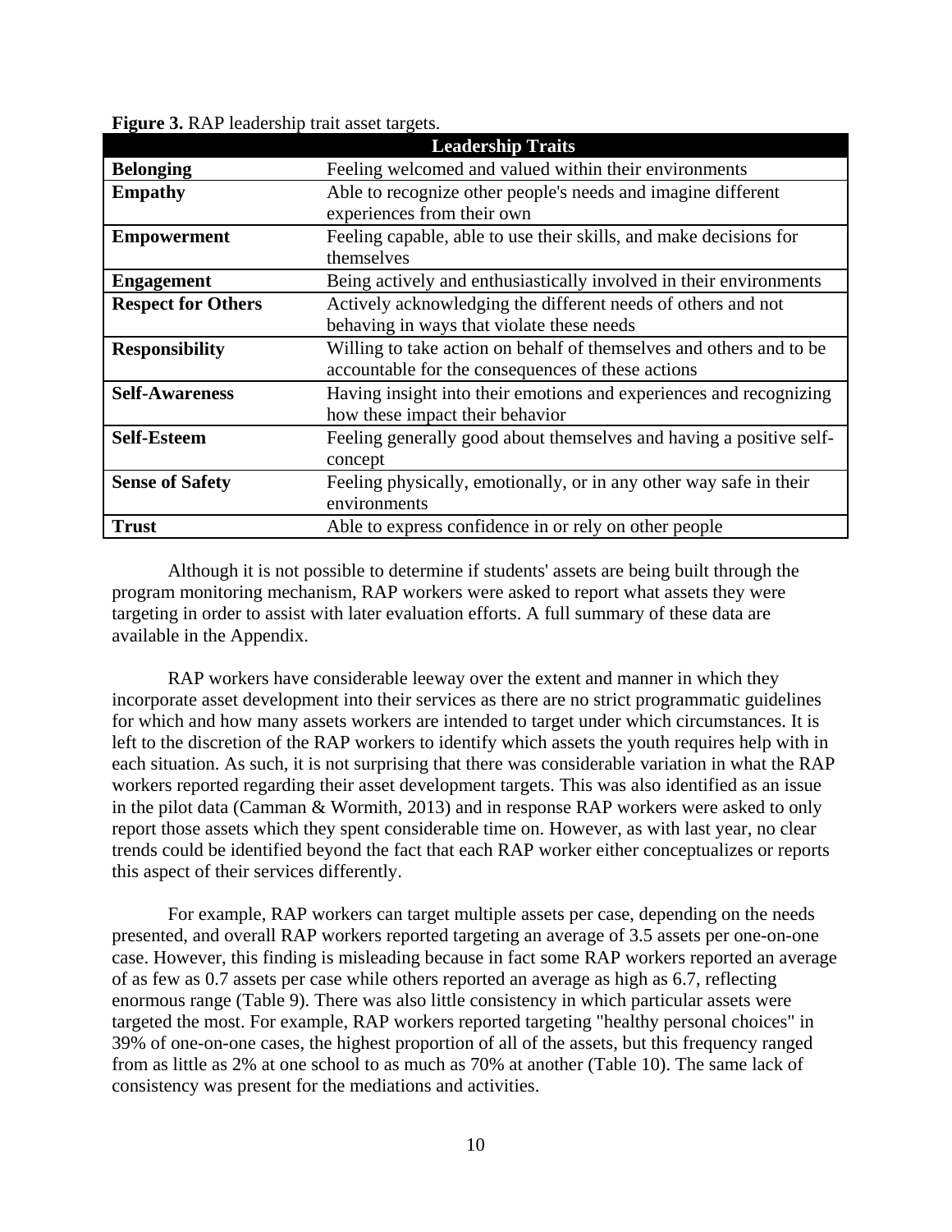**Figure 3.** RAP leadership trait asset targets.

| Leadership Traits | |
|---|---|
| **Belonging** | Feeling welcomed and valued within their environments |
| **Empathy** | Able to recognize other people's needs and imagine different experiences from their own |
| **Empowerment** | Feeling capable, able to use their skills, and make decisions for themselves |
| **Engagement** | Being actively and enthusiastically involved in their environments |
| **Respect for Others** | Actively acknowledging the different needs of others and not behaving in ways that violate these needs |
| **Responsibility** | Willing to take action on behalf of themselves and others and to be accountable for the consequences of these actions |
| **Self-Awareness** | Having insight into their emotions and experiences and recognizing how these impact their behavior |
| **Self-Esteem** | Feeling generally good about themselves and having a positive self-concept |
| **Sense of Safety** | Feeling physically, emotionally, or in any other way safe in their environments |
| **Trust** | Able to express confidence in or rely on other people |

Although it is not possible to determine if students' assets are being built through the program monitoring mechanism, RAP workers were asked to report what assets they were targeting in order to assist with later evaluation efforts. A full summary of these data are available in the Appendix.

RAP workers have considerable leeway over the extent and manner in which they incorporate asset development into their services as there are no strict programmatic guidelines for which and how many assets workers are intended to target under which circumstances. It is left to the discretion of the RAP workers to identify which assets the youth requires help with in each situation. As such, it is not surprising that there was considerable variation in what the RAP workers reported regarding their asset development targets. This was also identified as an issue in the pilot data (Camman & Wormith, 2013) and in response RAP workers were asked to only report those assets which they spent considerable time on. However, as with last year, no clear trends could be identified beyond the fact that each RAP worker either conceptualizes or reports this aspect of their services differently.

For example, RAP workers can target multiple assets per case, depending on the needs presented, and overall RAP workers reported targeting an average of 3.5 assets per one-on-one case. However, this finding is misleading because in fact some RAP workers reported an average of as few as 0.7 assets per case while others reported an average as high as 6.7, reflecting enormous range (Table 9). There was also little consistency in which particular assets were targeted the most. For example, RAP workers reported targeting "healthy personal choices" in 39% of one-on-one cases, the highest proportion of all of the assets, but this frequency ranged from as little as 2% at one school to as much as 70% at another (Table 10). The same lack of consistency was present for the mediations and activities.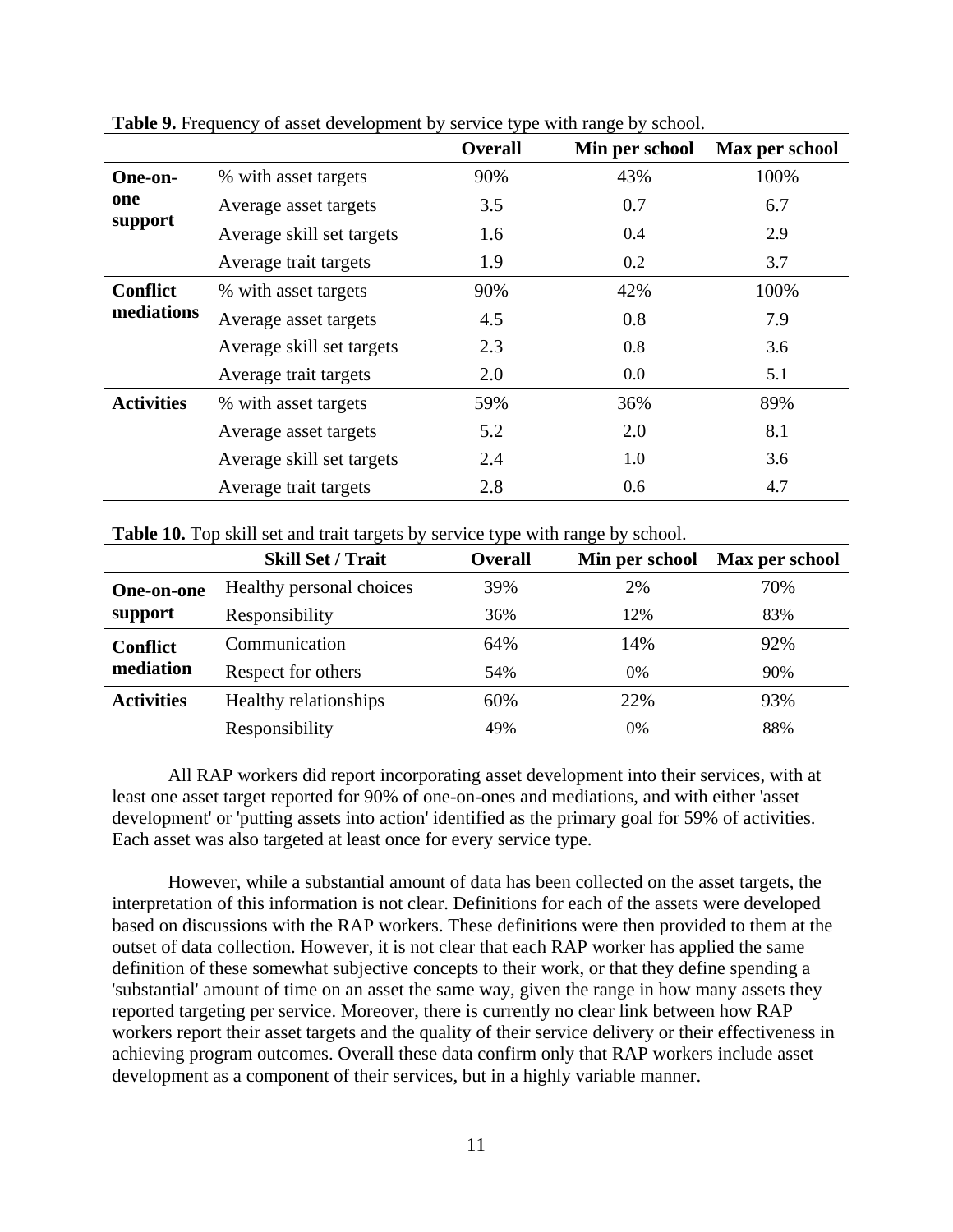**Table 9.** Frequency of asset development by service type with range by school.

| | | Overall | Min per school | Max per school |
|---|---|---|---|---|
| **One-on-one support** | % with asset targets | 90% | 43% | 100% |
| | Average asset targets | 3.5 | 0.7 | 6.7 |
| | Average skill set targets | 1.6 | 0.4 | 2.9 |
| | Average trait targets | 1.9 | 0.2 | 3.7 |
| **Conflict mediations** | % with asset targets | 90% | 42% | 100% |
| | Average asset targets | 4.5 | 0.8 | 7.9 |
| | Average skill set targets | 2.3 | 0.8 | 3.6 |
| | Average trait targets | 2.0 | 0.0 | 5.1 |
| **Activities** | % with asset targets | 59% | 36% | 89% |
| | Average asset targets | 5.2 | 2.0 | 8.1 |
| | Average skill set targets | 2.4 | 1.0 | 3.6 |
| | Average trait targets | 2.8 | 0.6 | 4.7 |

**Table 10.** Top skill set and trait targets by service type with range by school.

| | Skill Set / Trait | Overall | Min per school | Max per school |
|---|---|---|---|---|
| **One-on-one support** | Healthy personal choices | 39% | 2% | 70% |
| | Responsibility | 36% | 12% | 83% |
| **Conflict mediation** | Communication | 64% | 14% | 92% |
| | Respect for others | 54% | 0% | 90% |
| **Activities** | Healthy relationships | 60% | 22% | 93% |
| | Responsibility | 49% | 0% | 88% |

All RAP workers did report incorporating asset development into their services, with at least one asset target reported for 90% of one-on-ones and mediations, and with either 'asset development' or 'putting assets into action' identified as the primary goal for 59% of activities. Each asset was also targeted at least once for every service type.

However, while a substantial amount of data has been collected on the asset targets, the interpretation of this information is not clear. Definitions for each of the assets were developed based on discussions with the RAP workers. These definitions were then provided to them at the outset of data collection. However, it is not clear that each RAP worker has applied the same definition of these somewhat subjective concepts to their work, or that they define spending a 'substantial' amount of time on an asset the same way, given the range in how many assets they reported targeting per service. Moreover, there is currently no clear link between how RAP workers report their asset targets and the quality of their service delivery or their effectiveness in achieving program outcomes. Overall these data confirm only that RAP workers include asset development as a component of their services, but in a highly variable manner.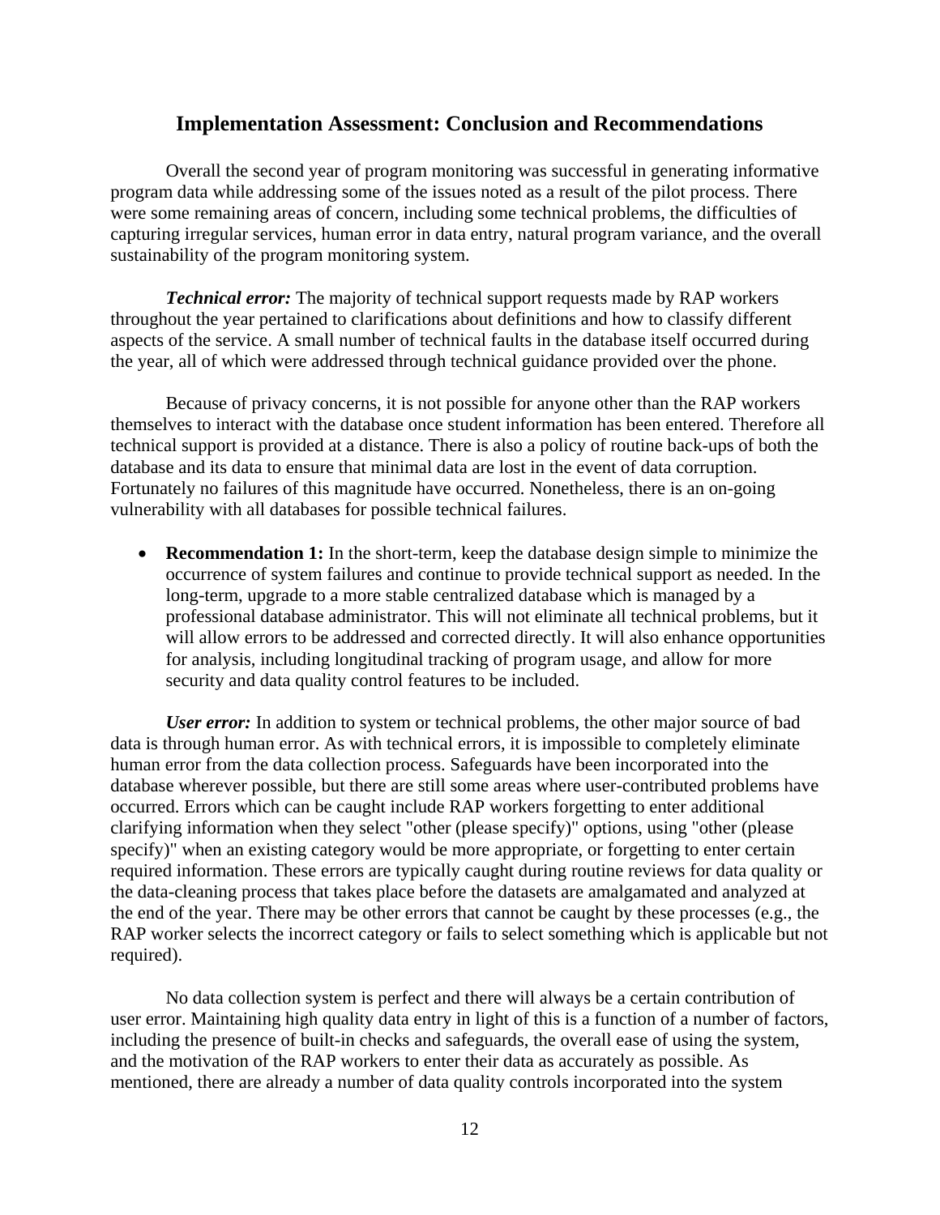## Implementation Assessment: Conclusion and Recommendations

Overall the second year of program monitoring was successful in generating informative program data while addressing some of the issues noted as a result of the pilot process. There were some remaining areas of concern, including some technical problems, the difficulties of capturing irregular services, human error in data entry, natural program variance, and the overall sustainability of the program monitoring system.

***Technical error:*** The majority of technical support requests made by RAP workers throughout the year pertained to clarifications about definitions and how to classify different aspects of the service. A small number of technical faults in the database itself occurred during the year, all of which were addressed through technical guidance provided over the phone.

Because of privacy concerns, it is not possible for anyone other than the RAP workers themselves to interact with the database once student information has been entered. Therefore all technical support is provided at a distance. There is also a policy of routine back-ups of both the database and its data to ensure that minimal data are lost in the event of data corruption. Fortunately no failures of this magnitude have occurred. Nonetheless, there is an on-going vulnerability with all databases for possible technical failures.

- **Recommendation 1:** In the short-term, keep the database design simple to minimize the occurrence of system failures and continue to provide technical support as needed. In the long-term, upgrade to a more stable centralized database which is managed by a professional database administrator. This will not eliminate all technical problems, but it will allow errors to be addressed and corrected directly. It will also enhance opportunities for analysis, including longitudinal tracking of program usage, and allow for more security and data quality control features to be included.

***User error:*** In addition to system or technical problems, the other major source of bad data is through human error. As with technical errors, it is impossible to completely eliminate human error from the data collection process. Safeguards have been incorporated into the database wherever possible, but there are still some areas where user-contributed problems have occurred. Errors which can be caught include RAP workers forgetting to enter additional clarifying information when they select "other (please specify)" options, using "other (please specify)" when an existing category would be more appropriate, or forgetting to enter certain required information. These errors are typically caught during routine reviews for data quality or the data-cleaning process that takes place before the datasets are amalgamated and analyzed at the end of the year. There may be other errors that cannot be caught by these processes (e.g., the RAP worker selects the incorrect category or fails to select something which is applicable but not required).

No data collection system is perfect and there will always be a certain contribution of user error. Maintaining high quality data entry in light of this is a function of a number of factors, including the presence of built-in checks and safeguards, the overall ease of using the system, and the motivation of the RAP workers to enter their data as accurately as possible. As mentioned, there are already a number of data quality controls incorporated into the system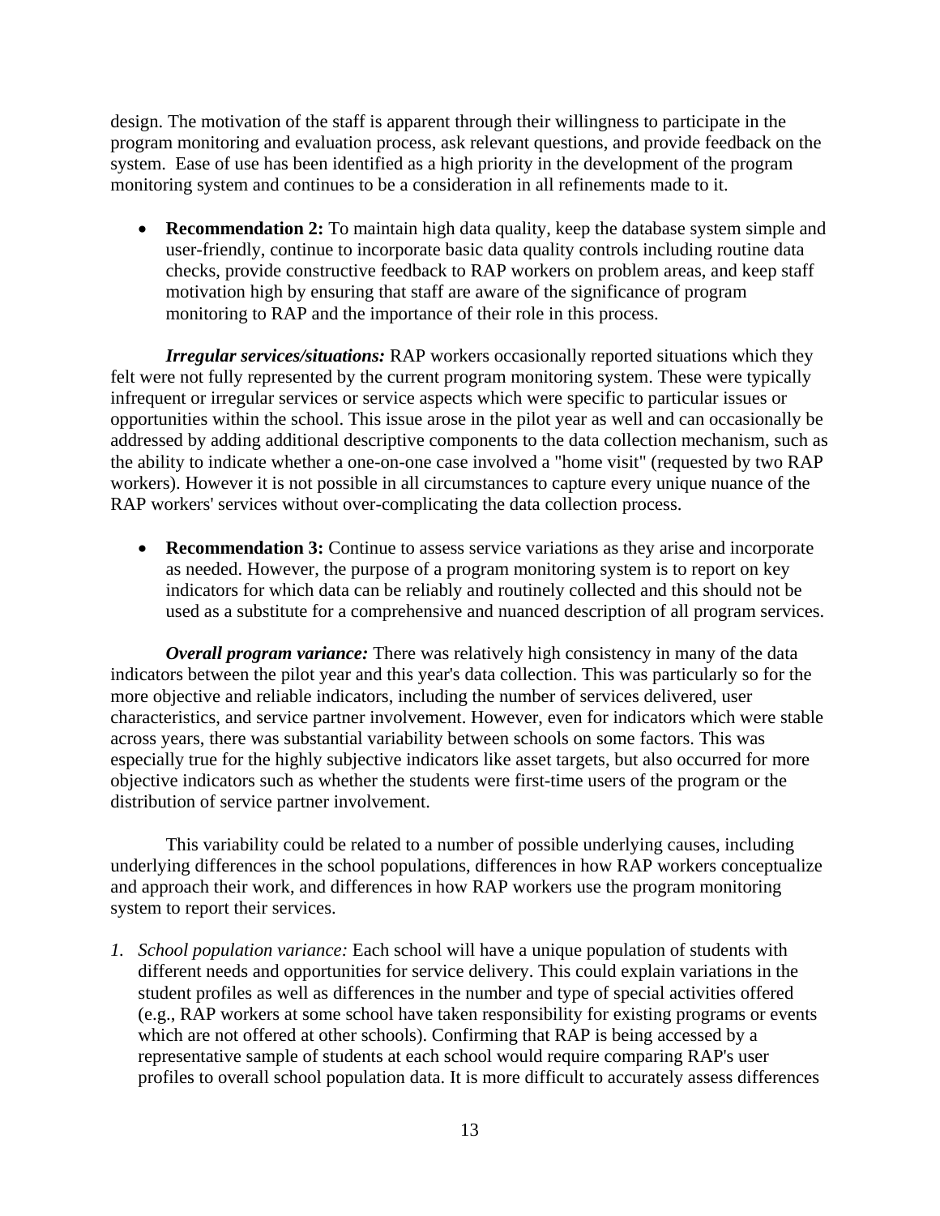design. The motivation of the staff is apparent through their willingness to participate in the program monitoring and evaluation process, ask relevant questions, and provide feedback on the system. Ease of use has been identified as a high priority in the development of the program monitoring system and continues to be a consideration in all refinements made to it.

- **Recommendation 2:** To maintain high data quality, keep the database system simple and user-friendly, continue to incorporate basic data quality controls including routine data checks, provide constructive feedback to RAP workers on problem areas, and keep staff motivation high by ensuring that staff are aware of the significance of program monitoring to RAP and the importance of their role in this process.

***Irregular services/situations:*** RAP workers occasionally reported situations which they felt were not fully represented by the current program monitoring system. These were typically infrequent or irregular services or service aspects which were specific to particular issues or opportunities within the school. This issue arose in the pilot year as well and can occasionally be addressed by adding additional descriptive components to the data collection mechanism, such as the ability to indicate whether a one-on-one case involved a "home visit" (requested by two RAP workers). However it is not possible in all circumstances to capture every unique nuance of the RAP workers' services without over-complicating the data collection process.

- **Recommendation 3:** Continue to assess service variations as they arise and incorporate as needed. However, the purpose of a program monitoring system is to report on key indicators for which data can be reliably and routinely collected and this should not be used as a substitute for a comprehensive and nuanced description of all program services.

***Overall program variance:*** There was relatively high consistency in many of the data indicators between the pilot year and this year's data collection. This was particularly so for the more objective and reliable indicators, including the number of services delivered, user characteristics, and service partner involvement. However, even for indicators which were stable across years, there was substantial variability between schools on some factors. This was especially true for the highly subjective indicators like asset targets, but also occurred for more objective indicators such as whether the students were first-time users of the program or the distribution of service partner involvement.

This variability could be related to a number of possible underlying causes, including underlying differences in the school populations, differences in how RAP workers conceptualize and approach their work, and differences in how RAP workers use the program monitoring system to report their services.

1. *School population variance:* Each school will have a unique population of students with different needs and opportunities for service delivery. This could explain variations in the student profiles as well as differences in the number and type of special activities offered (e.g., RAP workers at some school have taken responsibility for existing programs or events which are not offered at other schools). Confirming that RAP is being accessed by a representative sample of students at each school would require comparing RAP's user profiles to overall school population data. It is more difficult to accurately assess differences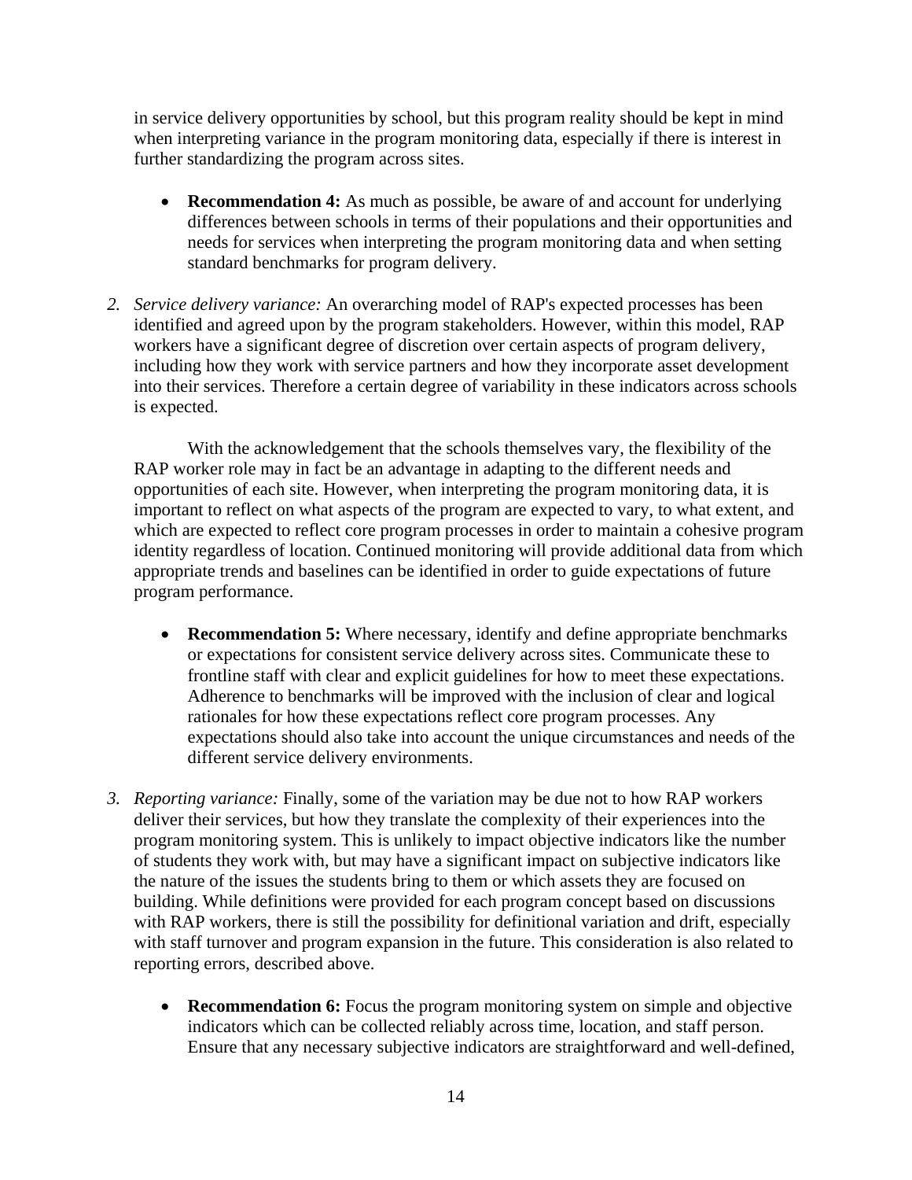in service delivery opportunities by school, but this program reality should be kept in mind when interpreting variance in the program monitoring data, especially if there is interest in further standardizing the program across sites.

- **Recommendation 4:** As much as possible, be aware of and account for underlying differences between schools in terms of their populations and their opportunities and needs for services when interpreting the program monitoring data and when setting standard benchmarks for program delivery.

2. *Service delivery variance:* An overarching model of RAP's expected processes has been identified and agreed upon by the program stakeholders. However, within this model, RAP workers have a significant degree of discretion over certain aspects of program delivery, including how they work with service partners and how they incorporate asset development into their services. Therefore a certain degree of variability in these indicators across schools is expected.

   With the acknowledgement that the schools themselves vary, the flexibility of the RAP worker role may in fact be an advantage in adapting to the different needs and opportunities of each site. However, when interpreting the program monitoring data, it is important to reflect on what aspects of the program are expected to vary, to what extent, and which are expected to reflect core program processes in order to maintain a cohesive program identity regardless of location. Continued monitoring will provide additional data from which appropriate trends and baselines can be identified in order to guide expectations of future program performance.

   - **Recommendation 5:** Where necessary, identify and define appropriate benchmarks or expectations for consistent service delivery across sites. Communicate these to frontline staff with clear and explicit guidelines for how to meet these expectations. Adherence to benchmarks will be improved with the inclusion of clear and logical rationales for how these expectations reflect core program processes. Any expectations should also take into account the unique circumstances and needs of the different service delivery environments.

3. *Reporting variance:* Finally, some of the variation may be due not to how RAP workers deliver their services, but how they translate the complexity of their experiences into the program monitoring system. This is unlikely to impact objective indicators like the number of students they work with, but may have a significant impact on subjective indicators like the nature of the issues the students bring to them or which assets they are focused on building. While definitions were provided for each program concept based on discussions with RAP workers, there is still the possibility for definitional variation and drift, especially with staff turnover and program expansion in the future. This consideration is also related to reporting errors, described above.

   - **Recommendation 6:** Focus the program monitoring system on simple and objective indicators which can be collected reliably across time, location, and staff person. Ensure that any necessary subjective indicators are straightforward and well-defined,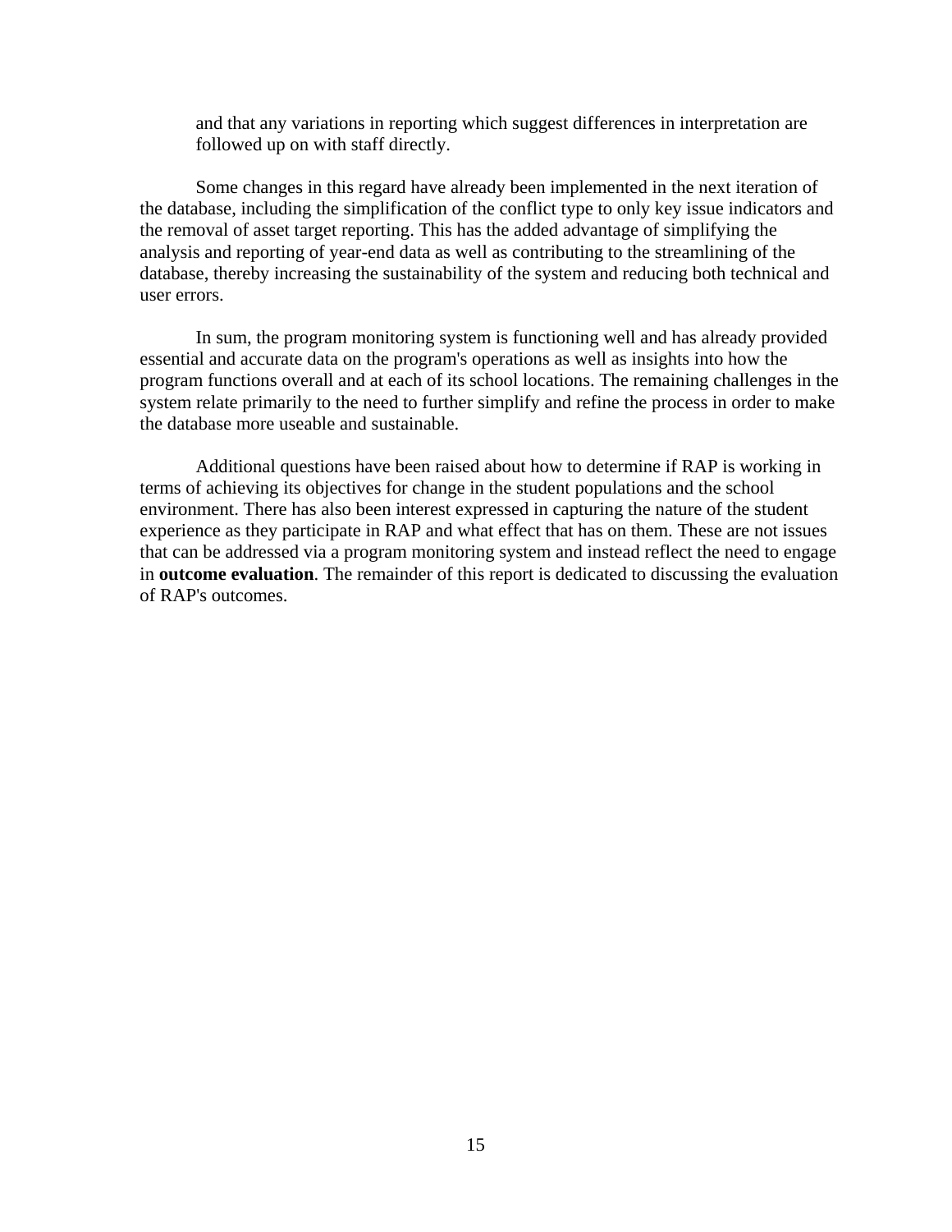and that any variations in reporting which suggest differences in interpretation are followed up on with staff directly.

Some changes in this regard have already been implemented in the next iteration of the database, including the simplification of the conflict type to only key issue indicators and the removal of asset target reporting. This has the added advantage of simplifying the analysis and reporting of year-end data as well as contributing to the streamlining of the database, thereby increasing the sustainability of the system and reducing both technical and user errors.

In sum, the program monitoring system is functioning well and has already provided essential and accurate data on the program's operations as well as insights into how the program functions overall and at each of its school locations. The remaining challenges in the system relate primarily to the need to further simplify and refine the process in order to make the database more useable and sustainable.

Additional questions have been raised about how to determine if RAP is working in terms of achieving its objectives for change in the student populations and the school environment. There has also been interest expressed in capturing the nature of the student experience as they participate in RAP and what effect that has on them. These are not issues that can be addressed via a program monitoring system and instead reflect the need to engage in **outcome evaluation**. The remainder of this report is dedicated to discussing the evaluation of RAP's outcomes.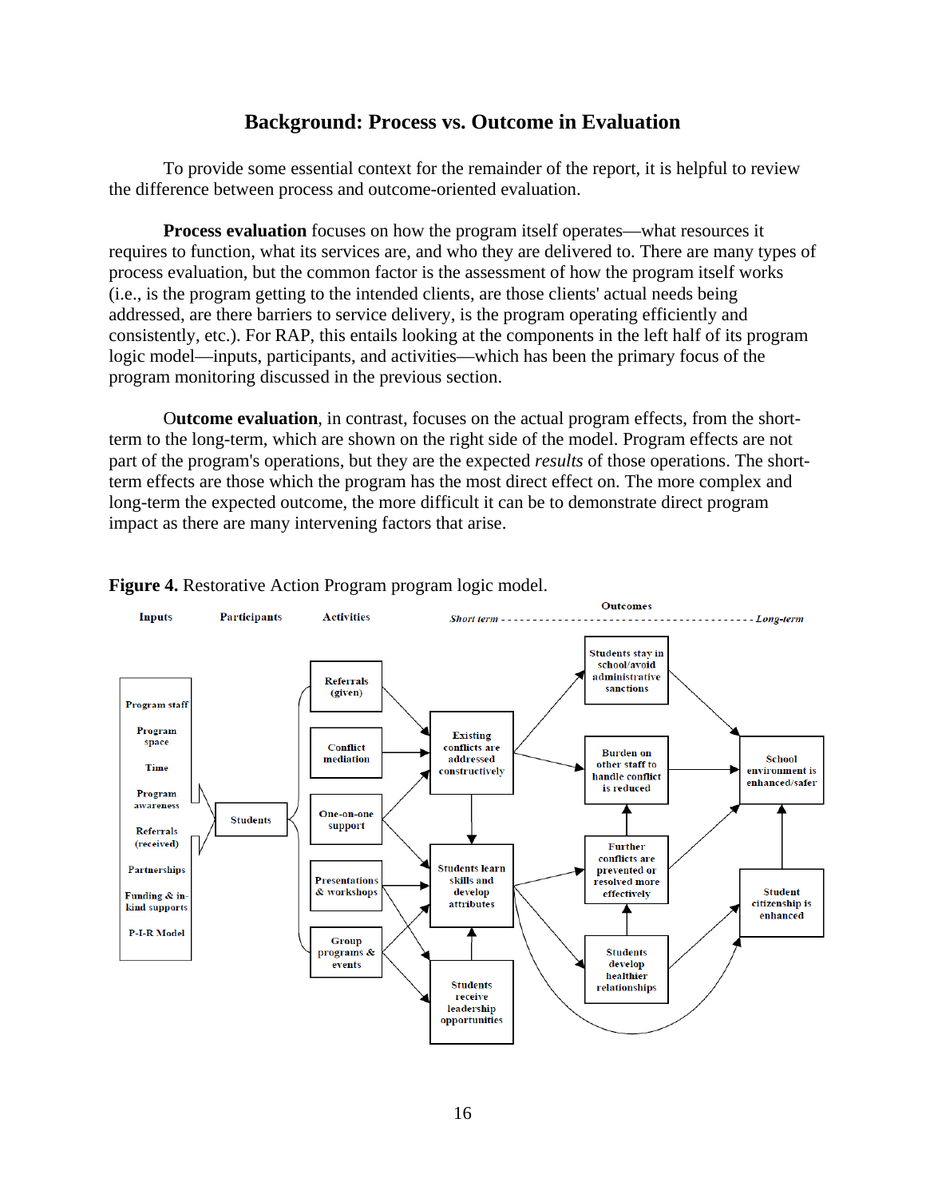## Background: Process vs. Outcome in Evaluation

To provide some essential context for the remainder of the report, it is helpful to review the difference between process and outcome-oriented evaluation.

**Process evaluation** focuses on how the program itself operates—what resources it requires to function, what its services are, and who they are delivered to. There are many types of process evaluation, but the common factor is the assessment of how the program itself works (i.e., is the program getting to the intended clients, are those clients' actual needs being addressed, are there barriers to service delivery, is the program operating efficiently and consistently, etc.). For RAP, this entails looking at the components in the left half of its program logic model—inputs, participants, and activities—which has been the primary focus of the program monitoring discussed in the previous section.

O**utcome evaluation**, in contrast, focuses on the actual program effects, from the short-term to the long-term, which are shown on the right side of the model. Program effects are not part of the program's operations, but they are the expected *results* of those operations. The short-term effects are those which the program has the most direct effect on. The more complex and long-term the expected outcome, the more difficult it can be to demonstrate direct program impact as there are many intervening factors that arise.

**Figure 4.** Restorative Action Program program logic model.

Inputs
Participants
Activities
Outcomes
*Short term - - - - - - - - - - - - - - - - - - - - - - - - - - - - - Long-term*

Program staff
Program space
Time
Program awareness
Referrals (received)
Partnerships
Funding & in-kind supports
P-I-R Model

Students

Referrals (given)
Conflict mediation
One-on-one support
Presentations & workshops
Group programs & events

Existing conflicts are addressed constructively
Students learn skills and develop attributes
Students receive leadership opportunities

Students stay in school/avoid administrative sanctions
Burden on other staff to handle conflict is reduced
Further conflicts are prevented or resolved more effectively
Students develop healthier relationships

School environment is enhanced/safer
Student citizenship is enhanced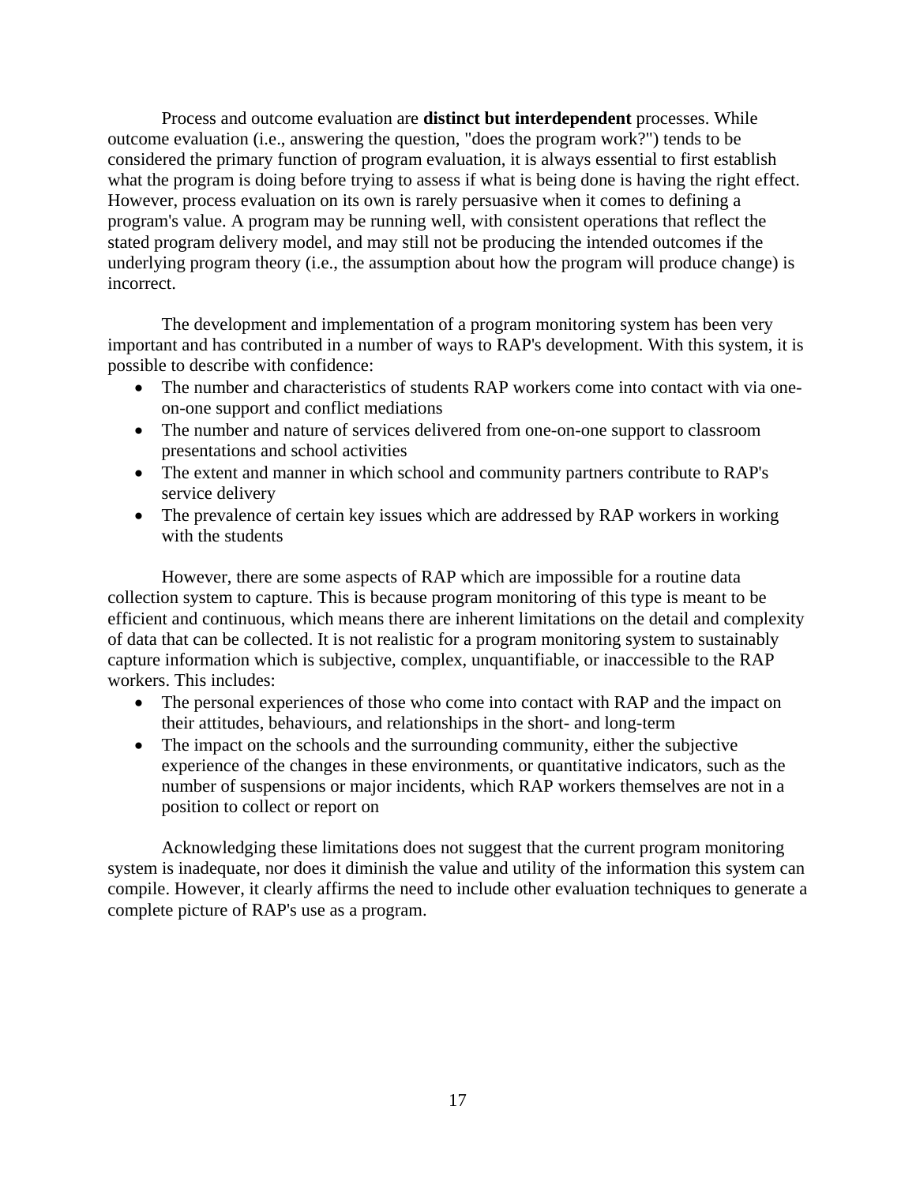Process and outcome evaluation are **distinct but interdependent** processes. While outcome evaluation (i.e., answering the question, "does the program work?") tends to be considered the primary function of program evaluation, it is always essential to first establish what the program is doing before trying to assess if what is being done is having the right effect. However, process evaluation on its own is rarely persuasive when it comes to defining a program's value. A program may be running well, with consistent operations that reflect the stated program delivery model, and may still not be producing the intended outcomes if the underlying program theory (i.e., the assumption about how the program will produce change) is incorrect.

The development and implementation of a program monitoring system has been very important and has contributed in a number of ways to RAP's development. With this system, it is possible to describe with confidence:

- The number and characteristics of students RAP workers come into contact with via one-on-one support and conflict mediations
- The number and nature of services delivered from one-on-one support to classroom presentations and school activities
- The extent and manner in which school and community partners contribute to RAP's service delivery
- The prevalence of certain key issues which are addressed by RAP workers in working with the students

However, there are some aspects of RAP which are impossible for a routine data collection system to capture. This is because program monitoring of this type is meant to be efficient and continuous, which means there are inherent limitations on the detail and complexity of data that can be collected. It is not realistic for a program monitoring system to sustainably capture information which is subjective, complex, unquantifiable, or inaccessible to the RAP workers. This includes:

- The personal experiences of those who come into contact with RAP and the impact on their attitudes, behaviours, and relationships in the short- and long-term
- The impact on the schools and the surrounding community, either the subjective experience of the changes in these environments, or quantitative indicators, such as the number of suspensions or major incidents, which RAP workers themselves are not in a position to collect or report on

Acknowledging these limitations does not suggest that the current program monitoring system is inadequate, nor does it diminish the value and utility of the information this system can compile. However, it clearly affirms the need to include other evaluation techniques to generate a complete picture of RAP's use as a program.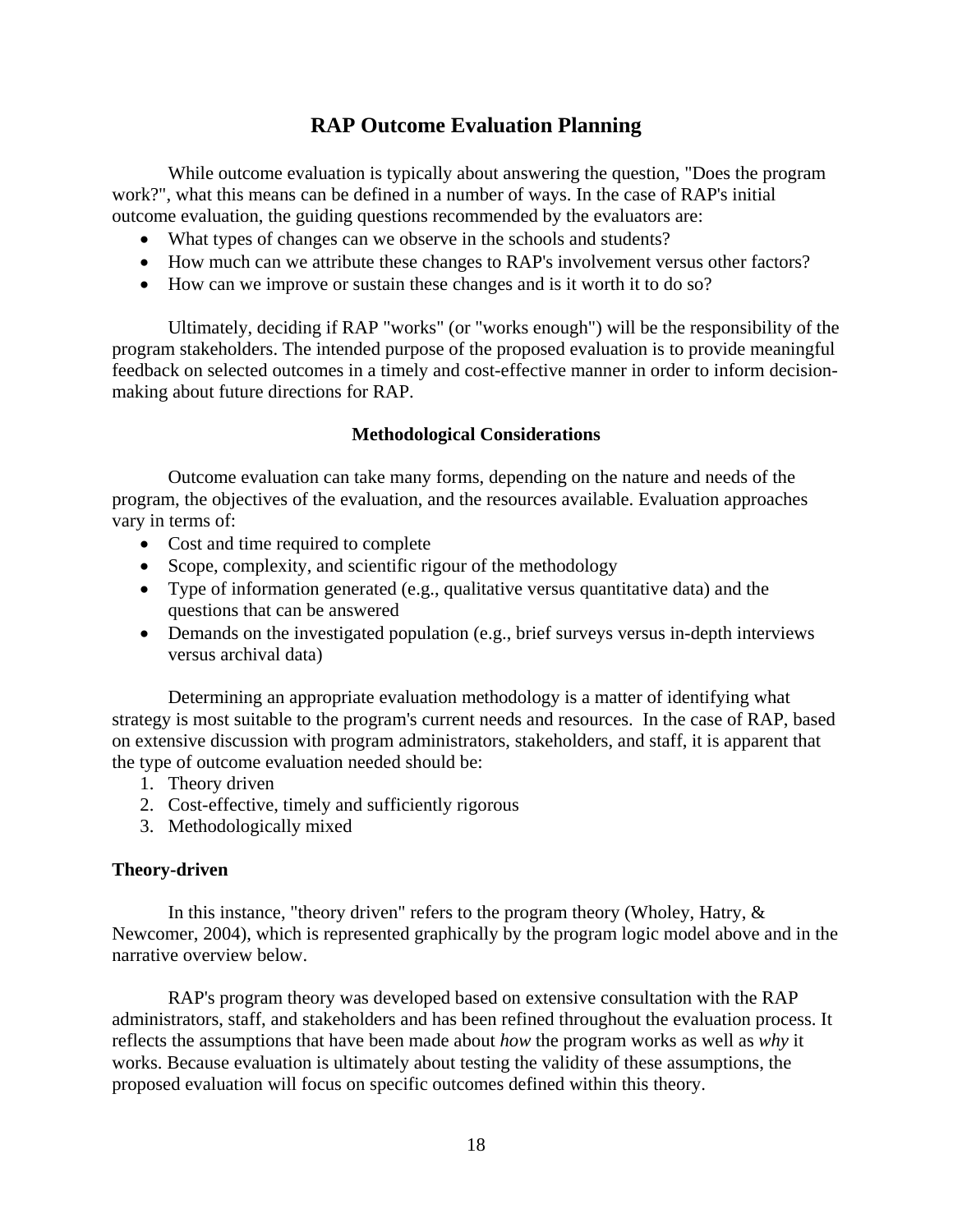# RAP Outcome Evaluation Planning

While outcome evaluation is typically about answering the question, "Does the program work?", what this means can be defined in a number of ways. In the case of RAP's initial outcome evaluation, the guiding questions recommended by the evaluators are:

- What types of changes can we observe in the schools and students?
- How much can we attribute these changes to RAP's involvement versus other factors?
- How can we improve or sustain these changes and is it worth it to do so?

Ultimately, deciding if RAP "works" (or "works enough") will be the responsibility of the program stakeholders. The intended purpose of the proposed evaluation is to provide meaningful feedback on selected outcomes in a timely and cost-effective manner in order to inform decision-making about future directions for RAP.

## Methodological Considerations

Outcome evaluation can take many forms, depending on the nature and needs of the program, the objectives of the evaluation, and the resources available. Evaluation approaches vary in terms of:

- Cost and time required to complete
- Scope, complexity, and scientific rigour of the methodology
- Type of information generated (e.g., qualitative versus quantitative data) and the questions that can be answered
- Demands on the investigated population (e.g., brief surveys versus in-depth interviews versus archival data)

Determining an appropriate evaluation methodology is a matter of identifying what strategy is most suitable to the program's current needs and resources. In the case of RAP, based on extensive discussion with program administrators, stakeholders, and staff, it is apparent that the type of outcome evaluation needed should be:

1. Theory driven
2. Cost-effective, timely and sufficiently rigorous
3. Methodologically mixed

### Theory-driven

In this instance, "theory driven" refers to the program theory (Wholey, Hatry, & Newcomer, 2004), which is represented graphically by the program logic model above and in the narrative overview below.

RAP's program theory was developed based on extensive consultation with the RAP administrators, staff, and stakeholders and has been refined throughout the evaluation process. It reflects the assumptions that have been made about *how* the program works as well as *why* it works. Because evaluation is ultimately about testing the validity of these assumptions, the proposed evaluation will focus on specific outcomes defined within this theory.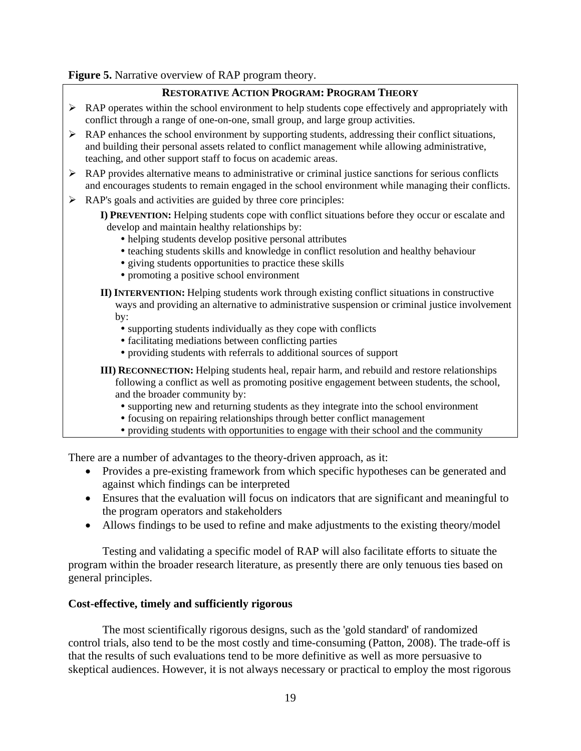**Figure 5.** Narrative overview of RAP program theory.

**RESTORATIVE ACTION PROGRAM: PROGRAM THEORY**

- RAP operates within the school environment to help students cope effectively and appropriately with conflict through a range of one-on-one, small group, and large group activities.
- RAP enhances the school environment by supporting students, addressing their conflict situations, and building their personal assets related to conflict management while allowing administrative, teaching, and other support staff to focus on academic areas.
- RAP provides alternative means to administrative or criminal justice sanctions for serious conflicts and encourages students to remain engaged in the school environment while managing their conflicts.
- RAP's goals and activities are guided by three core principles:

  **I) PREVENTION:** Helping students cope with conflict situations before they occur or escalate and develop and maintain healthy relationships by:
  - helping students develop positive personal attributes
  - teaching students skills and knowledge in conflict resolution and healthy behaviour
  - giving students opportunities to practice these skills
  - promoting a positive school environment

  **II) INTERVENTION:** Helping students work through existing conflict situations in constructive ways and providing an alternative to administrative suspension or criminal justice involvement by:
  - supporting students individually as they cope with conflicts
  - facilitating mediations between conflicting parties
  - providing students with referrals to additional sources of support

  **III) RECONNECTION:** Helping students heal, repair harm, and rebuild and restore relationships following a conflict as well as promoting positive engagement between students, the school, and the broader community by:
  - supporting new and returning students as they integrate into the school environment
  - focusing on repairing relationships through better conflict management
  - providing students with opportunities to engage with their school and the community

There are a number of advantages to the theory-driven approach, as it:

- Provides a pre-existing framework from which specific hypotheses can be generated and against which findings can be interpreted
- Ensures that the evaluation will focus on indicators that are significant and meaningful to the program operators and stakeholders
- Allows findings to be used to refine and make adjustments to the existing theory/model

Testing and validating a specific model of RAP will also facilitate efforts to situate the program within the broader research literature, as presently there are only tenuous ties based on general principles.

**Cost-effective, timely and sufficiently rigorous**

The most scientifically rigorous designs, such as the 'gold standard' of randomized control trials, also tend to be the most costly and time-consuming (Patton, 2008). The trade-off is that the results of such evaluations tend to be more definitive as well as more persuasive to skeptical audiences. However, it is not always necessary or practical to employ the most rigorous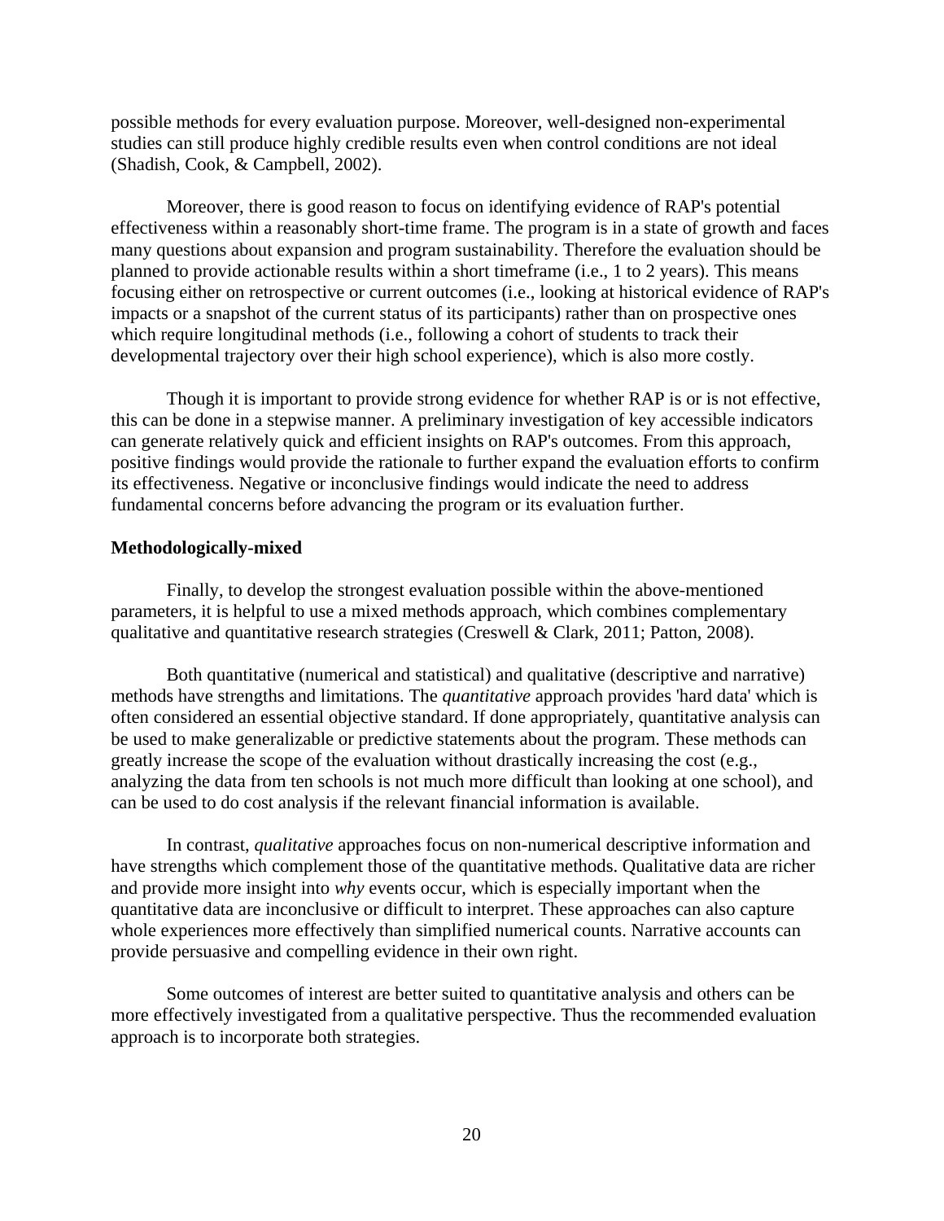possible methods for every evaluation purpose. Moreover, well-designed non-experimental studies can still produce highly credible results even when control conditions are not ideal (Shadish, Cook, & Campbell, 2002).

Moreover, there is good reason to focus on identifying evidence of RAP's potential effectiveness within a reasonably short-time frame. The program is in a state of growth and faces many questions about expansion and program sustainability. Therefore the evaluation should be planned to provide actionable results within a short timeframe (i.e., 1 to 2 years). This means focusing either on retrospective or current outcomes (i.e., looking at historical evidence of RAP's impacts or a snapshot of the current status of its participants) rather than on prospective ones which require longitudinal methods (i.e., following a cohort of students to track their developmental trajectory over their high school experience), which is also more costly.

Though it is important to provide strong evidence for whether RAP is or is not effective, this can be done in a stepwise manner. A preliminary investigation of key accessible indicators can generate relatively quick and efficient insights on RAP's outcomes. From this approach, positive findings would provide the rationale to further expand the evaluation efforts to confirm its effectiveness. Negative or inconclusive findings would indicate the need to address fundamental concerns before advancing the program or its evaluation further.

**Methodologically-mixed**

Finally, to develop the strongest evaluation possible within the above-mentioned parameters, it is helpful to use a mixed methods approach, which combines complementary qualitative and quantitative research strategies (Creswell & Clark, 2011; Patton, 2008).

Both quantitative (numerical and statistical) and qualitative (descriptive and narrative) methods have strengths and limitations. The *quantitative* approach provides 'hard data' which is often considered an essential objective standard. If done appropriately, quantitative analysis can be used to make generalizable or predictive statements about the program. These methods can greatly increase the scope of the evaluation without drastically increasing the cost (e.g., analyzing the data from ten schools is not much more difficult than looking at one school), and can be used to do cost analysis if the relevant financial information is available.

In contrast, *qualitative* approaches focus on non-numerical descriptive information and have strengths which complement those of the quantitative methods. Qualitative data are richer and provide more insight into *why* events occur, which is especially important when the quantitative data are inconclusive or difficult to interpret. These approaches can also capture whole experiences more effectively than simplified numerical counts. Narrative accounts can provide persuasive and compelling evidence in their own right.

Some outcomes of interest are better suited to quantitative analysis and others can be more effectively investigated from a qualitative perspective. Thus the recommended evaluation approach is to incorporate both strategies.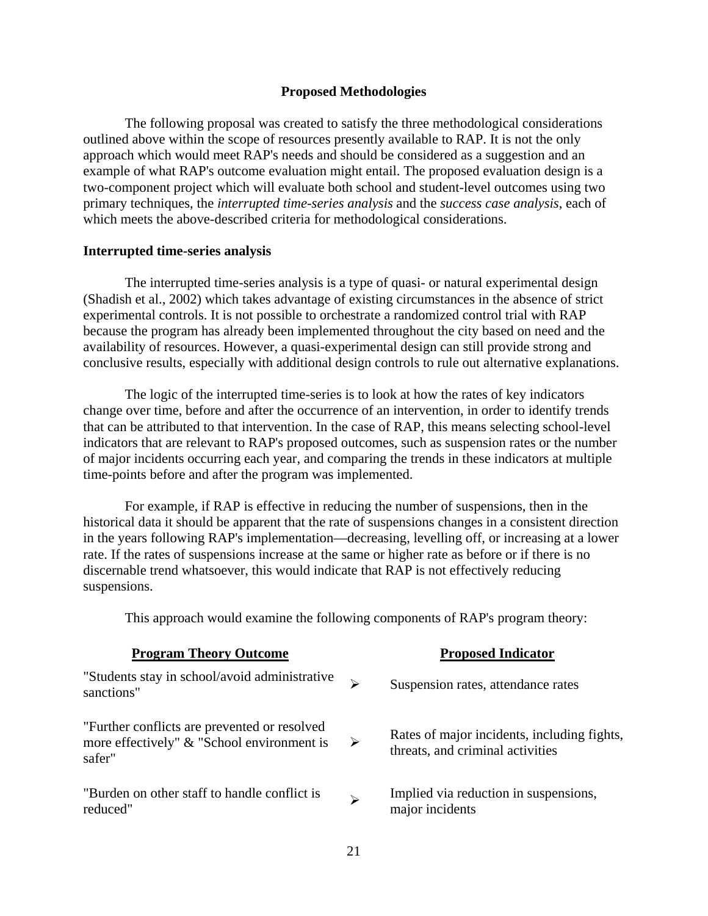## Proposed Methodologies

The following proposal was created to satisfy the three methodological considerations outlined above within the scope of resources presently available to RAP. It is not the only approach which would meet RAP's needs and should be considered as a suggestion and an example of what RAP's outcome evaluation might entail. The proposed evaluation design is a two-component project which will evaluate both school and student-level outcomes using two primary techniques, the *interrupted time-series analysis* and the *success case analysis*, each of which meets the above-described criteria for methodological considerations.

### Interrupted time-series analysis

The interrupted time-series analysis is a type of quasi- or natural experimental design (Shadish et al., 2002) which takes advantage of existing circumstances in the absence of strict experimental controls. It is not possible to orchestrate a randomized control trial with RAP because the program has already been implemented throughout the city based on need and the availability of resources. However, a quasi-experimental design can still provide strong and conclusive results, especially with additional design controls to rule out alternative explanations.

The logic of the interrupted time-series is to look at how the rates of key indicators change over time, before and after the occurrence of an intervention, in order to identify trends that can be attributed to that intervention. In the case of RAP, this means selecting school-level indicators that are relevant to RAP's proposed outcomes, such as suspension rates or the number of major incidents occurring each year, and comparing the trends in these indicators at multiple time-points before and after the program was implemented.

For example, if RAP is effective in reducing the number of suspensions, then in the historical data it should be apparent that the rate of suspensions changes in a consistent direction in the years following RAP's implementation—decreasing, levelling off, or increasing at a lower rate. If the rates of suspensions increase at the same or higher rate as before or if there is no discernable trend whatsoever, this would indicate that RAP is not effectively reducing suspensions.

This approach would examine the following components of RAP's program theory:

| Program Theory Outcome | | Proposed Indicator |
|---|---|---|
| "Students stay in school/avoid administrative sanctions" | ➢ | Suspension rates, attendance rates |
| "Further conflicts are prevented or resolved more effectively" & "School environment is safer" | ➢ | Rates of major incidents, including fights, threats, and criminal activities |
| "Burden on other staff to handle conflict is reduced" | ➢ | Implied via reduction in suspensions, major incidents |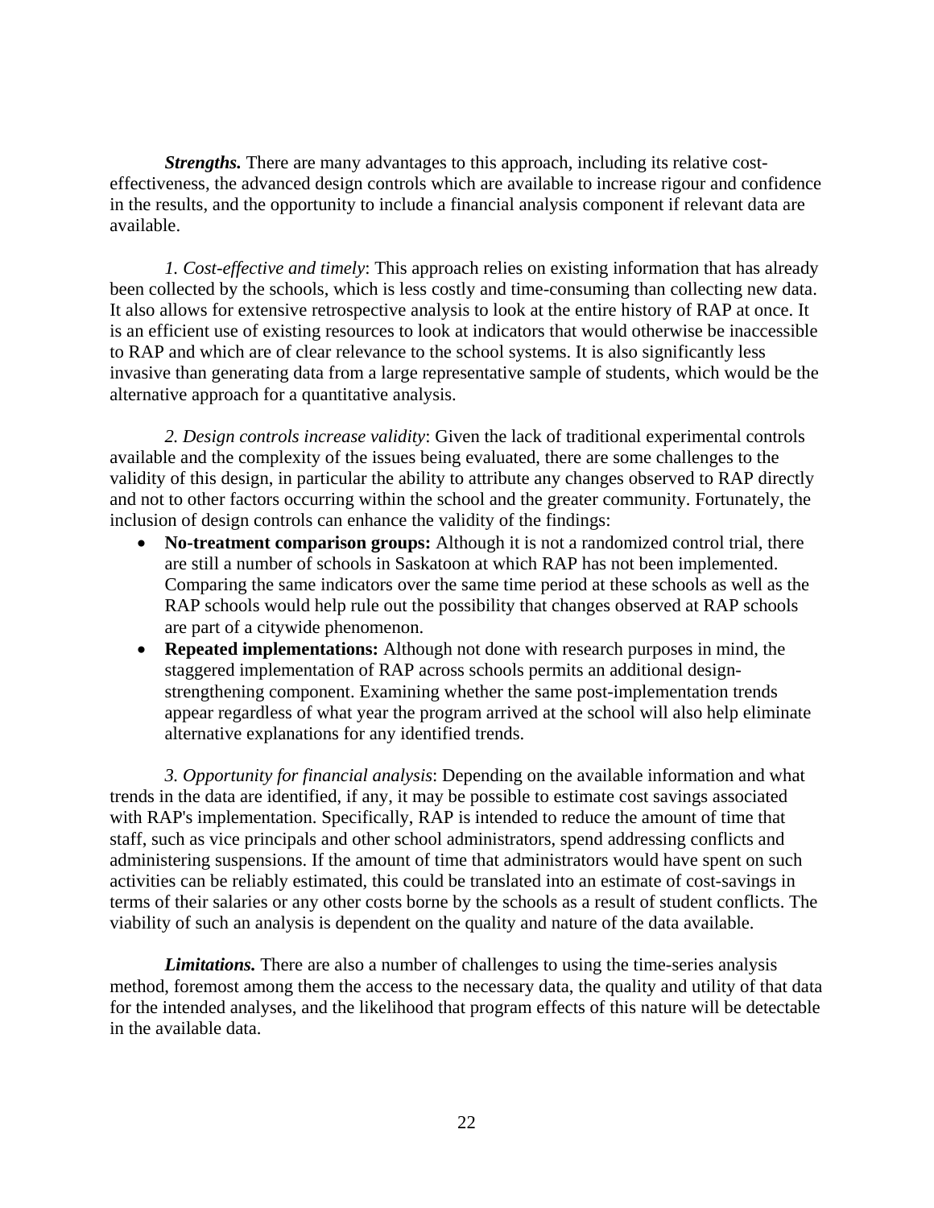***Strengths.*** There are many advantages to this approach, including its relative cost-effectiveness, the advanced design controls which are available to increase rigour and confidence in the results, and the opportunity to include a financial analysis component if relevant data are available.

*1. Cost-effective and timely*: This approach relies on existing information that has already been collected by the schools, which is less costly and time-consuming than collecting new data. It also allows for extensive retrospective analysis to look at the entire history of RAP at once. It is an efficient use of existing resources to look at indicators that would otherwise be inaccessible to RAP and which are of clear relevance to the school systems. It is also significantly less invasive than generating data from a large representative sample of students, which would be the alternative approach for a quantitative analysis.

*2. Design controls increase validity*: Given the lack of traditional experimental controls available and the complexity of the issues being evaluated, there are some challenges to the validity of this design, in particular the ability to attribute any changes observed to RAP directly and not to other factors occurring within the school and the greater community. Fortunately, the inclusion of design controls can enhance the validity of the findings:

- **No-treatment comparison groups:** Although it is not a randomized control trial, there are still a number of schools in Saskatoon at which RAP has not been implemented. Comparing the same indicators over the same time period at these schools as well as the RAP schools would help rule out the possibility that changes observed at RAP schools are part of a citywide phenomenon.
- **Repeated implementations:** Although not done with research purposes in mind, the staggered implementation of RAP across schools permits an additional design-strengthening component. Examining whether the same post-implementation trends appear regardless of what year the program arrived at the school will also help eliminate alternative explanations for any identified trends.

*3. Opportunity for financial analysis*: Depending on the available information and what trends in the data are identified, if any, it may be possible to estimate cost savings associated with RAP's implementation. Specifically, RAP is intended to reduce the amount of time that staff, such as vice principals and other school administrators, spend addressing conflicts and administering suspensions. If the amount of time that administrators would have spent on such activities can be reliably estimated, this could be translated into an estimate of cost-savings in terms of their salaries or any other costs borne by the schools as a result of student conflicts. The viability of such an analysis is dependent on the quality and nature of the data available.

***Limitations.*** There are also a number of challenges to using the time-series analysis method, foremost among them the access to the necessary data, the quality and utility of that data for the intended analyses, and the likelihood that program effects of this nature will be detectable in the available data.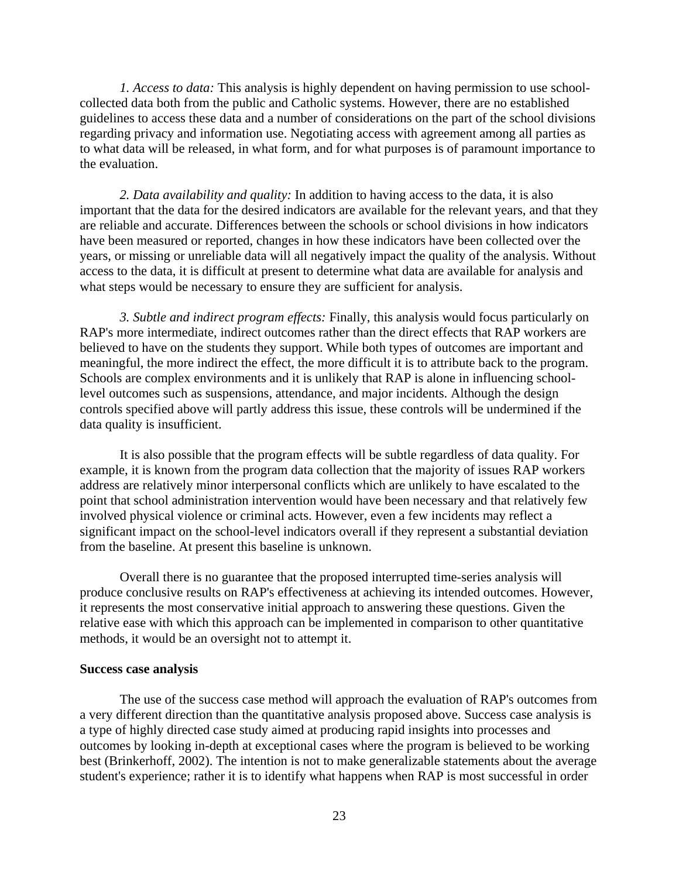*1. Access to data:* This analysis is highly dependent on having permission to use school-collected data both from the public and Catholic systems. However, there are no established guidelines to access these data and a number of considerations on the part of the school divisions regarding privacy and information use. Negotiating access with agreement among all parties as to what data will be released, in what form, and for what purposes is of paramount importance to the evaluation.

*2. Data availability and quality:* In addition to having access to the data, it is also important that the data for the desired indicators are available for the relevant years, and that they are reliable and accurate. Differences between the schools or school divisions in how indicators have been measured or reported, changes in how these indicators have been collected over the years, or missing or unreliable data will all negatively impact the quality of the analysis. Without access to the data, it is difficult at present to determine what data are available for analysis and what steps would be necessary to ensure they are sufficient for analysis.

*3. Subtle and indirect program effects:* Finally, this analysis would focus particularly on RAP's more intermediate, indirect outcomes rather than the direct effects that RAP workers are believed to have on the students they support. While both types of outcomes are important and meaningful, the more indirect the effect, the more difficult it is to attribute back to the program. Schools are complex environments and it is unlikely that RAP is alone in influencing school-level outcomes such as suspensions, attendance, and major incidents. Although the design controls specified above will partly address this issue, these controls will be undermined if the data quality is insufficient.

It is also possible that the program effects will be subtle regardless of data quality. For example, it is known from the program data collection that the majority of issues RAP workers address are relatively minor interpersonal conflicts which are unlikely to have escalated to the point that school administration intervention would have been necessary and that relatively few involved physical violence or criminal acts. However, even a few incidents may reflect a significant impact on the school-level indicators overall if they represent a substantial deviation from the baseline. At present this baseline is unknown.

Overall there is no guarantee that the proposed interrupted time-series analysis will produce conclusive results on RAP's effectiveness at achieving its intended outcomes. However, it represents the most conservative initial approach to answering these questions. Given the relative ease with which this approach can be implemented in comparison to other quantitative methods, it would be an oversight not to attempt it.

**Success case analysis**

The use of the success case method will approach the evaluation of RAP's outcomes from a very different direction than the quantitative analysis proposed above. Success case analysis is a type of highly directed case study aimed at producing rapid insights into processes and outcomes by looking in-depth at exceptional cases where the program is believed to be working best (Brinkerhoff, 2002). The intention is not to make generalizable statements about the average student's experience; rather it is to identify what happens when RAP is most successful in order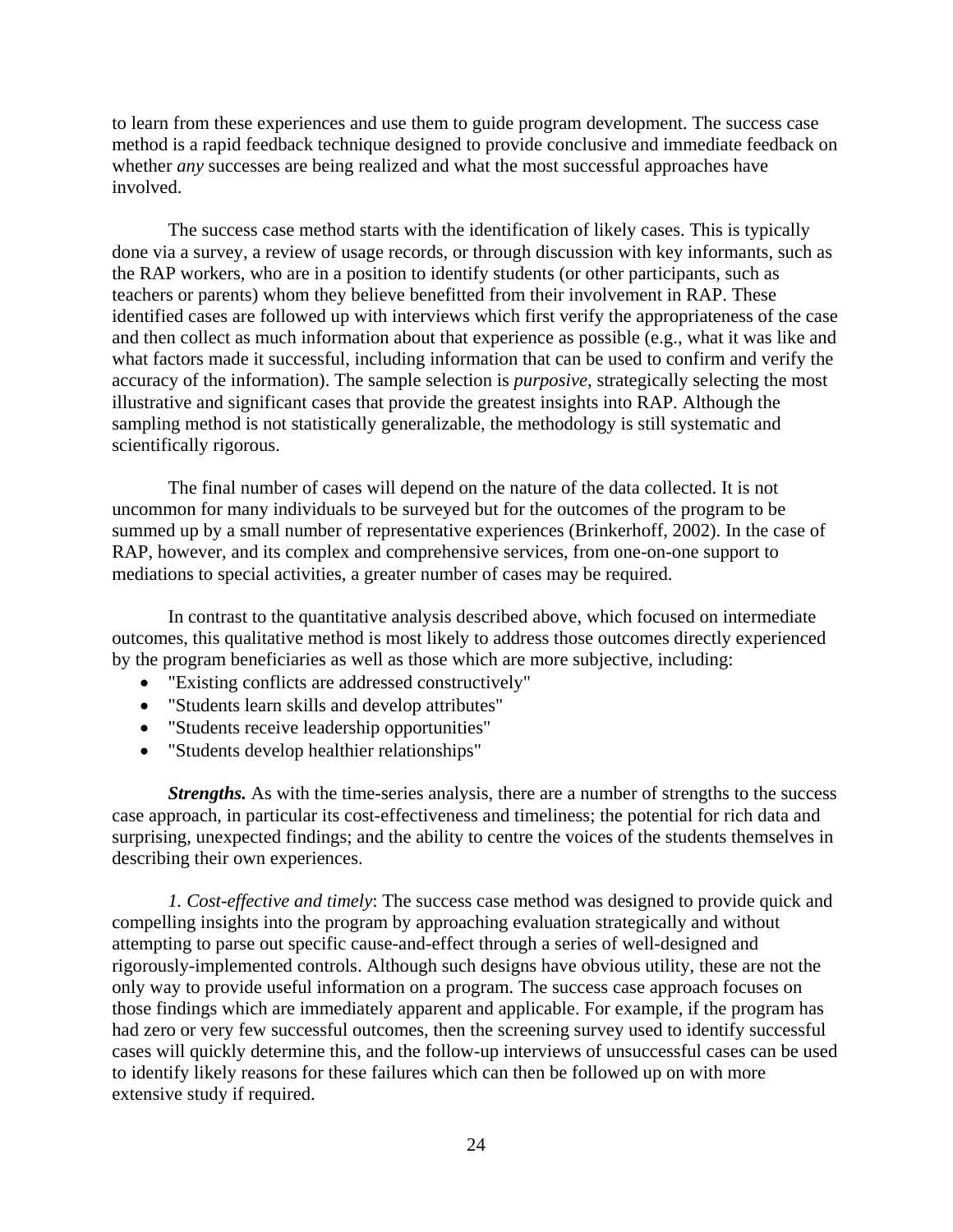to learn from these experiences and use them to guide program development. The success case method is a rapid feedback technique designed to provide conclusive and immediate feedback on whether *any* successes are being realized and what the most successful approaches have involved.

The success case method starts with the identification of likely cases. This is typically done via a survey, a review of usage records, or through discussion with key informants, such as the RAP workers, who are in a position to identify students (or other participants, such as teachers or parents) whom they believe benefitted from their involvement in RAP. These identified cases are followed up with interviews which first verify the appropriateness of the case and then collect as much information about that experience as possible (e.g., what it was like and what factors made it successful, including information that can be used to confirm and verify the accuracy of the information). The sample selection is *purposive*, strategically selecting the most illustrative and significant cases that provide the greatest insights into RAP. Although the sampling method is not statistically generalizable, the methodology is still systematic and scientifically rigorous.

The final number of cases will depend on the nature of the data collected. It is not uncommon for many individuals to be surveyed but for the outcomes of the program to be summed up by a small number of representative experiences (Brinkerhoff, 2002). In the case of RAP, however, and its complex and comprehensive services, from one-on-one support to mediations to special activities, a greater number of cases may be required.

In contrast to the quantitative analysis described above, which focused on intermediate outcomes, this qualitative method is most likely to address those outcomes directly experienced by the program beneficiaries as well as those which are more subjective, including:

- "Existing conflicts are addressed constructively"
- "Students learn skills and develop attributes"
- "Students receive leadership opportunities"
- "Students develop healthier relationships"

***Strengths.*** As with the time-series analysis, there are a number of strengths to the success case approach, in particular its cost-effectiveness and timeliness; the potential for rich data and surprising, unexpected findings; and the ability to centre the voices of the students themselves in describing their own experiences.

*1. Cost-effective and timely*: The success case method was designed to provide quick and compelling insights into the program by approaching evaluation strategically and without attempting to parse out specific cause-and-effect through a series of well-designed and rigorously-implemented controls. Although such designs have obvious utility, these are not the only way to provide useful information on a program. The success case approach focuses on those findings which are immediately apparent and applicable. For example, if the program has had zero or very few successful outcomes, then the screening survey used to identify successful cases will quickly determine this, and the follow-up interviews of unsuccessful cases can be used to identify likely reasons for these failures which can then be followed up on with more extensive study if required.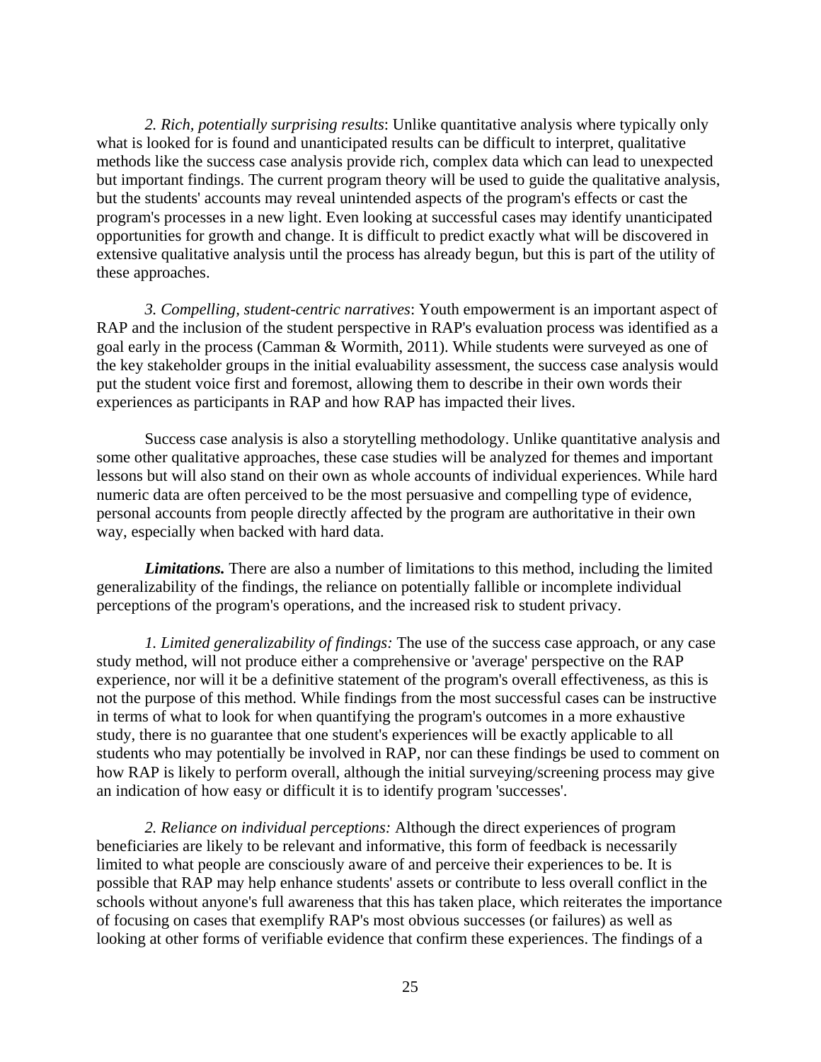*2. Rich, potentially surprising results*: Unlike quantitative analysis where typically only what is looked for is found and unanticipated results can be difficult to interpret, qualitative methods like the success case analysis provide rich, complex data which can lead to unexpected but important findings. The current program theory will be used to guide the qualitative analysis, but the students' accounts may reveal unintended aspects of the program's effects or cast the program's processes in a new light. Even looking at successful cases may identify unanticipated opportunities for growth and change. It is difficult to predict exactly what will be discovered in extensive qualitative analysis until the process has already begun, but this is part of the utility of these approaches.

*3. Compelling, student-centric narratives*: Youth empowerment is an important aspect of RAP and the inclusion of the student perspective in RAP's evaluation process was identified as a goal early in the process (Camman & Wormith, 2011). While students were surveyed as one of the key stakeholder groups in the initial evaluability assessment, the success case analysis would put the student voice first and foremost, allowing them to describe in their own words their experiences as participants in RAP and how RAP has impacted their lives.

Success case analysis is also a storytelling methodology. Unlike quantitative analysis and some other qualitative approaches, these case studies will be analyzed for themes and important lessons but will also stand on their own as whole accounts of individual experiences. While hard numeric data are often perceived to be the most persuasive and compelling type of evidence, personal accounts from people directly affected by the program are authoritative in their own way, especially when backed with hard data.

***Limitations.*** There are also a number of limitations to this method, including the limited generalizability of the findings, the reliance on potentially fallible or incomplete individual perceptions of the program's operations, and the increased risk to student privacy.

*1. Limited generalizability of findings:* The use of the success case approach, or any case study method, will not produce either a comprehensive or 'average' perspective on the RAP experience, nor will it be a definitive statement of the program's overall effectiveness, as this is not the purpose of this method. While findings from the most successful cases can be instructive in terms of what to look for when quantifying the program's outcomes in a more exhaustive study, there is no guarantee that one student's experiences will be exactly applicable to all students who may potentially be involved in RAP, nor can these findings be used to comment on how RAP is likely to perform overall, although the initial surveying/screening process may give an indication of how easy or difficult it is to identify program 'successes'.

*2. Reliance on individual perceptions:* Although the direct experiences of program beneficiaries are likely to be relevant and informative, this form of feedback is necessarily limited to what people are consciously aware of and perceive their experiences to be. It is possible that RAP may help enhance students' assets or contribute to less overall conflict in the schools without anyone's full awareness that this has taken place, which reiterates the importance of focusing on cases that exemplify RAP's most obvious successes (or failures) as well as looking at other forms of verifiable evidence that confirm these experiences. The findings of a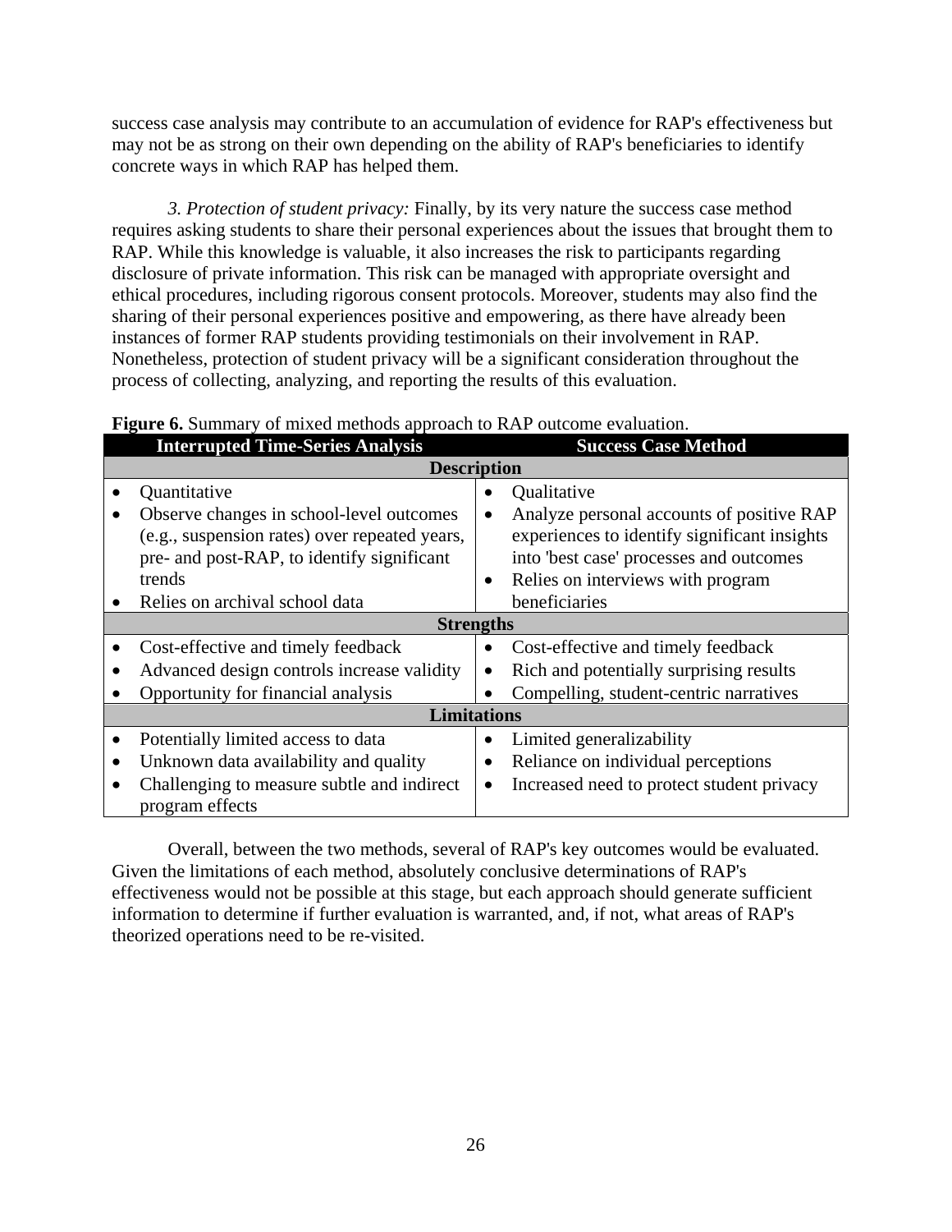success case analysis may contribute to an accumulation of evidence for RAP's effectiveness but may not be as strong on their own depending on the ability of RAP's beneficiaries to identify concrete ways in which RAP has helped them.

*3. Protection of student privacy:* Finally, by its very nature the success case method requires asking students to share their personal experiences about the issues that brought them to RAP. While this knowledge is valuable, it also increases the risk to participants regarding disclosure of private information. This risk can be managed with appropriate oversight and ethical procedures, including rigorous consent protocols. Moreover, students may also find the sharing of their personal experiences positive and empowering, as there have already been instances of former RAP students providing testimonials on their involvement in RAP. Nonetheless, protection of student privacy will be a significant consideration throughout the process of collecting, analyzing, and reporting the results of this evaluation.

**Figure 6.** Summary of mixed methods approach to RAP outcome evaluation.

| Interrupted Time-Series Analysis | Success Case Method |
|---|---|
| **Description** | |
| • Quantitative<br>• Observe changes in school-level outcomes (e.g., suspension rates) over repeated years, pre- and post-RAP, to identify significant trends<br>• Relies on archival school data | • Qualitative<br>• Analyze personal accounts of positive RAP experiences to identify significant insights into 'best case' processes and outcomes<br>• Relies on interviews with program beneficiaries |
| **Strengths** | |
| • Cost-effective and timely feedback<br>• Advanced design controls increase validity<br>• Opportunity for financial analysis | • Cost-effective and timely feedback<br>• Rich and potentially surprising results<br>• Compelling, student-centric narratives |
| **Limitations** | |
| • Potentially limited access to data<br>• Unknown data availability and quality<br>• Challenging to measure subtle and indirect program effects | • Limited generalizability<br>• Reliance on individual perceptions<br>• Increased need to protect student privacy |

Overall, between the two methods, several of RAP's key outcomes would be evaluated. Given the limitations of each method, absolutely conclusive determinations of RAP's effectiveness would not be possible at this stage, but each approach should generate sufficient information to determine if further evaluation is warranted, and, if not, what areas of RAP's theorized operations need to be re-visited.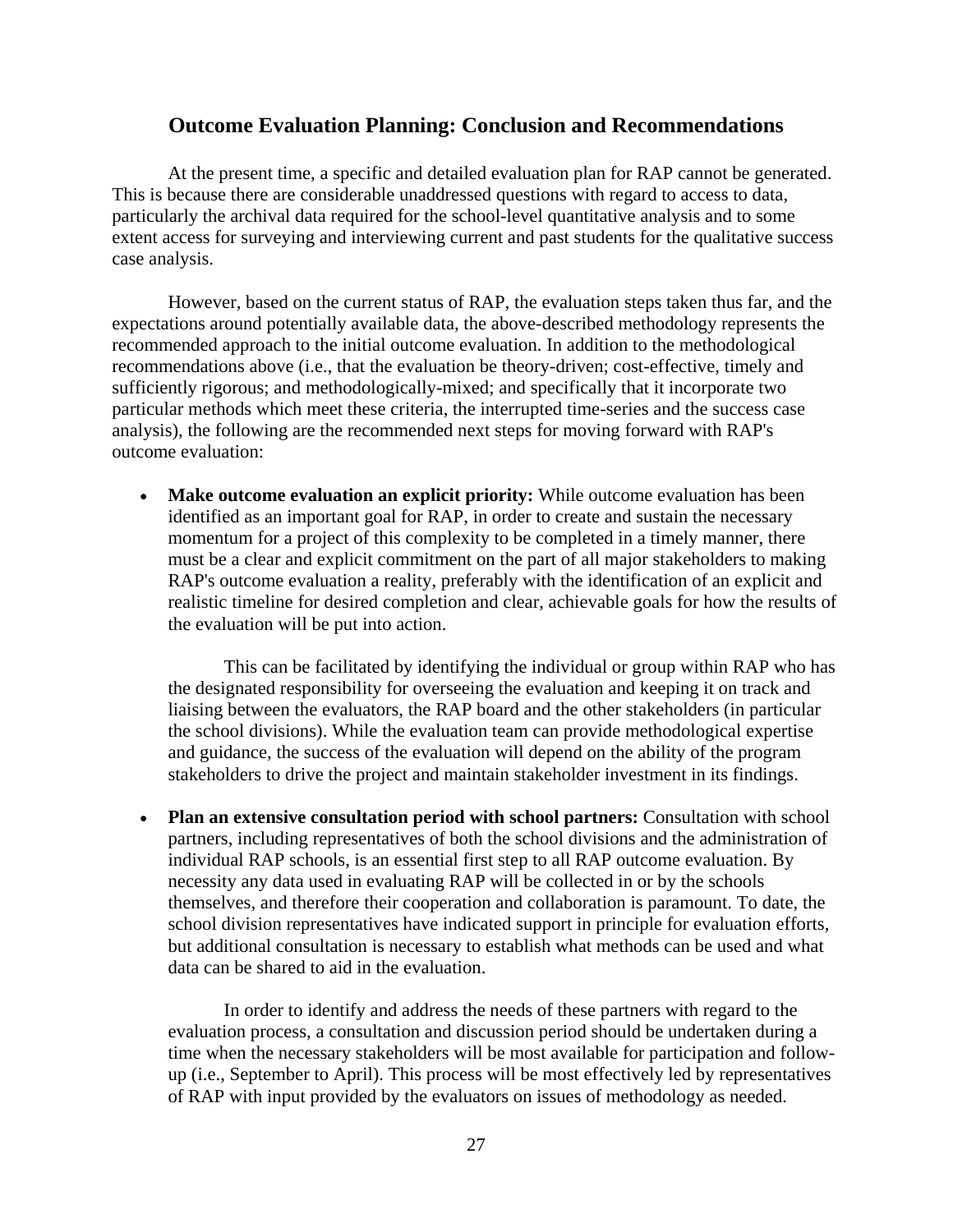## Outcome Evaluation Planning: Conclusion and Recommendations

At the present time, a specific and detailed evaluation plan for RAP cannot be generated. This is because there are considerable unaddressed questions with regard to access to data, particularly the archival data required for the school-level quantitative analysis and to some extent access for surveying and interviewing current and past students for the qualitative success case analysis.

However, based on the current status of RAP, the evaluation steps taken thus far, and the expectations around potentially available data, the above-described methodology represents the recommended approach to the initial outcome evaluation. In addition to the methodological recommendations above (i.e., that the evaluation be theory-driven; cost-effective, timely and sufficiently rigorous; and methodologically-mixed; and specifically that it incorporate two particular methods which meet these criteria, the interrupted time-series and the success case analysis), the following are the recommended next steps for moving forward with RAP's outcome evaluation:

- **Make outcome evaluation an explicit priority:** While outcome evaluation has been identified as an important goal for RAP, in order to create and sustain the necessary momentum for a project of this complexity to be completed in a timely manner, there must be a clear and explicit commitment on the part of all major stakeholders to making RAP's outcome evaluation a reality, preferably with the identification of an explicit and realistic timeline for desired completion and clear, achievable goals for how the results of the evaluation will be put into action.

  This can be facilitated by identifying the individual or group within RAP who has the designated responsibility for overseeing the evaluation and keeping it on track and liaising between the evaluators, the RAP board and the other stakeholders (in particular the school divisions). While the evaluation team can provide methodological expertise and guidance, the success of the evaluation will depend on the ability of the program stakeholders to drive the project and maintain stakeholder investment in its findings.

- **Plan an extensive consultation period with school partners:** Consultation with school partners, including representatives of both the school divisions and the administration of individual RAP schools, is an essential first step to all RAP outcome evaluation. By necessity any data used in evaluating RAP will be collected in or by the schools themselves, and therefore their cooperation and collaboration is paramount. To date, the school division representatives have indicated support in principle for evaluation efforts, but additional consultation is necessary to establish what methods can be used and what data can be shared to aid in the evaluation.

  In order to identify and address the needs of these partners with regard to the evaluation process, a consultation and discussion period should be undertaken during a time when the necessary stakeholders will be most available for participation and follow-up (i.e., September to April). This process will be most effectively led by representatives of RAP with input provided by the evaluators on issues of methodology as needed.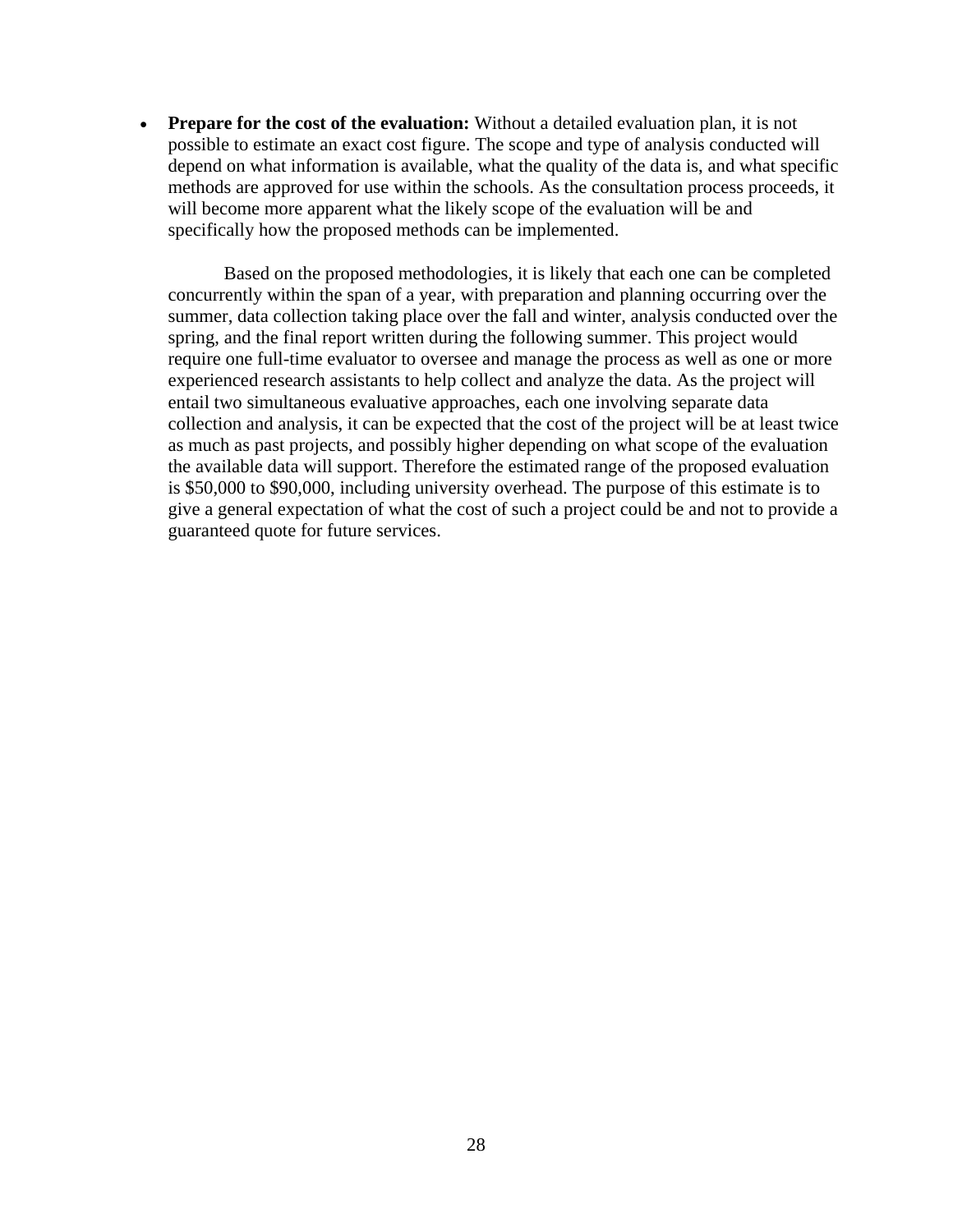- **Prepare for the cost of the evaluation:** Without a detailed evaluation plan, it is not possible to estimate an exact cost figure. The scope and type of analysis conducted will depend on what information is available, what the quality of the data is, and what specific methods are approved for use within the schools. As the consultation process proceeds, it will become more apparent what the likely scope of the evaluation will be and specifically how the proposed methods can be implemented.

  Based on the proposed methodologies, it is likely that each one can be completed concurrently within the span of a year, with preparation and planning occurring over the summer, data collection taking place over the fall and winter, analysis conducted over the spring, and the final report written during the following summer. This project would require one full-time evaluator to oversee and manage the process as well as one or more experienced research assistants to help collect and analyze the data. As the project will entail two simultaneous evaluative approaches, each one involving separate data collection and analysis, it can be expected that the cost of the project will be at least twice as much as past projects, and possibly higher depending on what scope of the evaluation the available data will support. Therefore the estimated range of the proposed evaluation is $50,000 to $90,000, including university overhead. The purpose of this estimate is to give a general expectation of what the cost of such a project could be and not to provide a guaranteed quote for future services.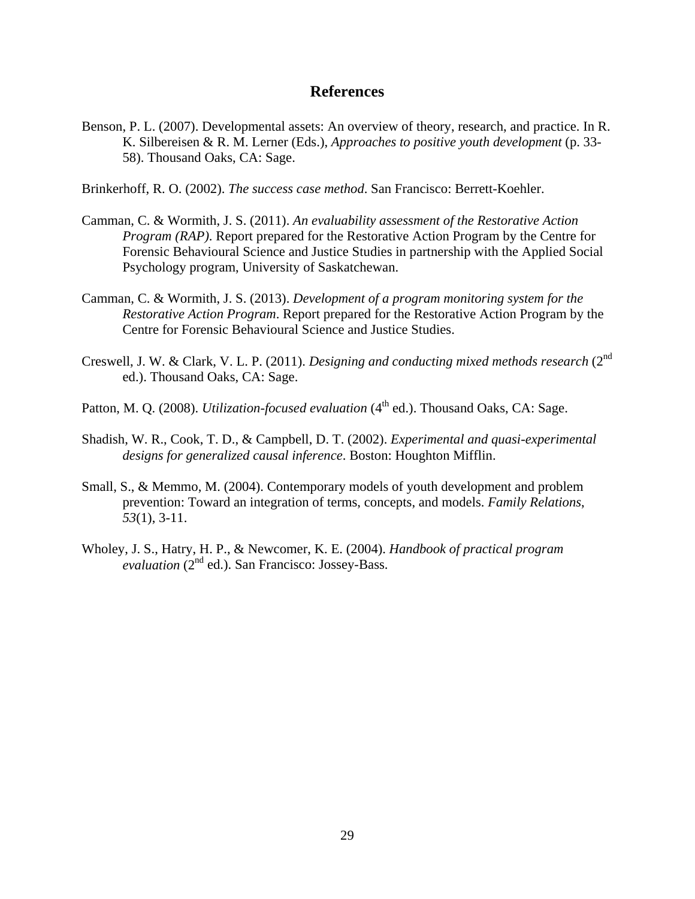# References

Benson, P. L. (2007). Developmental assets: An overview of theory, research, and practice. In R. K. Silbereisen & R. M. Lerner (Eds.), *Approaches to positive youth development* (p. 33-58). Thousand Oaks, CA: Sage.

Brinkerhoff, R. O. (2002). *The success case method*. San Francisco: Berrett-Koehler.

Camman, C. & Wormith, J. S. (2011). *An evaluability assessment of the Restorative Action Program (RAP)*. Report prepared for the Restorative Action Program by the Centre for Forensic Behavioural Science and Justice Studies in partnership with the Applied Social Psychology program, University of Saskatchewan.

Camman, C. & Wormith, J. S. (2013). *Development of a program monitoring system for the Restorative Action Program*. Report prepared for the Restorative Action Program by the Centre for Forensic Behavioural Science and Justice Studies.

Creswell, J. W. & Clark, V. L. P. (2011). *Designing and conducting mixed methods research* (2nd ed.). Thousand Oaks, CA: Sage.

Patton, M. Q. (2008). *Utilization-focused evaluation* (4th ed.). Thousand Oaks, CA: Sage.

Shadish, W. R., Cook, T. D., & Campbell, D. T. (2002). *Experimental and quasi-experimental designs for generalized causal inference*. Boston: Houghton Mifflin.

Small, S., & Memmo, M. (2004). Contemporary models of youth development and problem prevention: Toward an integration of terms, concepts, and models. *Family Relations, 53*(1), 3-11.

Wholey, J. S., Hatry, H. P., & Newcomer, K. E. (2004). *Handbook of practical program evaluation* (2nd ed.). San Francisco: Jossey-Bass.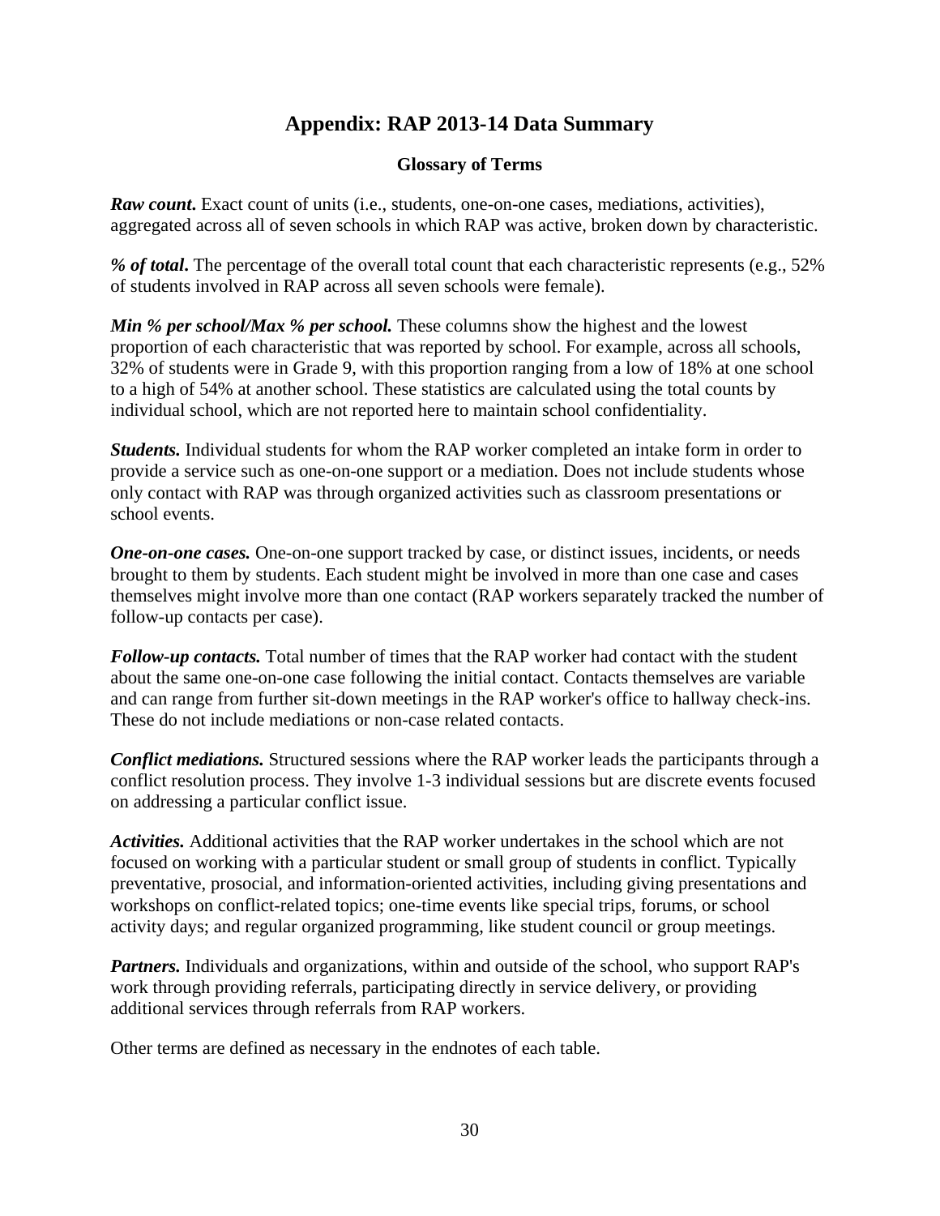# Appendix: RAP 2013-14 Data Summary

### Glossary of Terms

***Raw count***. Exact count of units (i.e., students, one-on-one cases, mediations, activities), aggregated across all of seven schools in which RAP was active, broken down by characteristic.

***% of total***. The percentage of the overall total count that each characteristic represents (e.g., 52% of students involved in RAP across all seven schools were female).

***Min % per school/Max % per school.*** These columns show the highest and the lowest proportion of each characteristic that was reported by school. For example, across all schools, 32% of students were in Grade 9, with this proportion ranging from a low of 18% at one school to a high of 54% at another school. These statistics are calculated using the total counts by individual school, which are not reported here to maintain school confidentiality.

***Students.*** Individual students for whom the RAP worker completed an intake form in order to provide a service such as one-on-one support or a mediation. Does not include students whose only contact with RAP was through organized activities such as classroom presentations or school events.

***One-on-one cases.*** One-on-one support tracked by case, or distinct issues, incidents, or needs brought to them by students. Each student might be involved in more than one case and cases themselves might involve more than one contact (RAP workers separately tracked the number of follow-up contacts per case).

***Follow-up contacts.*** Total number of times that the RAP worker had contact with the student about the same one-on-one case following the initial contact. Contacts themselves are variable and can range from further sit-down meetings in the RAP worker's office to hallway check-ins. These do not include mediations or non-case related contacts.

***Conflict mediations.*** Structured sessions where the RAP worker leads the participants through a conflict resolution process. They involve 1-3 individual sessions but are discrete events focused on addressing a particular conflict issue.

***Activities.*** Additional activities that the RAP worker undertakes in the school which are not focused on working with a particular student or small group of students in conflict. Typically preventative, prosocial, and information-oriented activities, including giving presentations and workshops on conflict-related topics; one-time events like special trips, forums, or school activity days; and regular organized programming, like student council or group meetings.

***Partners.*** Individuals and organizations, within and outside of the school, who support RAP's work through providing referrals, participating directly in service delivery, or providing additional services through referrals from RAP workers.

Other terms are defined as necessary in the endnotes of each table.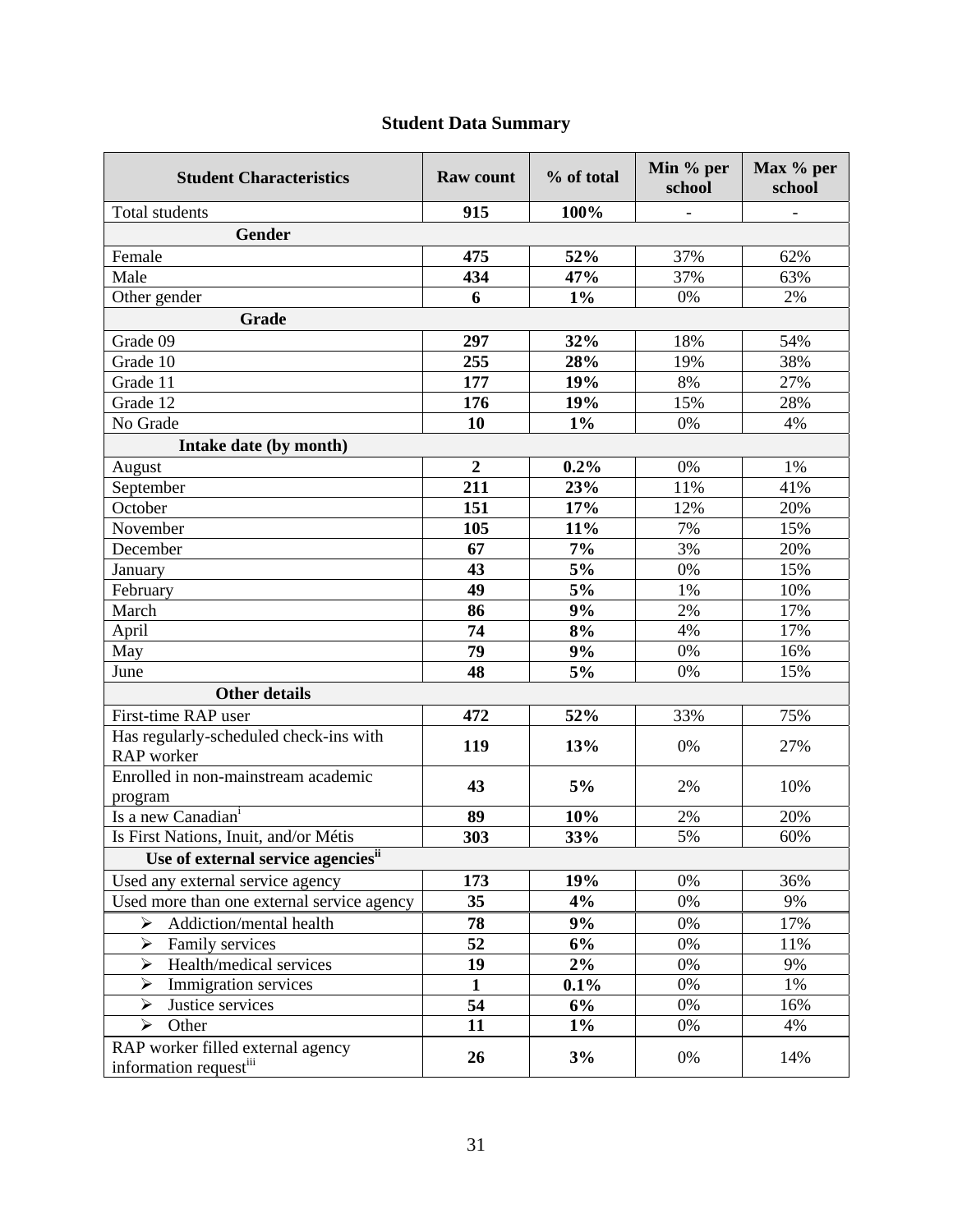## Student Data Summary

| Student Characteristics | Raw count | % of total | Min % per school | Max % per school |
|---|---|---|---|---|
| Total students | **915** | **100%** | - | - |
| **Gender** | | | | |
| Female | **475** | **52%** | 37% | 62% |
| Male | **434** | **47%** | 37% | 63% |
| Other gender | **6** | **1%** | 0% | 2% |
| **Grade** | | | | |
| Grade 09 | **297** | **32%** | 18% | 54% |
| Grade 10 | **255** | **28%** | 19% | 38% |
| Grade 11 | **177** | **19%** | 8% | 27% |
| Grade 12 | **176** | **19%** | 15% | 28% |
| No Grade | **10** | **1%** | 0% | 4% |
| **Intake date (by month)** | | | | |
| August | **2** | **0.2%** | 0% | 1% |
| September | **211** | **23%** | 11% | 41% |
| October | **151** | **17%** | 12% | 20% |
| November | **105** | **11%** | 7% | 15% |
| December | **67** | **7%** | 3% | 20% |
| January | **43** | **5%** | 0% | 15% |
| February | **49** | **5%** | 1% | 10% |
| March | **86** | **9%** | 2% | 17% |
| April | **74** | **8%** | 4% | 17% |
| May | **79** | **9%** | 0% | 16% |
| June | **48** | **5%** | 0% | 15% |
| **Other details** | | | | |
| First-time RAP user | **472** | **52%** | 33% | 75% |
| Has regularly-scheduled check-ins with RAP worker | **119** | **13%** | 0% | 27% |
| Enrolled in non-mainstream academic program | **43** | **5%** | 2% | 10% |
| Is a new Canadian[i] | **89** | **10%** | 2% | 20% |
| Is First Nations, Inuit, and/or Métis | **303** | **33%** | 5% | 60% |
| **Use of external service agencies[ii]** | | | | |
| Used any external service agency | **173** | **19%** | 0% | 36% |
| Used more than one external service agency | **35** | **4%** | 0% | 9% |
| ➢ Addiction/mental health | **78** | **9%** | 0% | 17% |
| ➢ Family services | **52** | **6%** | 0% | 11% |
| ➢ Health/medical services | **19** | **2%** | 0% | 9% |
| ➢ Immigration services | **1** | **0.1%** | 0% | 1% |
| ➢ Justice services | **54** | **6%** | 0% | 16% |
| ➢ Other | **11** | **1%** | 0% | 4% |
| RAP worker filled external agency information request[iii] | **26** | **3%** | 0% | 14% |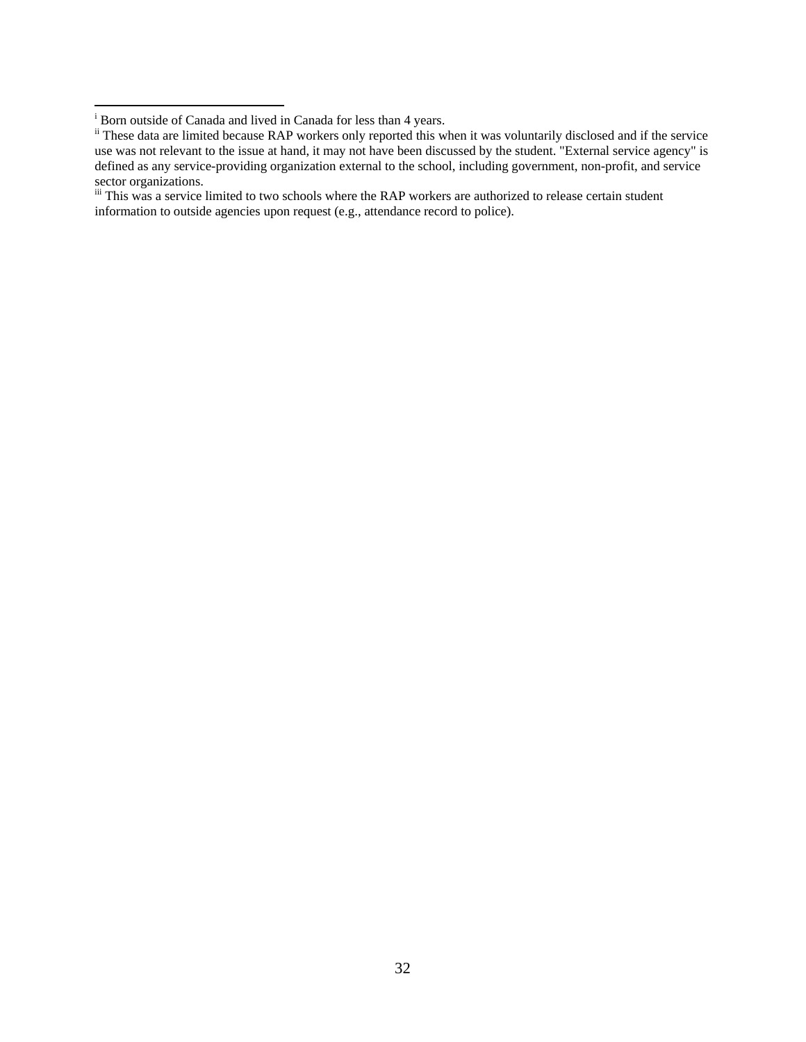[i] Born outside of Canada and lived in Canada for less than 4 years.

[ii] These data are limited because RAP workers only reported this when it was voluntarily disclosed and if the service use was not relevant to the issue at hand, it may not have been discussed by the student. "External service agency" is defined as any service-providing organization external to the school, including government, non-profit, and service sector organizations.

[iii] This was a service limited to two schools where the RAP workers are authorized to release certain student information to outside agencies upon request (e.g., attendance record to police).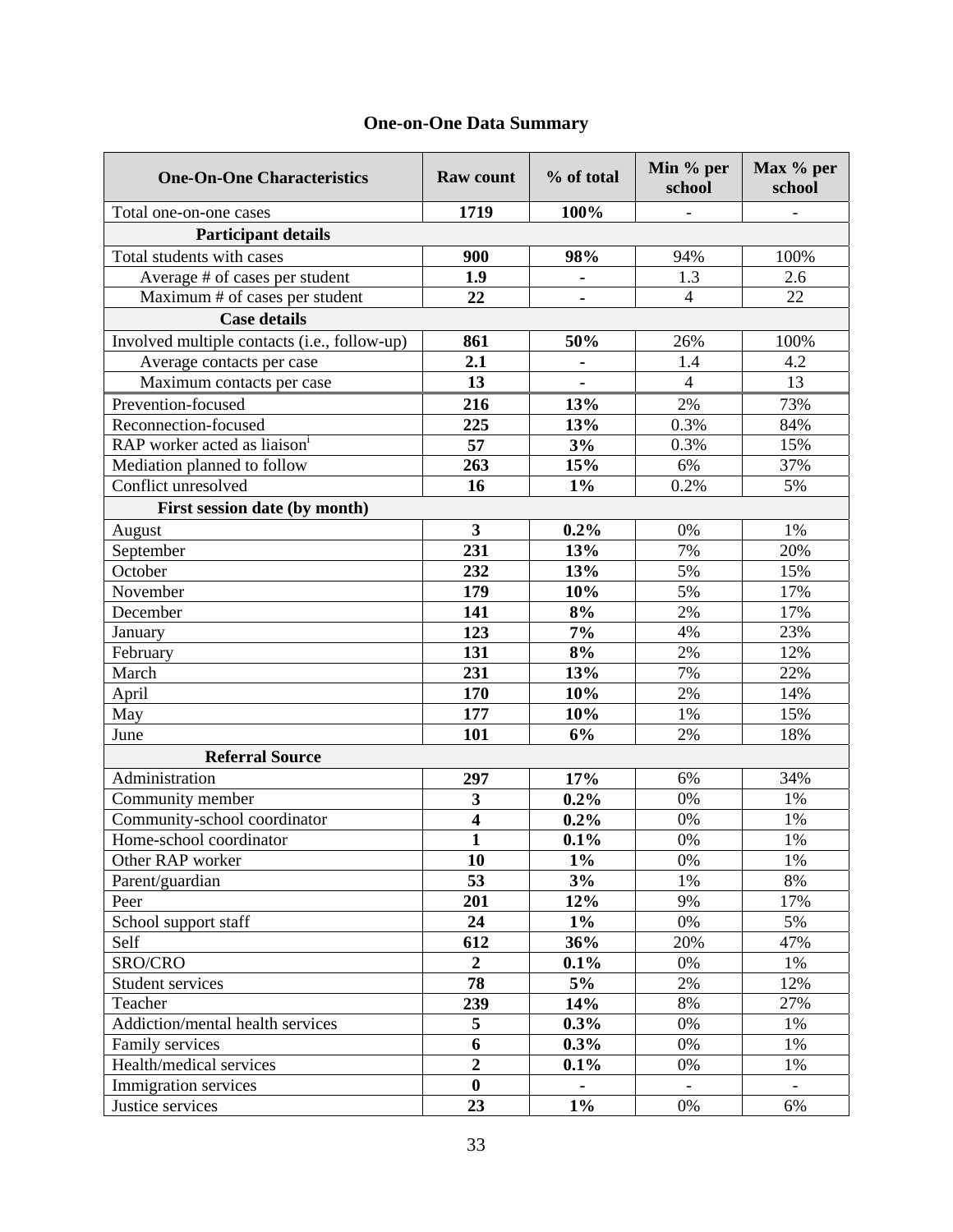## One-on-One Data Summary

| One-On-One Characteristics | Raw count | % of total | Min % per school | Max % per school |
|---|---|---|---|---|
| Total one-on-one cases | **1719** | **100%** | - | - |
| **Participant details** | | | | |
| Total students with cases | **900** | **98%** | 94% | 100% |
| Average # of cases per student | **1.9** | **-** | 1.3 | 2.6 |
| Maximum # of cases per student | **22** | **-** | 4 | 22 |
| **Case details** | | | | |
| Involved multiple contacts (i.e., follow-up) | **861** | **50%** | 26% | 100% |
| Average contacts per case | **2.1** | **-** | 1.4 | 4.2 |
| Maximum contacts per case | **13** | **-** | 4 | 13 |
| Prevention-focused | **216** | **13%** | 2% | 73% |
| Reconnection-focused | **225** | **13%** | 0.3% | 84% |
| RAP worker acted as liaison[i] | **57** | **3%** | 0.3% | 15% |
| Mediation planned to follow | **263** | **15%** | 6% | 37% |
| Conflict unresolved | **16** | **1%** | 0.2% | 5% |
| **First session date (by month)** | | | | |
| August | **3** | **0.2%** | 0% | 1% |
| September | **231** | **13%** | 7% | 20% |
| October | **232** | **13%** | 5% | 15% |
| November | **179** | **10%** | 5% | 17% |
| December | **141** | **8%** | 2% | 17% |
| January | **123** | **7%** | 4% | 23% |
| February | **131** | **8%** | 2% | 12% |
| March | **231** | **13%** | 7% | 22% |
| April | **170** | **10%** | 2% | 14% |
| May | **177** | **10%** | 1% | 15% |
| June | **101** | **6%** | 2% | 18% |
| **Referral Source** | | | | |
| Administration | **297** | **17%** | 6% | 34% |
| Community member | **3** | **0.2%** | 0% | 1% |
| Community-school coordinator | **4** | **0.2%** | 0% | 1% |
| Home-school coordinator | **1** | **0.1%** | 0% | 1% |
| Other RAP worker | **10** | **1%** | 0% | 1% |
| Parent/guardian | **53** | **3%** | 1% | 8% |
| Peer | **201** | **12%** | 9% | 17% |
| School support staff | **24** | **1%** | 0% | 5% |
| Self | **612** | **36%** | 20% | 47% |
| SRO/CRO | **2** | **0.1%** | 0% | 1% |
| Student services | **78** | **5%** | 2% | 12% |
| Teacher | **239** | **14%** | 8% | 27% |
| Addiction/mental health services | **5** | **0.3%** | 0% | 1% |
| Family services | **6** | **0.3%** | 0% | 1% |
| Health/medical services | **2** | **0.1%** | 0% | 1% |
| Immigration services | **0** | **-** | - | - |
| Justice services | **23** | **1%** | 0% | 6% |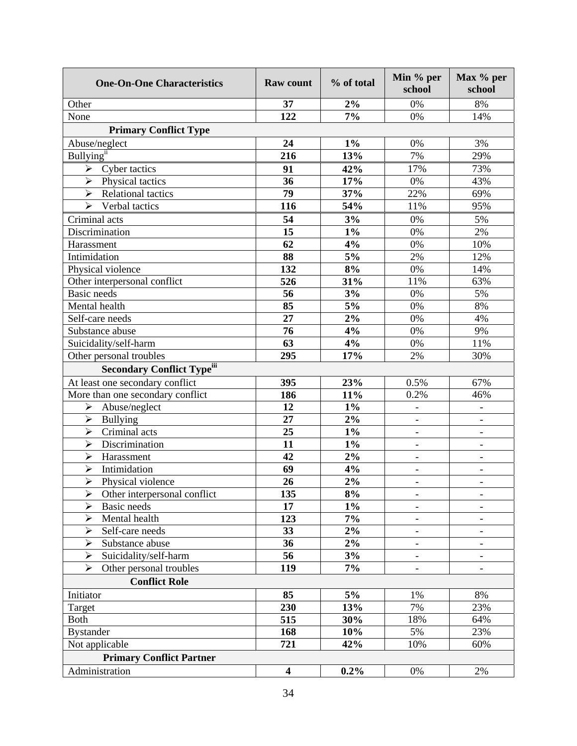| One-On-One Characteristics | Raw count | % of total | Min % per school | Max % per school |
|---|---|---|---|---|
| Other | **37** | **2%** | 0% | 8% |
| None | **122** | **7%** | 0% | 14% |
| **Primary Conflict Type** | | | | |
| Abuse/neglect | **24** | **1%** | 0% | 3% |
| Bullying[ii] | **216** | **13%** | 7% | 29% |
| ➢ Cyber tactics | **91** | **42%** | 17% | 73% |
| ➢ Physical tactics | **36** | **17%** | 0% | 43% |
| ➢ Relational tactics | **79** | **37%** | 22% | 69% |
| ➢ Verbal tactics | **116** | **54%** | 11% | 95% |
| Criminal acts | **54** | **3%** | 0% | 5% |
| Discrimination | **15** | **1%** | 0% | 2% |
| Harassment | **62** | **4%** | 0% | 10% |
| Intimidation | **88** | **5%** | 2% | 12% |
| Physical violence | **132** | **8%** | 0% | 14% |
| Other interpersonal conflict | **526** | **31%** | 11% | 63% |
| Basic needs | **56** | **3%** | 0% | 5% |
| Mental health | **85** | **5%** | 0% | 8% |
| Self-care needs | **27** | **2%** | 0% | 4% |
| Substance abuse | **76** | **4%** | 0% | 9% |
| Suicidality/self-harm | **63** | **4%** | 0% | 11% |
| Other personal troubles | **295** | **17%** | 2% | 30% |
| **Secondary Conflict Type[iii]** | | | | |
| At least one secondary conflict | **395** | **23%** | 0.5% | 67% |
| More than one secondary conflict | **186** | **11%** | 0.2% | 46% |
| ➢ Abuse/neglect | **12** | **1%** | - | - |
| ➢ Bullying | **27** | **2%** | - | - |
| ➢ Criminal acts | **25** | **1%** | - | - |
| ➢ Discrimination | **11** | **1%** | - | - |
| ➢ Harassment | **42** | **2%** | - | - |
| ➢ Intimidation | **69** | **4%** | - | - |
| ➢ Physical violence | **26** | **2%** | - | - |
| ➢ Other interpersonal conflict | **135** | **8%** | - | - |
| ➢ Basic needs | **17** | **1%** | - | - |
| ➢ Mental health | **123** | **7%** | - | - |
| ➢ Self-care needs | **33** | **2%** | - | - |
| ➢ Substance abuse | **36** | **2%** | - | - |
| ➢ Suicidality/self-harm | **56** | **3%** | - | - |
| ➢ Other personal troubles | **119** | **7%** | - | - |
| **Conflict Role** | | | | |
| Initiator | **85** | **5%** | 1% | 8% |
| Target | **230** | **13%** | 7% | 23% |
| Both | **515** | **30%** | 18% | 64% |
| Bystander | **168** | **10%** | 5% | 23% |
| Not applicable | **721** | **42%** | 10% | 60% |
| **Primary Conflict Partner** | | | | |
| Administration | **4** | **0.2%** | 0% | 2% |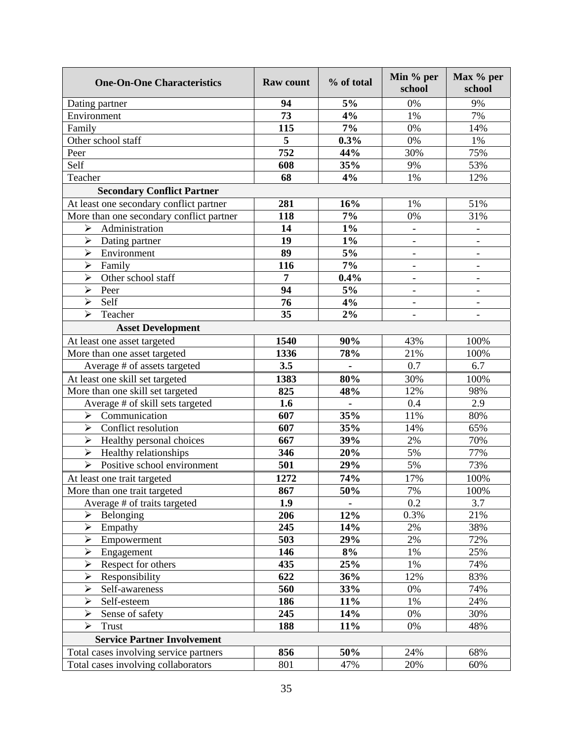| One-On-One Characteristics | Raw count | % of total | Min % per school | Max % per school |
|---|---|---|---|---|
| Dating partner | **94** | **5%** | 0% | 9% |
| Environment | **73** | **4%** | 1% | 7% |
| Family | **115** | **7%** | 0% | 14% |
| Other school staff | **5** | **0.3%** | 0% | 1% |
| Peer | **752** | **44%** | 30% | 75% |
| Self | **608** | **35%** | 9% | 53% |
| Teacher | **68** | **4%** | 1% | 12% |
| **Secondary Conflict Partner** | | | | |
| At least one secondary conflict partner | **281** | **16%** | 1% | 51% |
| More than one secondary conflict partner | **118** | **7%** | 0% | 31% |
| ➢ Administration | **14** | **1%** | - | - |
| ➢ Dating partner | **19** | **1%** | - | - |
| ➢ Environment | **89** | **5%** | - | - |
| ➢ Family | **116** | **7%** | - | - |
| ➢ Other school staff | **7** | **0.4%** | - | - |
| ➢ Peer | **94** | **5%** | - | - |
| ➢ Self | **76** | **4%** | - | - |
| ➢ Teacher | **35** | **2%** | - | - |
| **Asset Development** | | | | |
| At least one asset targeted | **1540** | **90%** | 43% | 100% |
| More than one asset targeted | **1336** | **78%** | 21% | 100% |
| Average # of assets targeted | **3.5** | **-** | 0.7 | 6.7 |
| At least one skill set targeted | **1383** | **80%** | 30% | 100% |
| More than one skill set targeted | **825** | **48%** | 12% | 98% |
| Average # of skill sets targeted | **1.6** | **-** | 0.4 | 2.9 |
| ➢ Communication | **607** | **35%** | 11% | 80% |
| ➢ Conflict resolution | **607** | **35%** | 14% | 65% |
| ➢ Healthy personal choices | **667** | **39%** | 2% | 70% |
| ➢ Healthy relationships | **346** | **20%** | 5% | 77% |
| ➢ Positive school environment | **501** | **29%** | 5% | 73% |
| At least one trait targeted | **1272** | **74%** | 17% | 100% |
| More than one trait targeted | **867** | **50%** | 7% | 100% |
| Average # of traits targeted | **1.9** | **-** | 0.2 | 3.7 |
| ➢ Belonging | **206** | **12%** | 0.3% | 21% |
| ➢ Empathy | **245** | **14%** | 2% | 38% |
| ➢ Empowerment | **503** | **29%** | 2% | 72% |
| ➢ Engagement | **146** | **8%** | 1% | 25% |
| ➢ Respect for others | **435** | **25%** | 1% | 74% |
| ➢ Responsibility | **622** | **36%** | 12% | 83% |
| ➢ Self-awareness | **560** | **33%** | 0% | 74% |
| ➢ Self-esteem | **186** | **11%** | 1% | 24% |
| ➢ Sense of safety | **245** | **14%** | 0% | 30% |
| ➢ Trust | **188** | **11%** | 0% | 48% |
| **Service Partner Involvement** | | | | |
| Total cases involving service partners | **856** | **50%** | 24% | 68% |
| Total cases involving collaborators | 801 | 47% | 20% | 60% |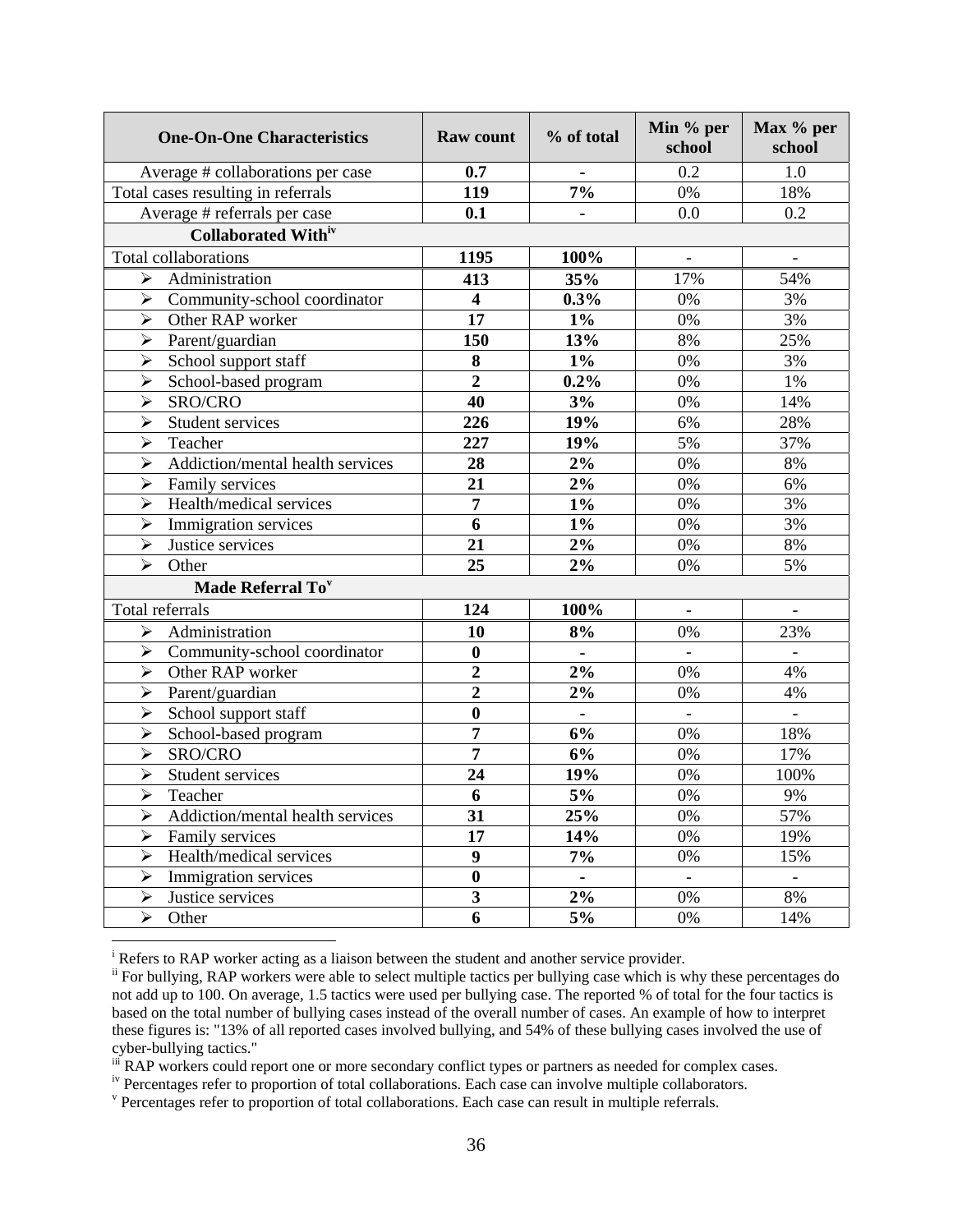| One-On-One Characteristics | Raw count | % of total | Min % per school | Max % per school |
|---|---|---|---|---|
| Average # collaborations per case | **0.7** | **-** | 0.2 | 1.0 |
| Total cases resulting in referrals | **119** | **7%** | 0% | 18% |
| Average # referrals per case | **0.1** | **-** | 0.0 | 0.2 |
| **Collaborated With**[iv] | | | | |
| Total collaborations | **1195** | **100%** | - | - |
| ➢ Administration | **413** | **35%** | 17% | 54% |
| ➢ Community-school coordinator | **4** | **0.3%** | 0% | 3% |
| ➢ Other RAP worker | **17** | **1%** | 0% | 3% |
| ➢ Parent/guardian | **150** | **13%** | 8% | 25% |
| ➢ School support staff | **8** | **1%** | 0% | 3% |
| ➢ School-based program | **2** | **0.2%** | 0% | 1% |
| ➢ SRO/CRO | **40** | **3%** | 0% | 14% |
| ➢ Student services | **226** | **19%** | 6% | 28% |
| ➢ Teacher | **227** | **19%** | 5% | 37% |
| ➢ Addiction/mental health services | **28** | **2%** | 0% | 8% |
| ➢ Family services | **21** | **2%** | 0% | 6% |
| ➢ Health/medical services | **7** | **1%** | 0% | 3% |
| ➢ Immigration services | **6** | **1%** | 0% | 3% |
| ➢ Justice services | **21** | **2%** | 0% | 8% |
| ➢ Other | **25** | **2%** | 0% | 5% |
| **Made Referral To**[v] | | | | |
| Total referrals | **124** | **100%** | - | - |
| ➢ Administration | **10** | **8%** | 0% | 23% |
| ➢ Community-school coordinator | **0** | **-** | - | - |
| ➢ Other RAP worker | **2** | **2%** | 0% | 4% |
| ➢ Parent/guardian | **2** | **2%** | 0% | 4% |
| ➢ School support staff | **0** | **-** | - | - |
| ➢ School-based program | **7** | **6%** | 0% | 18% |
| ➢ SRO/CRO | **7** | **6%** | 0% | 17% |
| ➢ Student services | **24** | **19%** | 0% | 100% |
| ➢ Teacher | **6** | **5%** | 0% | 9% |
| ➢ Addiction/mental health services | **31** | **25%** | 0% | 57% |
| ➢ Family services | **17** | **14%** | 0% | 19% |
| ➢ Health/medical services | **9** | **7%** | 0% | 15% |
| ➢ Immigration services | **0** | **-** | - | - |
| ➢ Justice services | **3** | **2%** | 0% | 8% |
| ➢ Other | **6** | **5%** | 0% | 14% |

[i] Refers to RAP worker acting as a liaison between the student and another service provider.

[ii] For bullying, RAP workers were able to select multiple tactics per bullying case which is why these percentages do not add up to 100. On average, 1.5 tactics were used per bullying case. The reported % of total for the four tactics is based on the total number of bullying cases instead of the overall number of cases. An example of how to interpret these figures is: "13% of all reported cases involved bullying, and 54% of these bullying cases involved the use of cyber-bullying tactics."

[iii] RAP workers could report one or more secondary conflict types or partners as needed for complex cases.

[iv] Percentages refer to proportion of total collaborations. Each case can involve multiple collaborators.

[v] Percentages refer to proportion of total collaborations. Each case can result in multiple referrals.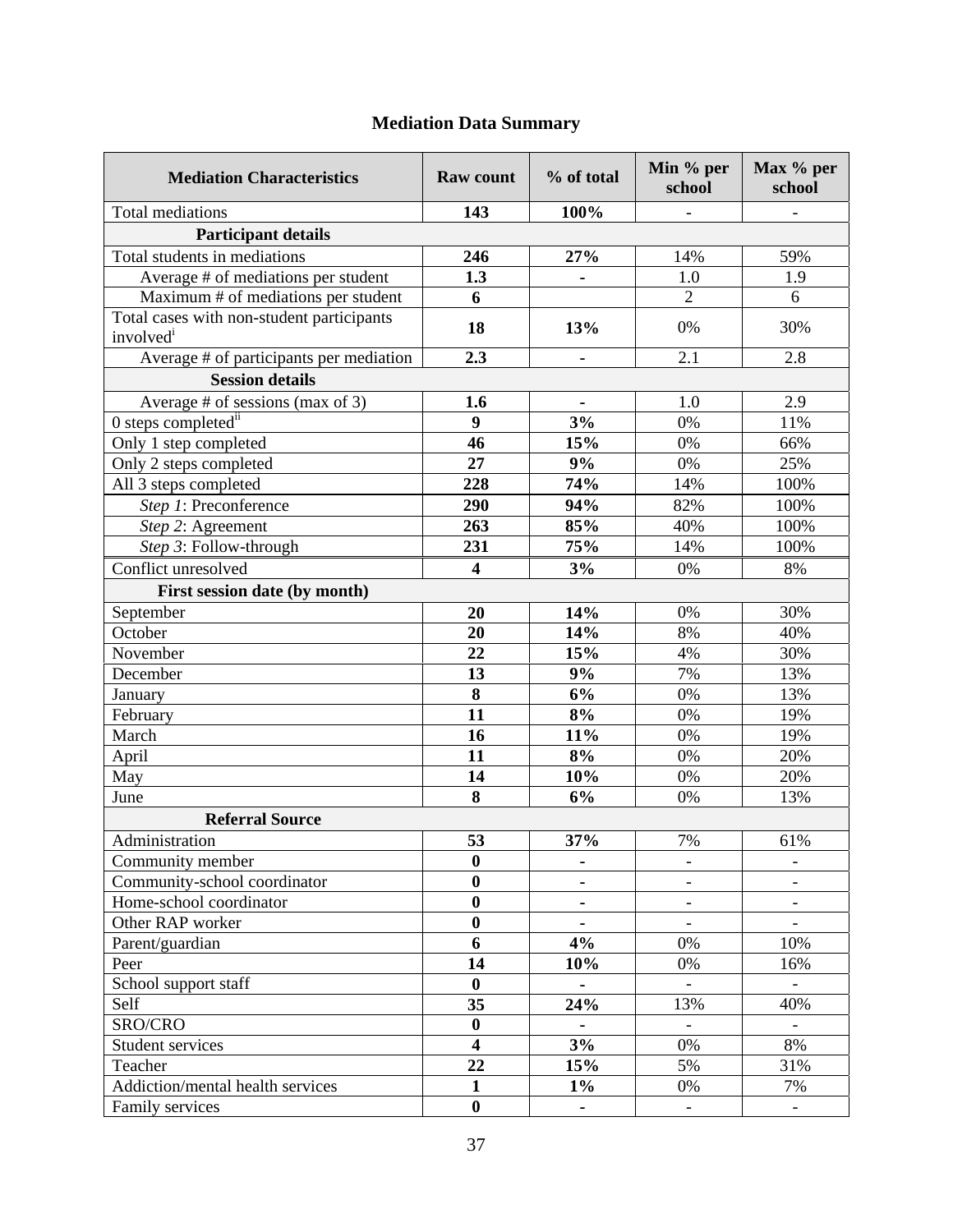## Mediation Data Summary

| Mediation Characteristics | Raw count | % of total | Min % per school | Max % per school |
|---|---|---|---|---|
| Total mediations | **143** | **100%** | - | - |
| **Participant details** | | | | |
| Total students in mediations | **246** | **27%** | 14% | 59% |
| Average # of mediations per student | **1.3** | **-** | 1.0 | 1.9 |
| Maximum # of mediations per student | **6** | | 2 | 6 |
| Total cases with non-student participants involved[i] | **18** | **13%** | 0% | 30% |
| Average # of participants per mediation | **2.3** | **-** | 2.1 | 2.8 |
| **Session details** | | | | |
| Average # of sessions (max of 3) | **1.6** | **-** | 1.0 | 2.9 |
| 0 steps completed[ii] | **9** | **3%** | 0% | 11% |
| Only 1 step completed | **46** | **15%** | 0% | 66% |
| Only 2 steps completed | **27** | **9%** | 0% | 25% |
| All 3 steps completed | **228** | **74%** | 14% | 100% |
| *Step 1*: Preconference | **290** | **94%** | 82% | 100% |
| *Step 2*: Agreement | **263** | **85%** | 40% | 100% |
| *Step 3*: Follow-through | **231** | **75%** | 14% | 100% |
| Conflict unresolved | **4** | **3%** | 0% | 8% |
| **First session date (by month)** | | | | |
| September | **20** | **14%** | 0% | 30% |
| October | **20** | **14%** | 8% | 40% |
| November | **22** | **15%** | 4% | 30% |
| December | **13** | **9%** | 7% | 13% |
| January | **8** | **6%** | 0% | 13% |
| February | **11** | **8%** | 0% | 19% |
| March | **16** | **11%** | 0% | 19% |
| April | **11** | **8%** | 0% | 20% |
| May | **14** | **10%** | 0% | 20% |
| June | **8** | **6%** | 0% | 13% |
| **Referral Source** | | | | |
| Administration | **53** | **37%** | 7% | 61% |
| Community member | **0** | **-** | - | - |
| Community-school coordinator | **0** | **-** | - | - |
| Home-school coordinator | **0** | **-** | - | - |
| Other RAP worker | **0** | **-** | - | - |
| Parent/guardian | **6** | **4%** | 0% | 10% |
| Peer | **14** | **10%** | 0% | 16% |
| School support staff | **0** | **-** | - | - |
| Self | **35** | **24%** | 13% | 40% |
| SRO/CRO | **0** | **-** | - | - |
| Student services | **4** | **3%** | 0% | 8% |
| Teacher | **22** | **15%** | 5% | 31% |
| Addiction/mental health services | **1** | **1%** | 0% | 7% |
| Family services | **0** | **-** | - | - |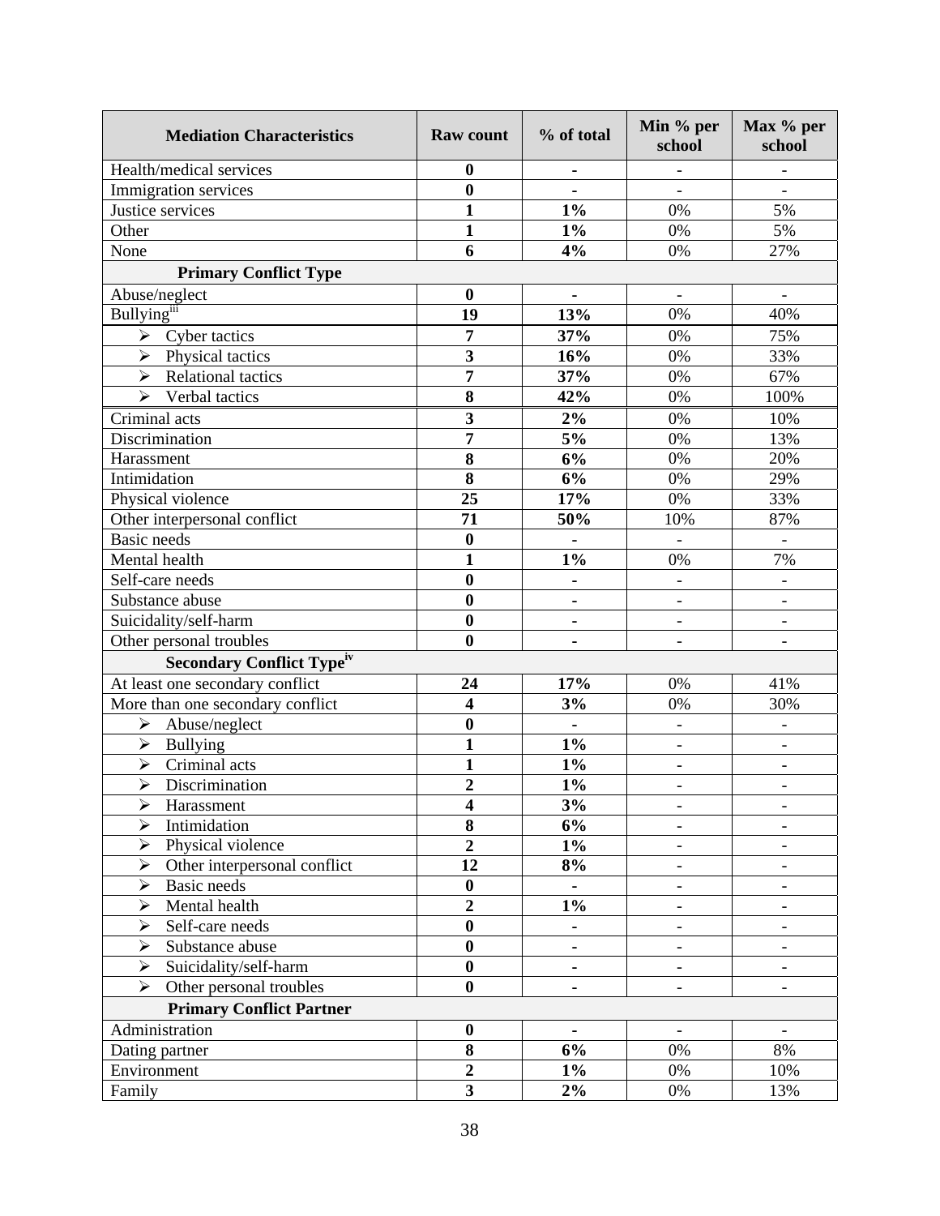| Mediation Characteristics | Raw count | % of total | Min % per school | Max % per school |
|---|---|---|---|---|
| Health/medical services | **0** | **-** | - | - |
| Immigration services | **0** | **-** | - | - |
| Justice services | **1** | **1%** | 0% | 5% |
| Other | **1** | **1%** | 0% | 5% |
| None | **6** | **4%** | 0% | 27% |
| **Primary Conflict Type** | | | | |
| Abuse/neglect | **0** | **-** | - | - |
| Bullying[iii] | **19** | **13%** | 0% | 40% |
| ➢ Cyber tactics | **7** | **37%** | 0% | 75% |
| ➢ Physical tactics | **3** | **16%** | 0% | 33% |
| ➢ Relational tactics | **7** | **37%** | 0% | 67% |
| ➢ Verbal tactics | **8** | **42%** | 0% | 100% |
| Criminal acts | **3** | **2%** | 0% | 10% |
| Discrimination | **7** | **5%** | 0% | 13% |
| Harassment | **8** | **6%** | 0% | 20% |
| Intimidation | **8** | **6%** | 0% | 29% |
| Physical violence | **25** | **17%** | 0% | 33% |
| Other interpersonal conflict | **71** | **50%** | 10% | 87% |
| Basic needs | **0** | **-** | - | - |
| Mental health | **1** | **1%** | 0% | 7% |
| Self-care needs | **0** | **-** | - | - |
| Substance abuse | **0** | **-** | - | - |
| Suicidality/self-harm | **0** | **-** | - | - |
| Other personal troubles | **0** | **-** | - | - |
| **Secondary Conflict Type[iv]** | | | | |
| At least one secondary conflict | **24** | **17%** | 0% | 41% |
| More than one secondary conflict | **4** | **3%** | 0% | 30% |
| ➢ Abuse/neglect | **0** | **-** | - | - |
| ➢ Bullying | **1** | **1%** | - | - |
| ➢ Criminal acts | **1** | **1%** | - | - |
| ➢ Discrimination | **2** | **1%** | - | - |
| ➢ Harassment | **4** | **3%** | - | - |
| ➢ Intimidation | **8** | **6%** | - | - |
| ➢ Physical violence | **2** | **1%** | - | - |
| ➢ Other interpersonal conflict | **12** | **8%** | - | - |
| ➢ Basic needs | **0** | **-** | - | - |
| ➢ Mental health | **2** | **1%** | - | - |
| ➢ Self-care needs | **0** | **-** | - | - |
| ➢ Substance abuse | **0** | **-** | - | - |
| ➢ Suicidality/self-harm | **0** | **-** | - | - |
| ➢ Other personal troubles | **0** | **-** | - | - |
| **Primary Conflict Partner** | | | | |
| Administration | **0** | **-** | - | - |
| Dating partner | **8** | **6%** | 0% | 8% |
| Environment | **2** | **1%** | 0% | 10% |
| Family | **3** | **2%** | 0% | 13% |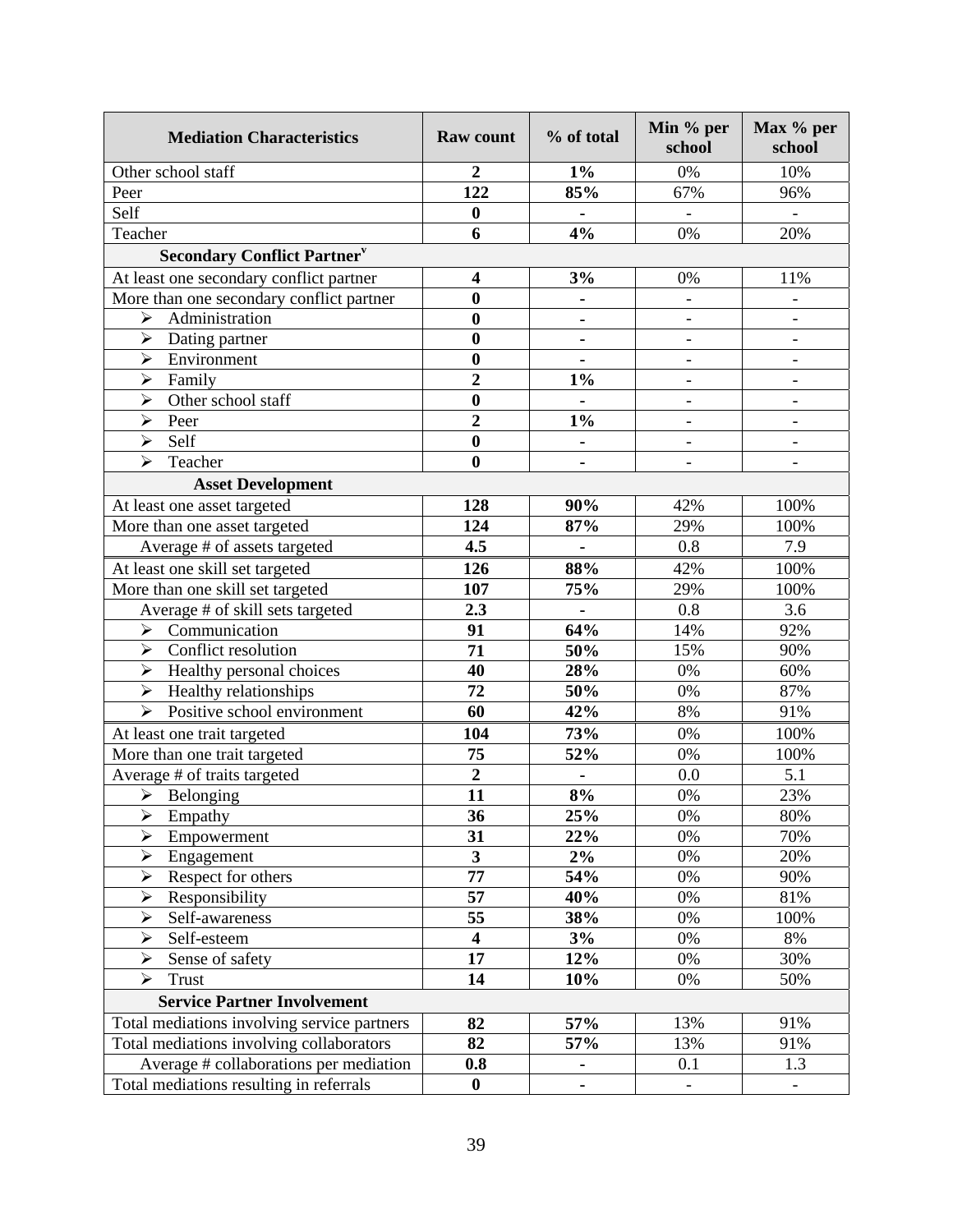| Mediation Characteristics | Raw count | % of total | Min % per school | Max % per school |
|---|---|---|---|---|
| Other school staff | **2** | **1%** | 0% | 10% |
| Peer | **122** | **85%** | 67% | 96% |
| Self | **0** | **-** | - | - |
| Teacher | **6** | **4%** | 0% | 20% |
| **Secondary Conflict Partner**[v] | | | | |
| At least one secondary conflict partner | **4** | **3%** | 0% | 11% |
| More than one secondary conflict partner | **0** | **-** | - | - |
| ➢ Administration | **0** | **-** | - | - |
| ➢ Dating partner | **0** | **-** | - | - |
| ➢ Environment | **0** | **-** | - | - |
| ➢ Family | **2** | **1%** | - | - |
| ➢ Other school staff | **0** | **-** | - | - |
| ➢ Peer | **2** | **1%** | - | - |
| ➢ Self | **0** | **-** | - | - |
| ➢ Teacher | **0** | **-** | - | - |
| **Asset Development** | | | | |
| At least one asset targeted | **128** | **90%** | 42% | 100% |
| More than one asset targeted | **124** | **87%** | 29% | 100% |
| Average # of assets targeted | **4.5** | **-** | 0.8 | 7.9 |
| At least one skill set targeted | **126** | **88%** | 42% | 100% |
| More than one skill set targeted | **107** | **75%** | 29% | 100% |
| Average # of skill sets targeted | **2.3** | **-** | 0.8 | 3.6 |
| ➢ Communication | **91** | **64%** | 14% | 92% |
| ➢ Conflict resolution | **71** | **50%** | 15% | 90% |
| ➢ Healthy personal choices | **40** | **28%** | 0% | 60% |
| ➢ Healthy relationships | **72** | **50%** | 0% | 87% |
| ➢ Positive school environment | **60** | **42%** | 8% | 91% |
| At least one trait targeted | **104** | **73%** | 0% | 100% |
| More than one trait targeted | **75** | **52%** | 0% | 100% |
| Average # of traits targeted | **2** | **-** | 0.0 | 5.1 |
| ➢ Belonging | **11** | **8%** | 0% | 23% |
| ➢ Empathy | **36** | **25%** | 0% | 80% |
| ➢ Empowerment | **31** | **22%** | 0% | 70% |
| ➢ Engagement | **3** | **2%** | 0% | 20% |
| ➢ Respect for others | **77** | **54%** | 0% | 90% |
| ➢ Responsibility | **57** | **40%** | 0% | 81% |
| ➢ Self-awareness | **55** | **38%** | 0% | 100% |
| ➢ Self-esteem | **4** | **3%** | 0% | 8% |
| ➢ Sense of safety | **17** | **12%** | 0% | 30% |
| ➢ Trust | **14** | **10%** | 0% | 50% |
| **Service Partner Involvement** | | | | |
| Total mediations involving service partners | **82** | **57%** | 13% | 91% |
| Total mediations involving collaborators | **82** | **57%** | 13% | 91% |
| Average # collaborations per mediation | **0.8** | **-** | 0.1 | 1.3 |
| Total mediations resulting in referrals | **0** | **-** | - | - |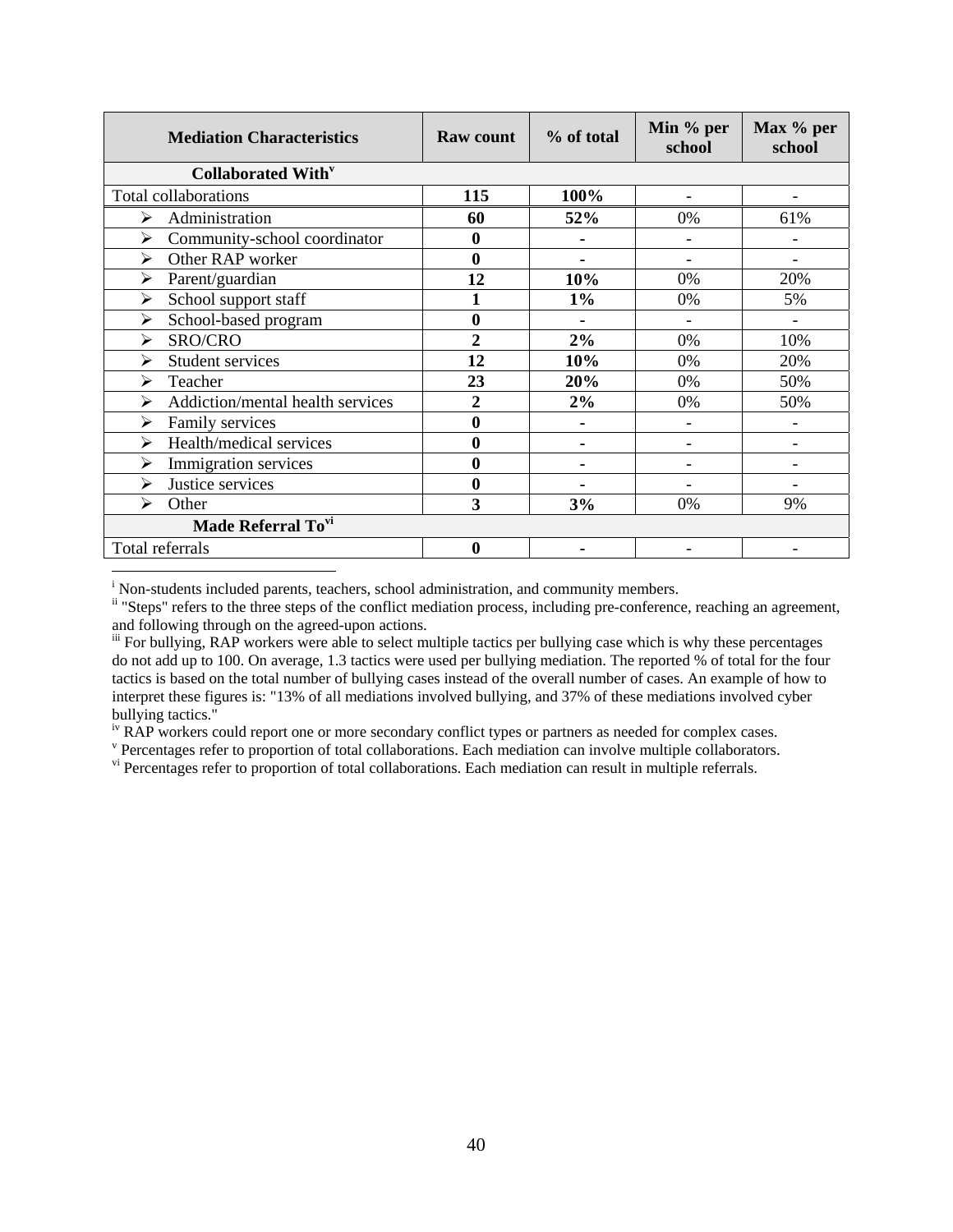| Mediation Characteristics | Raw count | % of total | Min % per school | Max % per school |
| --- | --- | --- | --- | --- |
| **Collaborated With**[v] | | | | |
| Total collaborations | **115** | **100%** | - | - |
| ➢ Administration | **60** | **52%** | 0% | 61% |
| ➢ Community-school coordinator | **0** | **-** | - | - |
| ➢ Other RAP worker | **0** | **-** | - | - |
| ➢ Parent/guardian | **12** | **10%** | 0% | 20% |
| ➢ School support staff | **1** | **1%** | 0% | 5% |
| ➢ School-based program | **0** | **-** | - | - |
| ➢ SRO/CRO | **2** | **2%** | 0% | 10% |
| ➢ Student services | **12** | **10%** | 0% | 20% |
| ➢ Teacher | **23** | **20%** | 0% | 50% |
| ➢ Addiction/mental health services | **2** | **2%** | 0% | 50% |
| ➢ Family services | **0** | **-** | - | - |
| ➢ Health/medical services | **0** | **-** | - | - |
| ➢ Immigration services | **0** | **-** | - | - |
| ➢ Justice services | **0** | **-** | - | - |
| ➢ Other | **3** | **3%** | 0% | 9% |
| **Made Referral To**[vi] | | | | |
| Total referrals | **0** | **-** | - | - |

[i] Non-students included parents, teachers, school administration, and community members.

[ii] "Steps" refers to the three steps of the conflict mediation process, including pre-conference, reaching an agreement, and following through on the agreed-upon actions.

[iii] For bullying, RAP workers were able to select multiple tactics per bullying case which is why these percentages do not add up to 100. On average, 1.3 tactics were used per bullying mediation. The reported % of total for the four tactics is based on the total number of bullying cases instead of the overall number of cases. An example of how to interpret these figures is: "13% of all mediations involved bullying, and 37% of these mediations involved cyber bullying tactics."

[iv] RAP workers could report one or more secondary conflict types or partners as needed for complex cases.

[v] Percentages refer to proportion of total collaborations. Each mediation can involve multiple collaborators.

[vi] Percentages refer to proportion of total collaborations. Each mediation can result in multiple referrals.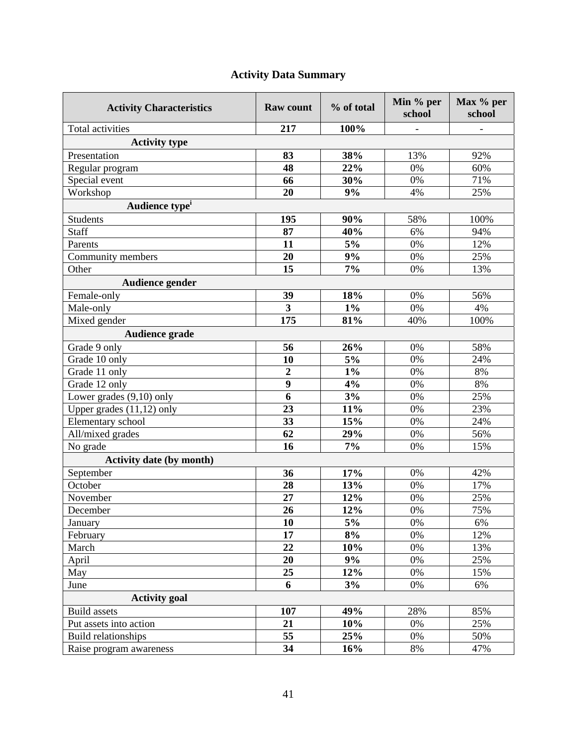## Activity Data Summary

| Activity Characteristics | Raw count | % of total | Min % per school | Max % per school |
|---|---|---|---|---|
| Total activities | **217** | **100%** | - | - |
| **Activity type** | | | | |
| Presentation | **83** | **38%** | 13% | 92% |
| Regular program | **48** | **22%** | 0% | 60% |
| Special event | **66** | **30%** | 0% | 71% |
| Workshop | **20** | **9%** | 4% | 25% |
| **Audience type**[i] | | | | |
| Students | **195** | **90%** | 58% | 100% |
| Staff | **87** | **40%** | 6% | 94% |
| Parents | **11** | **5%** | 0% | 12% |
| Community members | **20** | **9%** | 0% | 25% |
| Other | **15** | **7%** | 0% | 13% |
| **Audience gender** | | | | |
| Female-only | **39** | **18%** | 0% | 56% |
| Male-only | **3** | **1%** | 0% | 4% |
| Mixed gender | **175** | **81%** | 40% | 100% |
| **Audience grade** | | | | |
| Grade 9 only | **56** | **26%** | 0% | 58% |
| Grade 10 only | **10** | **5%** | 0% | 24% |
| Grade 11 only | **2** | **1%** | 0% | 8% |
| Grade 12 only | **9** | **4%** | 0% | 8% |
| Lower grades (9,10) only | **6** | **3%** | 0% | 25% |
| Upper grades (11,12) only | **23** | **11%** | 0% | 23% |
| Elementary school | **33** | **15%** | 0% | 24% |
| All/mixed grades | **62** | **29%** | 0% | 56% |
| No grade | **16** | **7%** | 0% | 15% |
| **Activity date (by month)** | | | | |
| September | **36** | **17%** | 0% | 42% |
| October | **28** | **13%** | 0% | 17% |
| November | **27** | **12%** | 0% | 25% |
| December | **26** | **12%** | 0% | 75% |
| January | **10** | **5%** | 0% | 6% |
| February | **17** | **8%** | 0% | 12% |
| March | **22** | **10%** | 0% | 13% |
| April | **20** | **9%** | 0% | 25% |
| May | **25** | **12%** | 0% | 15% |
| June | **6** | **3%** | 0% | 6% |
| **Activity goal** | | | | |
| Build assets | **107** | **49%** | 28% | 85% |
| Put assets into action | **21** | **10%** | 0% | 25% |
| Build relationships | **55** | **25%** | 0% | 50% |
| Raise program awareness | **34** | **16%** | 8% | 47% |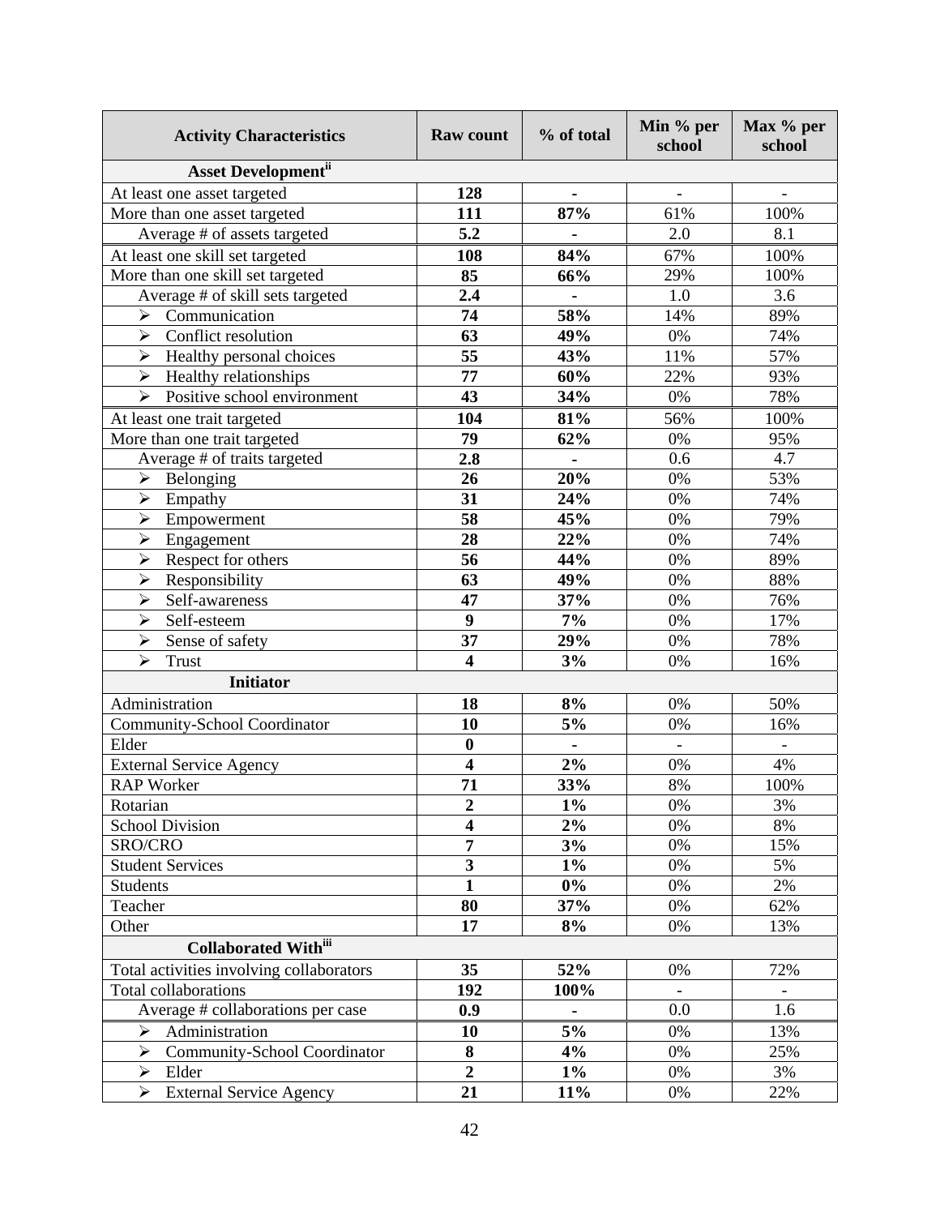| Activity Characteristics | Raw count | % of total | Min % per school | Max % per school |
|---|---|---|---|---|
| **Asset Development**[ii] | | | | |
| At least one asset targeted | **128** | **-** | - | - |
| More than one asset targeted | **111** | **87%** | 61% | 100% |
| Average # of assets targeted | **5.2** | **-** | 2.0 | 8.1 |
| At least one skill set targeted | **108** | **84%** | 67% | 100% |
| More than one skill set targeted | **85** | **66%** | 29% | 100% |
| Average # of skill sets targeted | **2.4** | **-** | 1.0 | 3.6 |
| ➢ Communication | **74** | **58%** | 14% | 89% |
| ➢ Conflict resolution | **63** | **49%** | 0% | 74% |
| ➢ Healthy personal choices | **55** | **43%** | 11% | 57% |
| ➢ Healthy relationships | **77** | **60%** | 22% | 93% |
| ➢ Positive school environment | **43** | **34%** | 0% | 78% |
| At least one trait targeted | **104** | **81%** | 56% | 100% |
| More than one trait targeted | **79** | **62%** | 0% | 95% |
| Average # of traits targeted | **2.8** | **-** | 0.6 | 4.7 |
| ➢ Belonging | **26** | **20%** | 0% | 53% |
| ➢ Empathy | **31** | **24%** | 0% | 74% |
| ➢ Empowerment | **58** | **45%** | 0% | 79% |
| ➢ Engagement | **28** | **22%** | 0% | 74% |
| ➢ Respect for others | **56** | **44%** | 0% | 89% |
| ➢ Responsibility | **63** | **49%** | 0% | 88% |
| ➢ Self-awareness | **47** | **37%** | 0% | 76% |
| ➢ Self-esteem | **9** | **7%** | 0% | 17% |
| ➢ Sense of safety | **37** | **29%** | 0% | 78% |
| ➢ Trust | **4** | **3%** | 0% | 16% |
| **Initiator** | | | | |
| Administration | **18** | **8%** | 0% | 50% |
| Community-School Coordinator | **10** | **5%** | 0% | 16% |
| Elder | **0** | **-** | - | - |
| External Service Agency | **4** | **2%** | 0% | 4% |
| RAP Worker | **71** | **33%** | 8% | 100% |
| Rotarian | **2** | **1%** | 0% | 3% |
| School Division | **4** | **2%** | 0% | 8% |
| SRO/CRO | **7** | **3%** | 0% | 15% |
| Student Services | **3** | **1%** | 0% | 5% |
| Students | **1** | **0%** | 0% | 2% |
| Teacher | **80** | **37%** | 0% | 62% |
| Other | **17** | **8%** | 0% | 13% |
| **Collaborated With**[iii] | | | | |
| Total activities involving collaborators | **35** | **52%** | 0% | 72% |
| Total collaborations | **192** | **100%** | - | - |
| Average # collaborations per case | **0.9** | **-** | 0.0 | 1.6 |
| ➢ Administration | **10** | **5%** | 0% | 13% |
| ➢ Community-School Coordinator | **8** | **4%** | 0% | 25% |
| ➢ Elder | **2** | **1%** | 0% | 3% |
| ➢ External Service Agency | **21** | **11%** | 0% | 22% |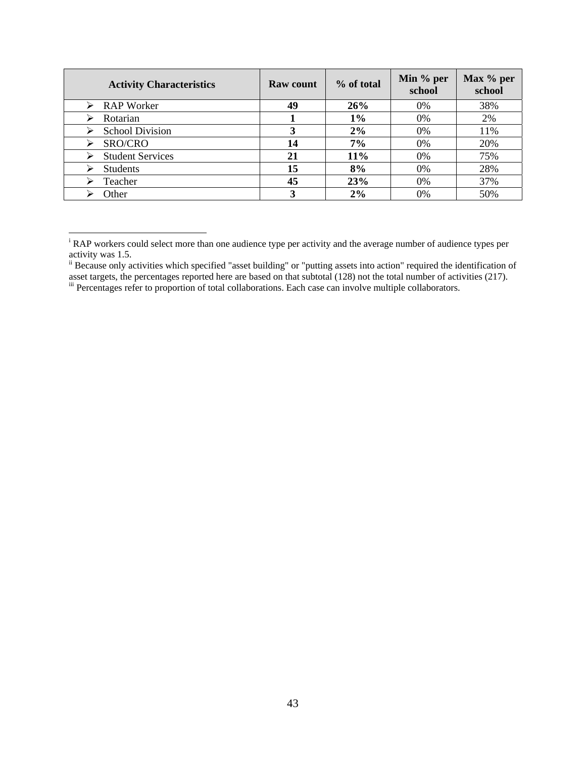| Activity Characteristics | Raw count | % of total | Min % per school | Max % per school |
|---|---|---|---|---|
| ➢ RAP Worker | **49** | **26%** | 0% | 38% |
| ➢ Rotarian | **1** | **1%** | 0% | 2% |
| ➢ School Division | **3** | **2%** | 0% | 11% |
| ➢ SRO/CRO | **14** | **7%** | 0% | 20% |
| ➢ Student Services | **21** | **11%** | 0% | 75% |
| ➢ Students | **15** | **8%** | 0% | 28% |
| ➢ Teacher | **45** | **23%** | 0% | 37% |
| ➢ Other | **3** | **2%** | 0% | 50% |

---

[i] RAP workers could select more than one audience type per activity and the average number of audience types per activity was 1.5.

[ii] Because only activities which specified "asset building" or "putting assets into action" required the identification of asset targets, the percentages reported here are based on that subtotal (128) not the total number of activities (217).

[iii] Percentages refer to proportion of total collaborations. Each case can involve multiple collaborators.